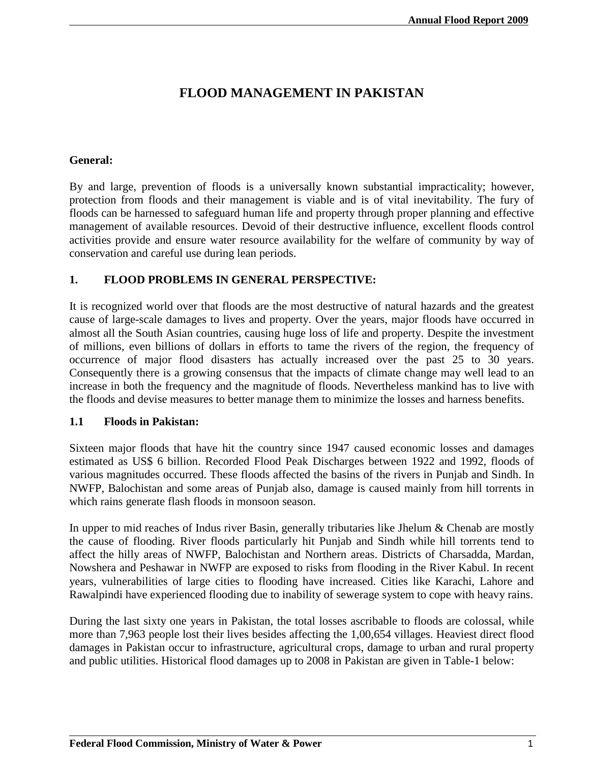# FLOOD MANAGEMENT IN PAKISTAN

**General:**

By and large, prevention of floods is a universally known substantial impracticality; however, protection from floods and their management is viable and is of vital inevitability. The fury of floods can be harnessed to safeguard human life and property through proper planning and effective management of available resources. Devoid of their destructive influence, excellent floods control activities provide and ensure water resource availability for the welfare of community by way of conservation and careful use during lean periods.

## 1. FLOOD PROBLEMS IN GENERAL PERSPECTIVE:

It is recognized world over that floods are the most destructive of natural hazards and the greatest cause of large-scale damages to lives and property. Over the years, major floods have occurred in almost all the South Asian countries, causing huge loss of life and property. Despite the investment of millions, even billions of dollars in efforts to tame the rivers of the region, the frequency of occurrence of major flood disasters has actually increased over the past 25 to 30 years. Consequently there is a growing consensus that the impacts of climate change may well lead to an increase in both the frequency and the magnitude of floods. Nevertheless mankind has to live with the floods and devise measures to better manage them to minimize the losses and harness benefits.

### 1.1 Floods in Pakistan:

Sixteen major floods that have hit the country since 1947 caused economic losses and damages estimated as US$ 6 billion. Recorded Flood Peak Discharges between 1922 and 1992, floods of various magnitudes occurred. These floods affected the basins of the rivers in Punjab and Sindh. In NWFP, Balochistan and some areas of Punjab also, damage is caused mainly from hill torrents in which rains generate flash floods in monsoon season.

In upper to mid reaches of Indus river Basin, generally tributaries like Jhelum & Chenab are mostly the cause of flooding. River floods particularly hit Punjab and Sindh while hill torrents tend to affect the hilly areas of NWFP, Balochistan and Northern areas. Districts of Charsadda, Mardan, Nowshera and Peshawar in NWFP are exposed to risks from flooding in the River Kabul. In recent years, vulnerabilities of large cities to flooding have increased. Cities like Karachi, Lahore and Rawalpindi have experienced flooding due to inability of sewerage system to cope with heavy rains.

During the last sixty one years in Pakistan, the total losses ascribable to floods are colossal, while more than 7,963 people lost their lives besides affecting the 1,00,654 villages. Heaviest direct flood damages in Pakistan occur to infrastructure, agricultural crops, damage to urban and rural property and public utilities. Historical flood damages up to 2008 in Pakistan are given in Table-1 below: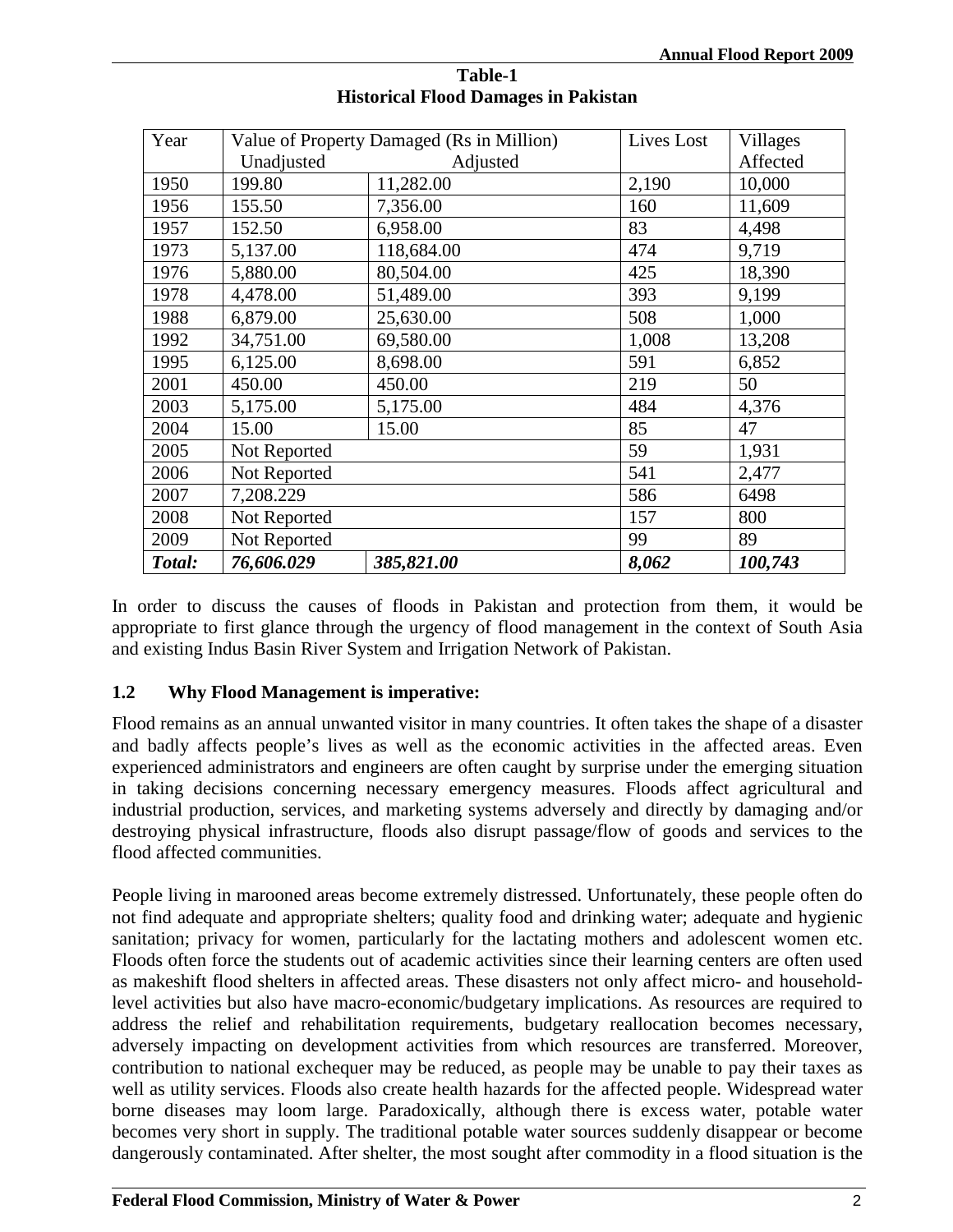**Table-1**
**Historical Flood Damages in Pakistan**

| Year | Value of Property Damaged (Rs in Million) | | Lives Lost | Villages Affected |
|---|---|---|---|---|
| | Unadjusted | Adjusted | | |
| 1950 | 199.80 | 11,282.00 | 2,190 | 10,000 |
| 1956 | 155.50 | 7,356.00 | 160 | 11,609 |
| 1957 | 152.50 | 6,958.00 | 83 | 4,498 |
| 1973 | 5,137.00 | 118,684.00 | 474 | 9,719 |
| 1976 | 5,880.00 | 80,504.00 | 425 | 18,390 |
| 1978 | 4,478.00 | 51,489.00 | 393 | 9,199 |
| 1988 | 6,879.00 | 25,630.00 | 508 | 1,000 |
| 1992 | 34,751.00 | 69,580.00 | 1,008 | 13,208 |
| 1995 | 6,125.00 | 8,698.00 | 591 | 6,852 |
| 2001 | 450.00 | 450.00 | 219 | 50 |
| 2003 | 5,175.00 | 5,175.00 | 484 | 4,376 |
| 2004 | 15.00 | 15.00 | 85 | 47 |
| 2005 | Not Reported | | 59 | 1,931 |
| 2006 | Not Reported | | 541 | 2,477 |
| 2007 | 7,208.229 | | 586 | 6498 |
| 2008 | Not Reported | | 157 | 800 |
| 2009 | Not Reported | | 99 | 89 |
| ***Total:*** | ***76,606.029*** | ***385,821.00*** | ***8,062*** | ***100,743*** |

In order to discuss the causes of floods in Pakistan and protection from them, it would be appropriate to first glance through the urgency of flood management in the context of South Asia and existing Indus Basin River System and Irrigation Network of Pakistan.

### 1.2 Why Flood Management is imperative:

Flood remains as an annual unwanted visitor in many countries. It often takes the shape of a disaster and badly affects people's lives as well as the economic activities in the affected areas. Even experienced administrators and engineers are often caught by surprise under the emerging situation in taking decisions concerning necessary emergency measures. Floods affect agricultural and industrial production, services, and marketing systems adversely and directly by damaging and/or destroying physical infrastructure, floods also disrupt passage/flow of goods and services to the flood affected communities.

People living in marooned areas become extremely distressed. Unfortunately, these people often do not find adequate and appropriate shelters; quality food and drinking water; adequate and hygienic sanitation; privacy for women, particularly for the lactating mothers and adolescent women etc. Floods often force the students out of academic activities since their learning centers are often used as makeshift flood shelters in affected areas. These disasters not only affect micro- and household-level activities but also have macro-economic/budgetary implications. As resources are required to address the relief and rehabilitation requirements, budgetary reallocation becomes necessary, adversely impacting on development activities from which resources are transferred. Moreover, contribution to national exchequer may be reduced, as people may be unable to pay their taxes as well as utility services. Floods also create health hazards for the affected people. Widespread water borne diseases may loom large. Paradoxically, although there is excess water, potable water becomes very short in supply. The traditional potable water sources suddenly disappear or become dangerously contaminated. After shelter, the most sought after commodity in a flood situation is the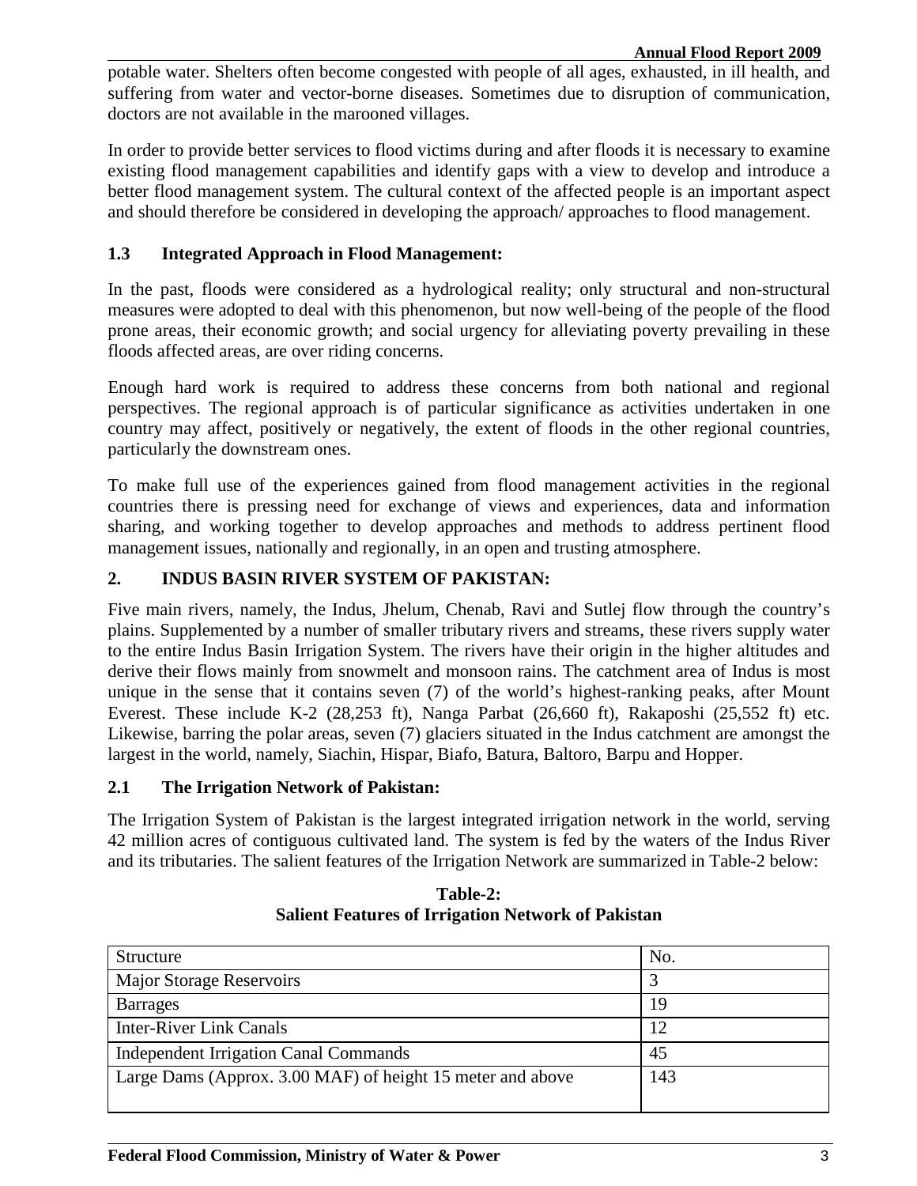potable water. Shelters often become congested with people of all ages, exhausted, in ill health, and suffering from water and vector-borne diseases. Sometimes due to disruption of communication, doctors are not available in the marooned villages.

In order to provide better services to flood victims during and after floods it is necessary to examine existing flood management capabilities and identify gaps with a view to develop and introduce a better flood management system. The cultural context of the affected people is an important aspect and should therefore be considered in developing the approach/ approaches to flood management.

### 1.3 Integrated Approach in Flood Management:

In the past, floods were considered as a hydrological reality; only structural and non-structural measures were adopted to deal with this phenomenon, but now well-being of the people of the flood prone areas, their economic growth; and social urgency for alleviating poverty prevailing in these floods affected areas, are over riding concerns.

Enough hard work is required to address these concerns from both national and regional perspectives. The regional approach is of particular significance as activities undertaken in one country may affect, positively or negatively, the extent of floods in the other regional countries, particularly the downstream ones.

To make full use of the experiences gained from flood management activities in the regional countries there is pressing need for exchange of views and experiences, data and information sharing, and working together to develop approaches and methods to address pertinent flood management issues, nationally and regionally, in an open and trusting atmosphere.

## 2. INDUS BASIN RIVER SYSTEM OF PAKISTAN:

Five main rivers, namely, the Indus, Jhelum, Chenab, Ravi and Sutlej flow through the country's plains. Supplemented by a number of smaller tributary rivers and streams, these rivers supply water to the entire Indus Basin Irrigation System. The rivers have their origin in the higher altitudes and derive their flows mainly from snowmelt and monsoon rains. The catchment area of Indus is most unique in the sense that it contains seven (7) of the world's highest-ranking peaks, after Mount Everest. These include K-2 (28,253 ft), Nanga Parbat (26,660 ft), Rakaposhi (25,552 ft) etc. Likewise, barring the polar areas, seven (7) glaciers situated in the Indus catchment are amongst the largest in the world, namely, Siachin, Hispar, Biafo, Batura, Baltoro, Barpu and Hopper.

### 2.1 The Irrigation Network of Pakistan:

The Irrigation System of Pakistan is the largest integrated irrigation network in the world, serving 42 million acres of contiguous cultivated land. The system is fed by the waters of the Indus River and its tributaries. The salient features of the Irrigation Network are summarized in Table-2 below:

**Table-2:**
**Salient Features of Irrigation Network of Pakistan**

| Structure | No. |
|---|---|
| Major Storage Reservoirs | 3 |
| Barrages | 19 |
| Inter-River Link Canals | 12 |
| Independent Irrigation Canal Commands | 45 |
| Large Dams (Approx. 3.00 MAF) of height 15 meter and above | 143 |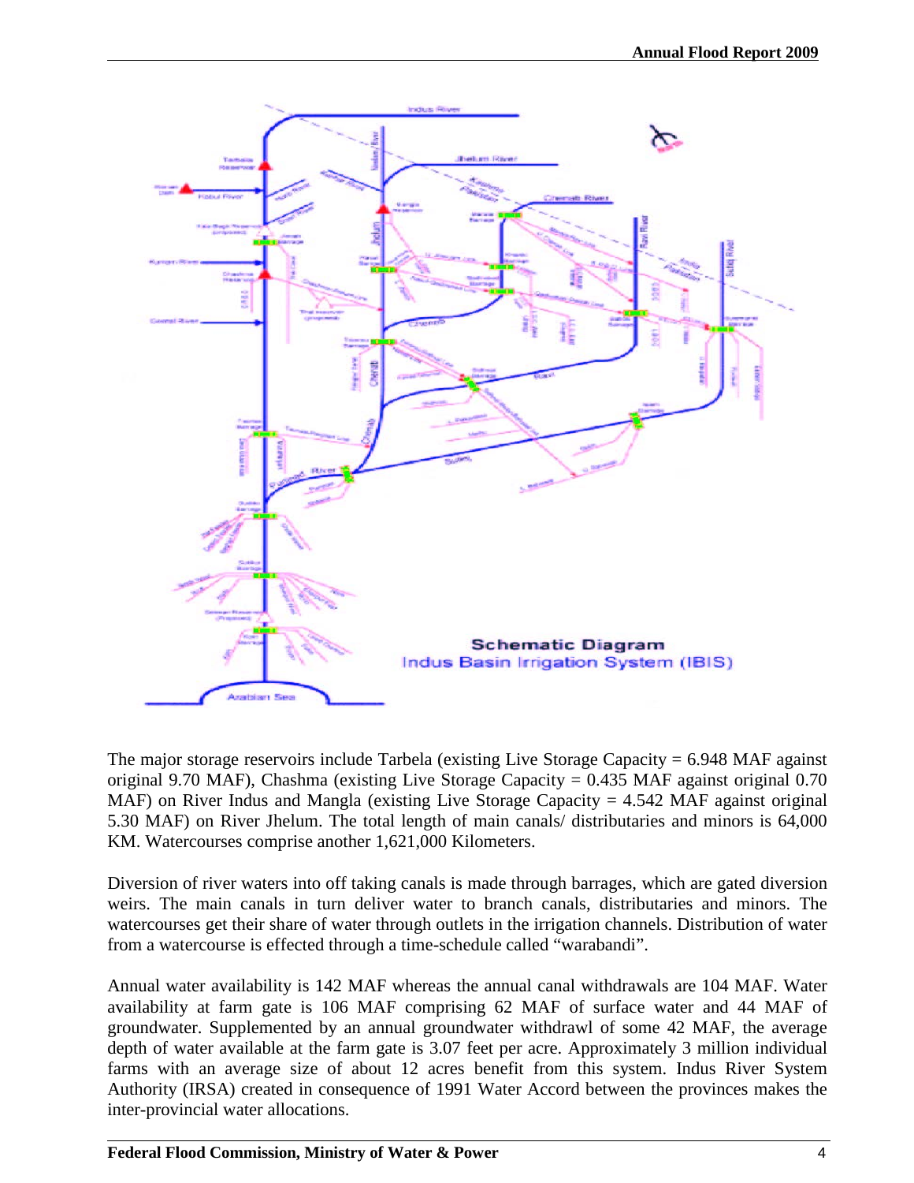The major storage reservoirs include Tarbela (existing Live Storage Capacity = 6.948 MAF against original 9.70 MAF), Chashma (existing Live Storage Capacity = 0.435 MAF against original 0.70 MAF) on River Indus and Mangla (existing Live Storage Capacity = 4.542 MAF against original 5.30 MAF) on River Jhelum. The total length of main canals/ distributaries and minors is 64,000 KM. Watercourses comprise another 1,621,000 Kilometers.

Diversion of river waters into off taking canals is made through barrages, which are gated diversion weirs. The main canals in turn deliver water to branch canals, distributaries and minors. The watercourses get their share of water through outlets in the irrigation channels. Distribution of water from a watercourse is effected through a time-schedule called "warabandi".

Annual water availability is 142 MAF whereas the annual canal withdrawals are 104 MAF. Water availability at farm gate is 106 MAF comprising 62 MAF of surface water and 44 MAF of groundwater. Supplemented by an annual groundwater withdrawl of some 42 MAF, the average depth of water available at the farm gate is 3.07 feet per acre. Approximately 3 million individual farms with an average size of about 12 acres benefit from this system. Indus River System Authority (IRSA) created in consequence of 1991 Water Accord between the provinces makes the inter-provincial water allocations.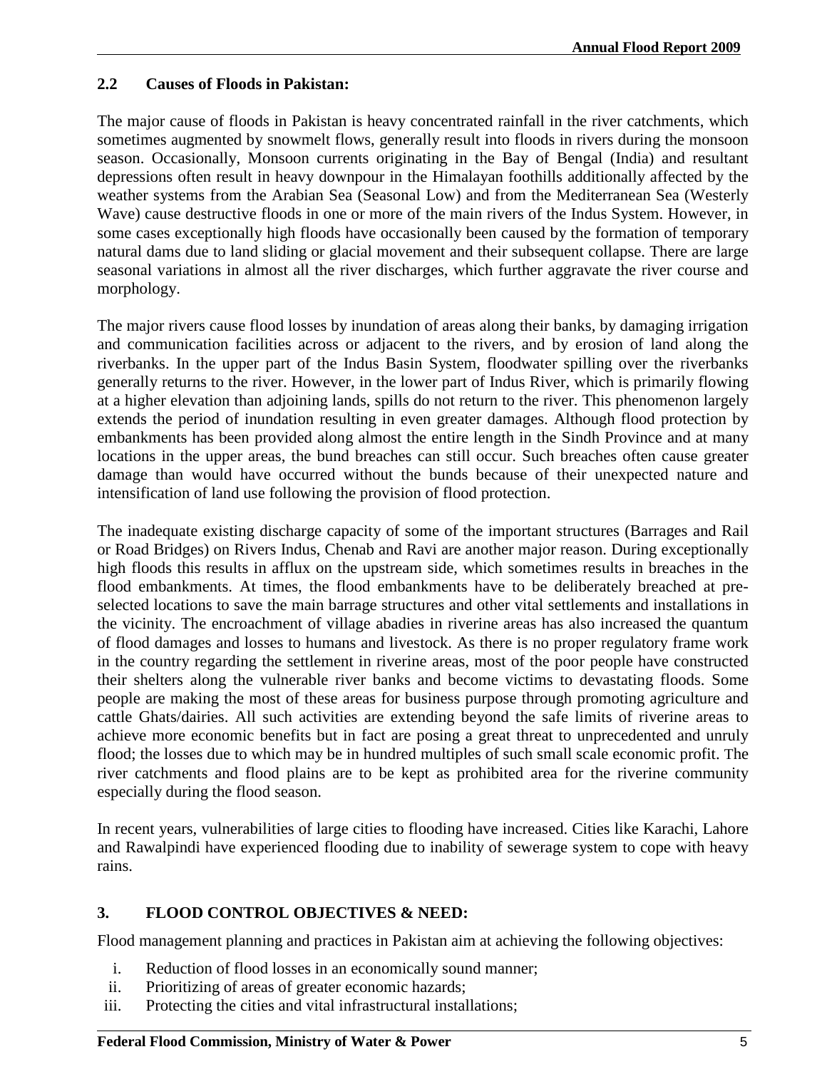## 2.2 Causes of Floods in Pakistan:

The major cause of floods in Pakistan is heavy concentrated rainfall in the river catchments, which sometimes augmented by snowmelt flows, generally result into floods in rivers during the monsoon season. Occasionally, Monsoon currents originating in the Bay of Bengal (India) and resultant depressions often result in heavy downpour in the Himalayan foothills additionally affected by the weather systems from the Arabian Sea (Seasonal Low) and from the Mediterranean Sea (Westerly Wave) cause destructive floods in one or more of the main rivers of the Indus System. However, in some cases exceptionally high floods have occasionally been caused by the formation of temporary natural dams due to land sliding or glacial movement and their subsequent collapse. There are large seasonal variations in almost all the river discharges, which further aggravate the river course and morphology.

The major rivers cause flood losses by inundation of areas along their banks, by damaging irrigation and communication facilities across or adjacent to the rivers, and by erosion of land along the riverbanks. In the upper part of the Indus Basin System, floodwater spilling over the riverbanks generally returns to the river. However, in the lower part of Indus River, which is primarily flowing at a higher elevation than adjoining lands, spills do not return to the river. This phenomenon largely extends the period of inundation resulting in even greater damages. Although flood protection by embankments has been provided along almost the entire length in the Sindh Province and at many locations in the upper areas, the bund breaches can still occur. Such breaches often cause greater damage than would have occurred without the bunds because of their unexpected nature and intensification of land use following the provision of flood protection.

The inadequate existing discharge capacity of some of the important structures (Barrages and Rail or Road Bridges) on Rivers Indus, Chenab and Ravi are another major reason. During exceptionally high floods this results in afflux on the upstream side, which sometimes results in breaches in the flood embankments. At times, the flood embankments have to be deliberately breached at pre-selected locations to save the main barrage structures and other vital settlements and installations in the vicinity. The encroachment of village abadies in riverine areas has also increased the quantum of flood damages and losses to humans and livestock. As there is no proper regulatory frame work in the country regarding the settlement in riverine areas, most of the poor people have constructed their shelters along the vulnerable river banks and become victims to devastating floods. Some people are making the most of these areas for business purpose through promoting agriculture and cattle Ghats/dairies. All such activities are extending beyond the safe limits of riverine areas to achieve more economic benefits but in fact are posing a great threat to unprecedented and unruly flood; the losses due to which may be in hundred multiples of such small scale economic profit. The river catchments and flood plains are to be kept as prohibited area for the riverine community especially during the flood season.

In recent years, vulnerabilities of large cities to flooding have increased. Cities like Karachi, Lahore and Rawalpindi have experienced flooding due to inability of sewerage system to cope with heavy rains.

# 3. FLOOD CONTROL OBJECTIVES & NEED:

Flood management planning and practices in Pakistan aim at achieving the following objectives:

i. Reduction of flood losses in an economically sound manner;
ii. Prioritizing of areas of greater economic hazards;
iii. Protecting the cities and vital infrastructural installations;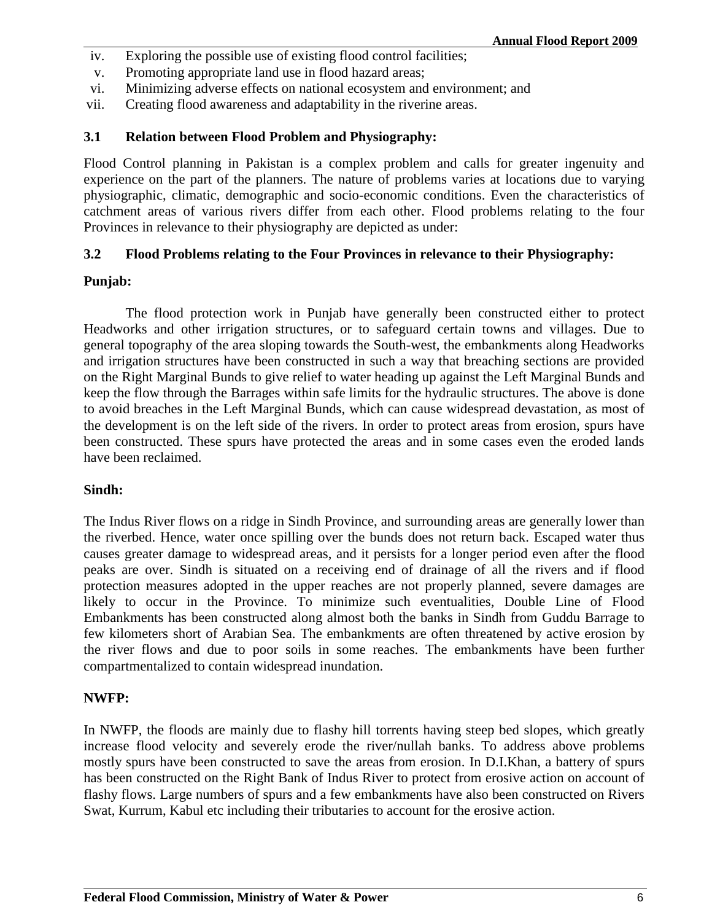iv. Exploring the possible use of existing flood control facilities;
v. Promoting appropriate land use in flood hazard areas;
vi. Minimizing adverse effects on national ecosystem and environment; and
vii. Creating flood awareness and adaptability in the riverine areas.

### 3.1 Relation between Flood Problem and Physiography:

Flood Control planning in Pakistan is a complex problem and calls for greater ingenuity and experience on the part of the planners. The nature of problems varies at locations due to varying physiographic, climatic, demographic and socio-economic conditions. Even the characteristics of catchment areas of various rivers differ from each other. Flood problems relating to the four Provinces in relevance to their physiography are depicted as under:

### 3.2 Flood Problems relating to the Four Provinces in relevance to their Physiography:

**Punjab:**

The flood protection work in Punjab have generally been constructed either to protect Headworks and other irrigation structures, or to safeguard certain towns and villages. Due to general topography of the area sloping towards the South-west, the embankments along Headworks and irrigation structures have been constructed in such a way that breaching sections are provided on the Right Marginal Bunds to give relief to water heading up against the Left Marginal Bunds and keep the flow through the Barrages within safe limits for the hydraulic structures. The above is done to avoid breaches in the Left Marginal Bunds, which can cause widespread devastation, as most of the development is on the left side of the rivers. In order to protect areas from erosion, spurs have been constructed. These spurs have protected the areas and in some cases even the eroded lands have been reclaimed.

**Sindh:**

The Indus River flows on a ridge in Sindh Province, and surrounding areas are generally lower than the riverbed. Hence, water once spilling over the bunds does not return back. Escaped water thus causes greater damage to widespread areas, and it persists for a longer period even after the flood peaks are over. Sindh is situated on a receiving end of drainage of all the rivers and if flood protection measures adopted in the upper reaches are not properly planned, severe damages are likely to occur in the Province. To minimize such eventualities, Double Line of Flood Embankments has been constructed along almost both the banks in Sindh from Guddu Barrage to few kilometers short of Arabian Sea. The embankments are often threatened by active erosion by the river flows and due to poor soils in some reaches. The embankments have been further compartmentalized to contain widespread inundation.

**NWFP:**

In NWFP, the floods are mainly due to flashy hill torrents having steep bed slopes, which greatly increase flood velocity and severely erode the river/nullah banks. To address above problems mostly spurs have been constructed to save the areas from erosion. In D.I.Khan, a battery of spurs has been constructed on the Right Bank of Indus River to protect from erosive action on account of flashy flows. Large numbers of spurs and a few embankments have also been constructed on Rivers Swat, Kurrum, Kabul etc including their tributaries to account for the erosive action.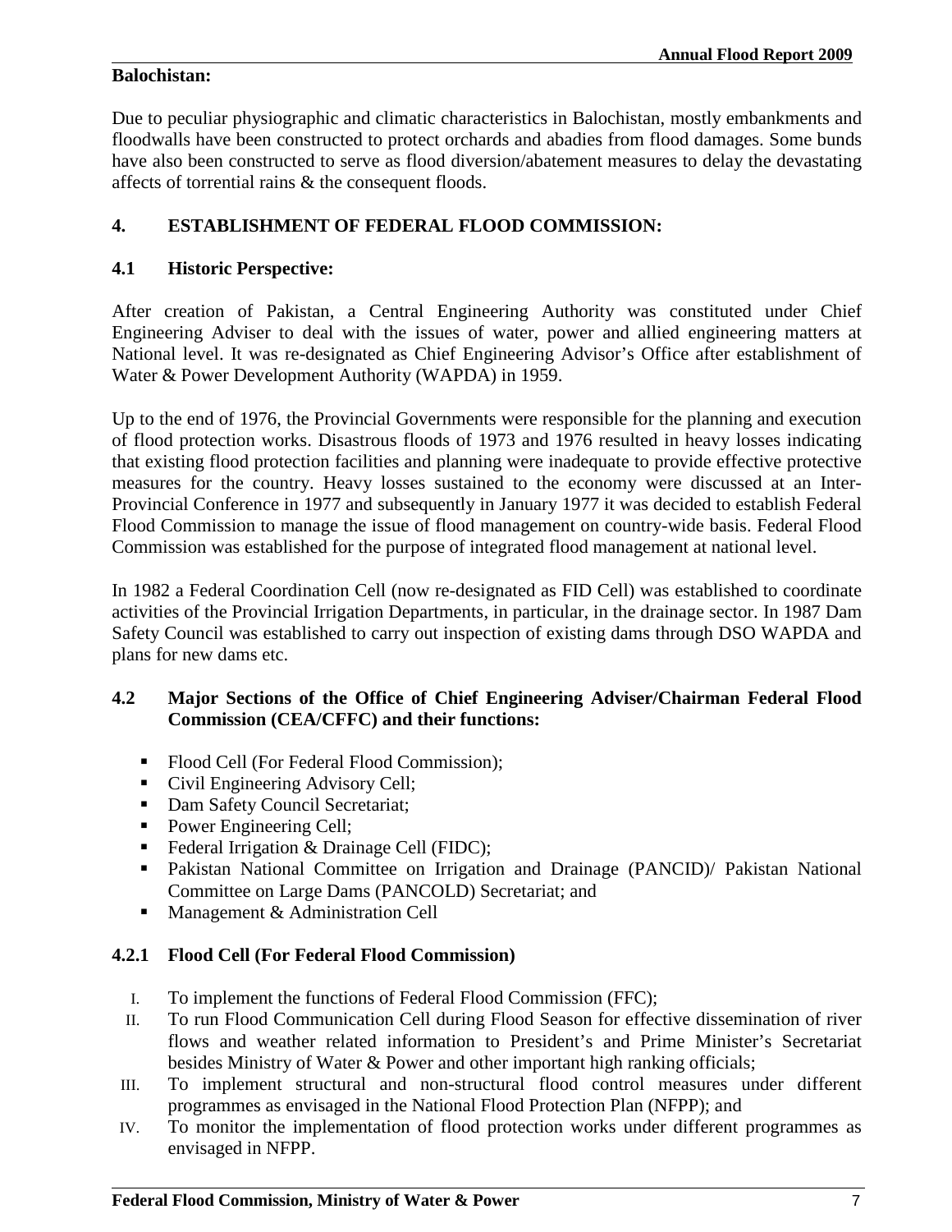**Balochistan:**

Due to peculiar physiographic and climatic characteristics in Balochistan, mostly embankments and floodwalls have been constructed to protect orchards and abadies from flood damages. Some bunds have also been constructed to serve as flood diversion/abatement measures to delay the devastating affects of torrential rains & the consequent floods.

## 4. ESTABLISHMENT OF FEDERAL FLOOD COMMISSION:

### 4.1 Historic Perspective:

After creation of Pakistan, a Central Engineering Authority was constituted under Chief Engineering Adviser to deal with the issues of water, power and allied engineering matters at National level. It was re-designated as Chief Engineering Advisor's Office after establishment of Water & Power Development Authority (WAPDA) in 1959.

Up to the end of 1976, the Provincial Governments were responsible for the planning and execution of flood protection works. Disastrous floods of 1973 and 1976 resulted in heavy losses indicating that existing flood protection facilities and planning were inadequate to provide effective protective measures for the country. Heavy losses sustained to the economy were discussed at an Inter-Provincial Conference in 1977 and subsequently in January 1977 it was decided to establish Federal Flood Commission to manage the issue of flood management on country-wide basis. Federal Flood Commission was established for the purpose of integrated flood management at national level.

In 1982 a Federal Coordination Cell (now re-designated as FID Cell) was established to coordinate activities of the Provincial Irrigation Departments, in particular, in the drainage sector. In 1987 Dam Safety Council was established to carry out inspection of existing dams through DSO WAPDA and plans for new dams etc.

### 4.2 Major Sections of the Office of Chief Engineering Adviser/Chairman Federal Flood Commission (CEA/CFFC) and their functions:

- Flood Cell (For Federal Flood Commission);
- Civil Engineering Advisory Cell;
- Dam Safety Council Secretariat;
- Power Engineering Cell;
- Federal Irrigation & Drainage Cell (FIDC);
- Pakistan National Committee on Irrigation and Drainage (PANCID)/ Pakistan National Committee on Large Dams (PANCOLD) Secretariat; and
- Management & Administration Cell

#### 4.2.1 Flood Cell (For Federal Flood Commission)

I. To implement the functions of Federal Flood Commission (FFC);

II. To run Flood Communication Cell during Flood Season for effective dissemination of river flows and weather related information to President's and Prime Minister's Secretariat besides Ministry of Water & Power and other important high ranking officials;

III. To implement structural and non-structural flood control measures under different programmes as envisaged in the National Flood Protection Plan (NFPP); and

IV. To monitor the implementation of flood protection works under different programmes as envisaged in NFPP.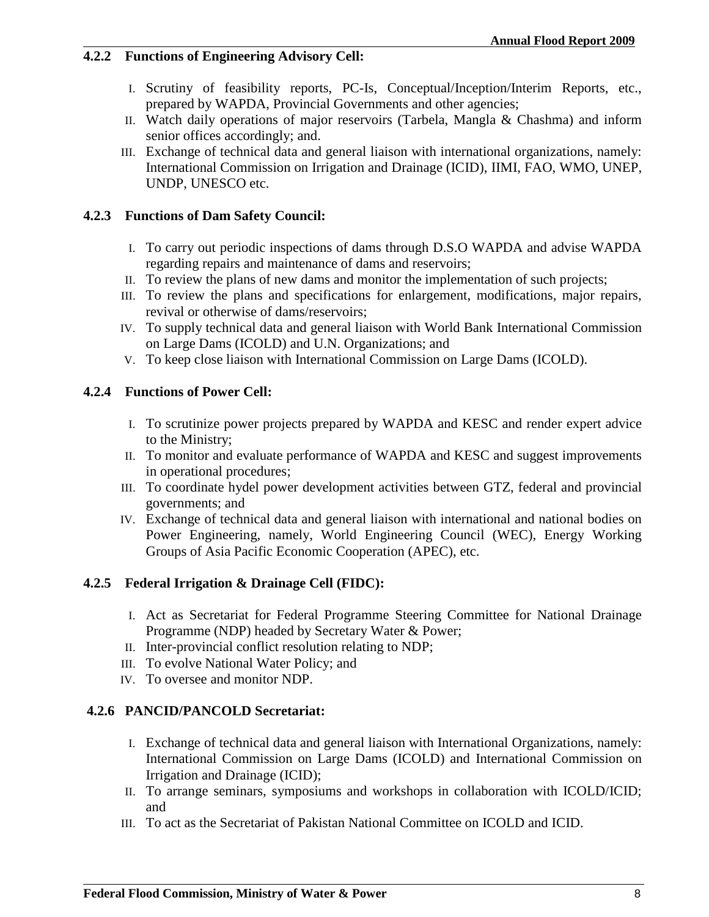### 4.2.2 Functions of Engineering Advisory Cell:

I. Scrutiny of feasibility reports, PC-Is, Conceptual/Inception/Interim Reports, etc., prepared by WAPDA, Provincial Governments and other agencies;
II. Watch daily operations of major reservoirs (Tarbela, Mangla & Chashma) and inform senior offices accordingly; and.
III. Exchange of technical data and general liaison with international organizations, namely: International Commission on Irrigation and Drainage (ICID), IIMI, FAO, WMO, UNEP, UNDP, UNESCO etc.

### 4.2.3 Functions of Dam Safety Council:

I. To carry out periodic inspections of dams through D.S.O WAPDA and advise WAPDA regarding repairs and maintenance of dams and reservoirs;
II. To review the plans of new dams and monitor the implementation of such projects;
III. To review the plans and specifications for enlargement, modifications, major repairs, revival or otherwise of dams/reservoirs;
IV. To supply technical data and general liaison with World Bank International Commission on Large Dams (ICOLD) and U.N. Organizations; and
V. To keep close liaison with International Commission on Large Dams (ICOLD).

### 4.2.4 Functions of Power Cell:

I. To scrutinize power projects prepared by WAPDA and KESC and render expert advice to the Ministry;
II. To monitor and evaluate performance of WAPDA and KESC and suggest improvements in operational procedures;
III. To coordinate hydel power development activities between GTZ, federal and provincial governments; and
IV. Exchange of technical data and general liaison with international and national bodies on Power Engineering, namely, World Engineering Council (WEC), Energy Working Groups of Asia Pacific Economic Cooperation (APEC), etc.

### 4.2.5 Federal Irrigation & Drainage Cell (FIDC):

I. Act as Secretariat for Federal Programme Steering Committee for National Drainage Programme (NDP) headed by Secretary Water & Power;
II. Inter-provincial conflict resolution relating to NDP;
III. To evolve National Water Policy; and
IV. To oversee and monitor NDP.

### 4.2.6 PANCID/PANCOLD Secretariat:

I. Exchange of technical data and general liaison with International Organizations, namely: International Commission on Large Dams (ICOLD) and International Commission on Irrigation and Drainage (ICID);
II. To arrange seminars, symposiums and workshops in collaboration with ICOLD/ICID; and
III. To act as the Secretariat of Pakistan National Committee on ICOLD and ICID.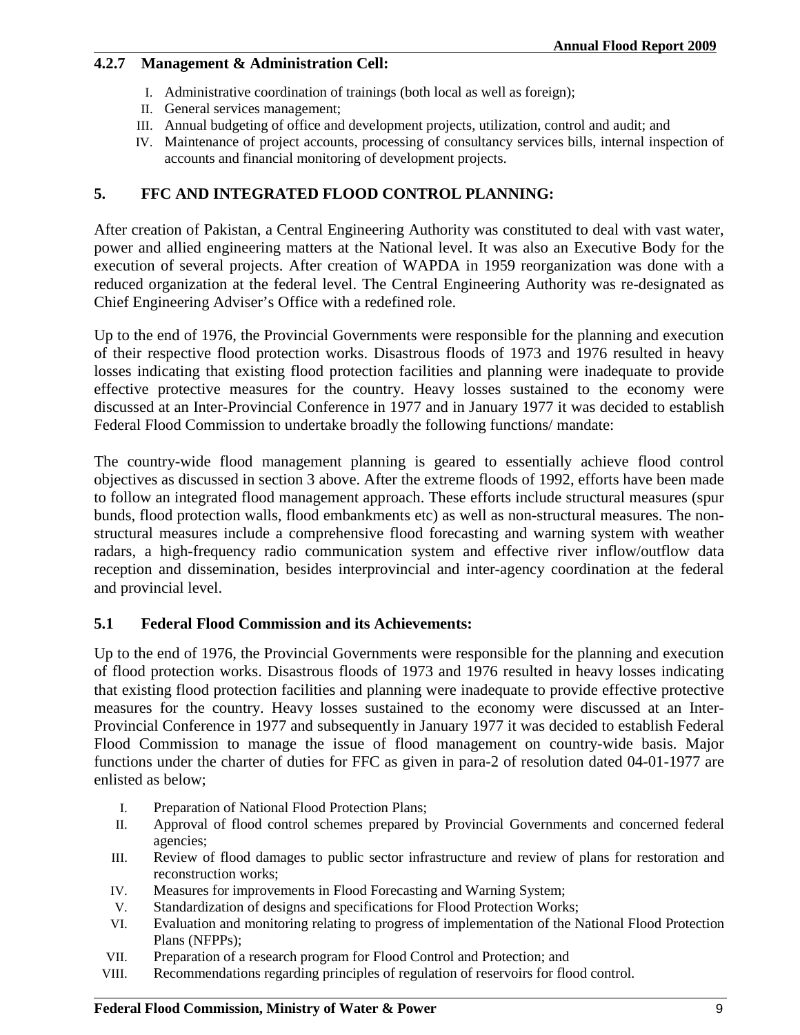#### 4.2.7 Management & Administration Cell:

I. Administrative coordination of trainings (both local as well as foreign);
II. General services management;
III. Annual budgeting of office and development projects, utilization, control and audit; and
IV. Maintenance of project accounts, processing of consultancy services bills, internal inspection of accounts and financial monitoring of development projects.

## 5. FFC AND INTEGRATED FLOOD CONTROL PLANNING:

After creation of Pakistan, a Central Engineering Authority was constituted to deal with vast water, power and allied engineering matters at the National level. It was also an Executive Body for the execution of several projects. After creation of WAPDA in 1959 reorganization was done with a reduced organization at the federal level. The Central Engineering Authority was re-designated as Chief Engineering Adviser's Office with a redefined role.

Up to the end of 1976, the Provincial Governments were responsible for the planning and execution of their respective flood protection works. Disastrous floods of 1973 and 1976 resulted in heavy losses indicating that existing flood protection facilities and planning were inadequate to provide effective protective measures for the country. Heavy losses sustained to the economy were discussed at an Inter-Provincial Conference in 1977 and in January 1977 it was decided to establish Federal Flood Commission to undertake broadly the following functions/ mandate:

The country-wide flood management planning is geared to essentially achieve flood control objectives as discussed in section 3 above. After the extreme floods of 1992, efforts have been made to follow an integrated flood management approach. These efforts include structural measures (spur bunds, flood protection walls, flood embankments etc) as well as non-structural measures. The non-structural measures include a comprehensive flood forecasting and warning system with weather radars, a high-frequency radio communication system and effective river inflow/outflow data reception and dissemination, besides interprovincial and inter-agency coordination at the federal and provincial level.

### 5.1 Federal Flood Commission and its Achievements:

Up to the end of 1976, the Provincial Governments were responsible for the planning and execution of flood protection works. Disastrous floods of 1973 and 1976 resulted in heavy losses indicating that existing flood protection facilities and planning were inadequate to provide effective protective measures for the country. Heavy losses sustained to the economy were discussed at an Inter-Provincial Conference in 1977 and subsequently in January 1977 it was decided to establish Federal Flood Commission to manage the issue of flood management on country-wide basis. Major functions under the charter of duties for FFC as given in para-2 of resolution dated 04-01-1977 are enlisted as below;

I. Preparation of National Flood Protection Plans;
II. Approval of flood control schemes prepared by Provincial Governments and concerned federal agencies;
III. Review of flood damages to public sector infrastructure and review of plans for restoration and reconstruction works;
IV. Measures for improvements in Flood Forecasting and Warning System;
V. Standardization of designs and specifications for Flood Protection Works;
VI. Evaluation and monitoring relating to progress of implementation of the National Flood Protection Plans (NFPPs);
VII. Preparation of a research program for Flood Control and Protection; and
VIII. Recommendations regarding principles of regulation of reservoirs for flood control.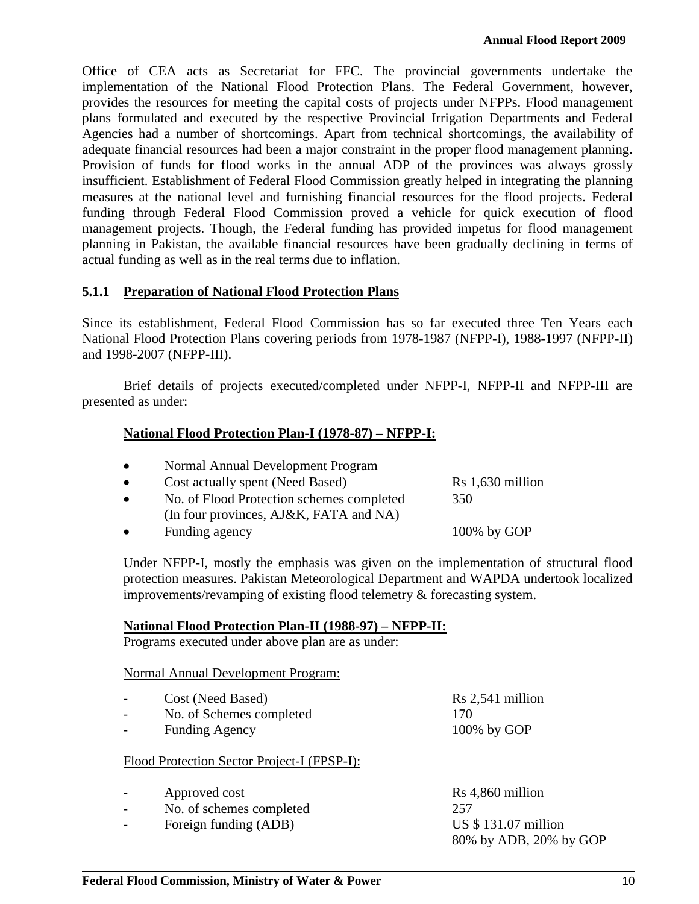Office of CEA acts as Secretariat for FFC. The provincial governments undertake the implementation of the National Flood Protection Plans. The Federal Government, however, provides the resources for meeting the capital costs of projects under NFPPs. Flood management plans formulated and executed by the respective Provincial Irrigation Departments and Federal Agencies had a number of shortcomings. Apart from technical shortcomings, the availability of adequate financial resources had been a major constraint in the proper flood management planning. Provision of funds for flood works in the annual ADP of the provinces was always grossly insufficient. Establishment of Federal Flood Commission greatly helped in integrating the planning measures at the national level and furnishing financial resources for the flood projects. Federal funding through Federal Flood Commission proved a vehicle for quick execution of flood management projects. Though, the Federal funding has provided impetus for flood management planning in Pakistan, the available financial resources have been gradually declining in terms of actual funding as well as in the real terms due to inflation.

### 5.1.1 Preparation of National Flood Protection Plans

Since its establishment, Federal Flood Commission has so far executed three Ten Years each National Flood Protection Plans covering periods from 1978-1987 (NFPP-I), 1988-1997 (NFPP-II) and 1998-2007 (NFPP-III).

Brief details of projects executed/completed under NFPP-I, NFPP-II and NFPP-III are presented as under:

**National Flood Protection Plan-I (1978-87) – NFPP-I:**

- Normal Annual Development Program
- Cost actually spent (Need Based) — Rs 1,630 million
- No. of Flood Protection schemes completed (In four provinces, AJ&K, FATA and NA) — 350
- Funding agency — 100% by GOP

Under NFPP-I, mostly the emphasis was given on the implementation of structural flood protection measures. Pakistan Meteorological Department and WAPDA undertook localized improvements/revamping of existing flood telemetry & forecasting system.

**National Flood Protection Plan-II (1988-97) – NFPP-II:**

Programs executed under above plan are as under:

Normal Annual Development Program:

- Cost (Need Based) — Rs 2,541 million
- No. of Schemes completed — 170
- Funding Agency — 100% by GOP

Flood Protection Sector Project-I (FPSP-I):

- Approved cost — Rs 4,860 million
- No. of schemes completed — 257
- Foreign funding (ADB) — US $ 131.07 million, 80% by ADB, 20% by GOP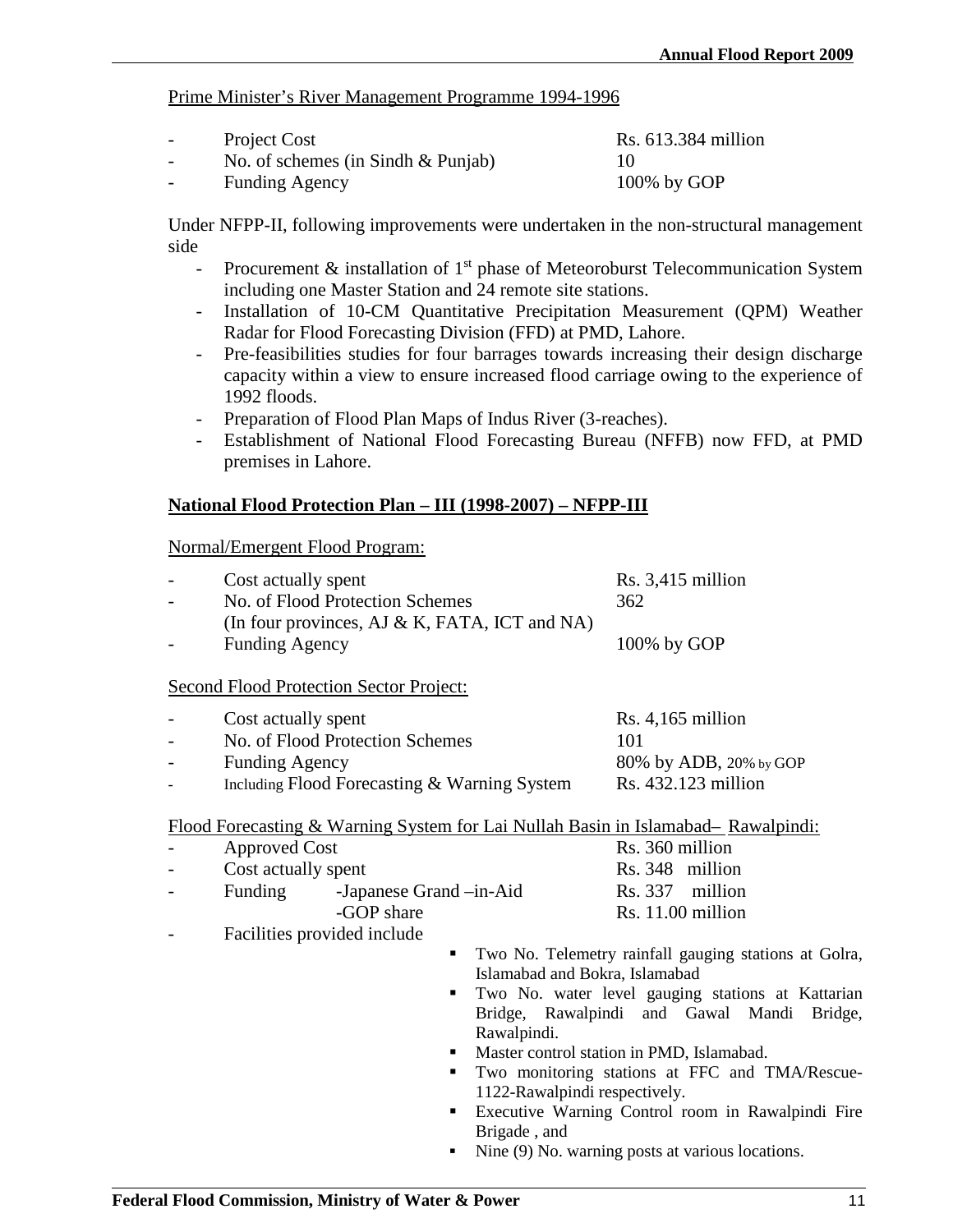Prime Minister's River Management Programme 1994-1996

- Project Cost — Rs. 613.384 million
- No. of schemes (in Sindh & Punjab) — 10
- Funding Agency — 100% by GOP

Under NFPP-II, following improvements were undertaken in the non-structural management side

- Procurement & installation of 1st phase of Meteoroburst Telecommunication System including one Master Station and 24 remote site stations.
- Installation of 10-CM Quantitative Precipitation Measurement (QPM) Weather Radar for Flood Forecasting Division (FFD) at PMD, Lahore.
- Pre-feasibilities studies for four barrages towards increasing their design discharge capacity within a view to ensure increased flood carriage owing to the experience of 1992 floods.
- Preparation of Flood Plan Maps of Indus River (3-reaches).
- Establishment of National Flood Forecasting Bureau (NFFB) now FFD, at PMD premises in Lahore.

**National Flood Protection Plan – III (1998-2007) – NFPP-III**

Normal/Emergent Flood Program:

- Cost actually spent — Rs. 3,415 million
- No. of Flood Protection Schemes (In four provinces, AJ & K, FATA, ICT and NA) — 362
- Funding Agency — 100% by GOP

Second Flood Protection Sector Project:

- Cost actually spent — Rs. 4,165 million
- No. of Flood Protection Schemes — 101
- Funding Agency — 80% by ADB, 20% by GOP
- Including Flood Forecasting & Warning System — Rs. 432.123 million

Flood Forecasting & Warning System for Lai Nullah Basin in Islamabad– Rawalpindi:

- Approved Cost — Rs. 360 million
- Cost actually spent — Rs. 348 million
- Funding
  - -Japanese Grand –in-Aid — Rs. 337 million
  - -GOP share — Rs. 11.00 million
- Facilities provided include
  - Two No. Telemetry rainfall gauging stations at Golra, Islamabad and Bokra, Islamabad
  - Two No. water level gauging stations at Kattarian Bridge, Rawalpindi and Gawal Mandi Bridge, Rawalpindi.
  - Master control station in PMD, Islamabad.
  - Two monitoring stations at FFC and TMA/Rescue-1122-Rawalpindi respectively.
  - Executive Warning Control room in Rawalpindi Fire Brigade , and
  - Nine (9) No. warning posts at various locations.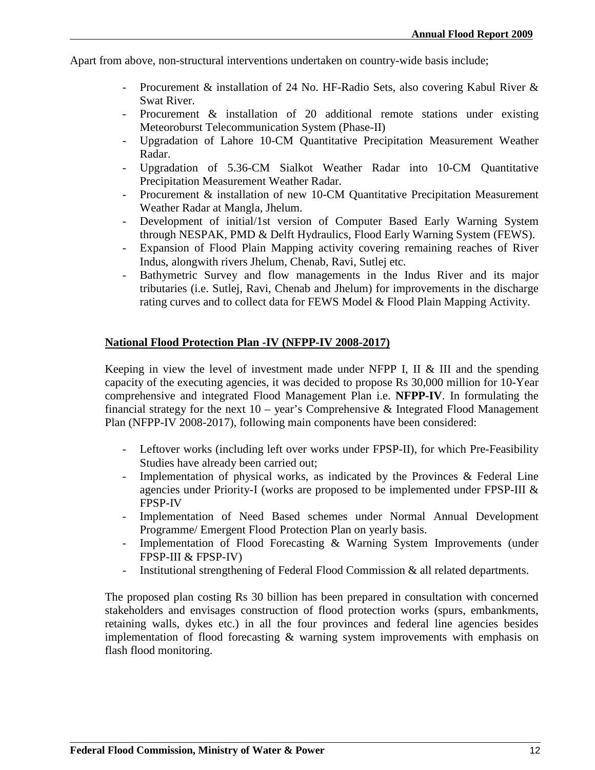Apart from above, non-structural interventions undertaken on country-wide basis include;

- Procurement & installation of 24 No. HF-Radio Sets, also covering Kabul River & Swat River.
- Procurement & installation of 20 additional remote stations under existing Meteoroburst Telecommunication System (Phase-II)
- Upgradation of Lahore 10-CM Quantitative Precipitation Measurement Weather Radar.
- Upgradation of 5.36-CM Sialkot Weather Radar into 10-CM Quantitative Precipitation Measurement Weather Radar.
- Procurement & installation of new 10-CM Quantitative Precipitation Measurement Weather Radar at Mangla, Jhelum.
- Development of initial/1st version of Computer Based Early Warning System through NESPAK, PMD & Delft Hydraulics, Flood Early Warning System (FEWS).
- Expansion of Flood Plain Mapping activity covering remaining reaches of River Indus, alongwith rivers Jhelum, Chenab, Ravi, Sutlej etc.
- Bathymetric Survey and flow managements in the Indus River and its major tributaries (i.e. Sutlej, Ravi, Chenab and Jhelum) for improvements in the discharge rating curves and to collect data for FEWS Model & Flood Plain Mapping Activity.

## National Flood Protection Plan -IV (NFPP-IV 2008-2017)

Keeping in view the level of investment made under NFPP I, II & III and the spending capacity of the executing agencies, it was decided to propose Rs 30,000 million for 10-Year comprehensive and integrated Flood Management Plan i.e. **NFPP-IV**. In formulating the financial strategy for the next 10 – year's Comprehensive & Integrated Flood Management Plan (NFPP-IV 2008-2017), following main components have been considered:

- Leftover works (including left over works under FPSP-II), for which Pre-Feasibility Studies have already been carried out;
- Implementation of physical works, as indicated by the Provinces & Federal Line agencies under Priority-I (works are proposed to be implemented under FPSP-III & FPSP-IV
- Implementation of Need Based schemes under Normal Annual Development Programme/ Emergent Flood Protection Plan on yearly basis.
- Implementation of Flood Forecasting & Warning System Improvements (under FPSP-III & FPSP-IV)
- Institutional strengthening of Federal Flood Commission & all related departments.

The proposed plan costing Rs 30 billion has been prepared in consultation with concerned stakeholders and envisages construction of flood protection works (spurs, embankments, retaining walls, dykes etc.) in all the four provinces and federal line agencies besides implementation of flood forecasting & warning system improvements with emphasis on flash flood monitoring.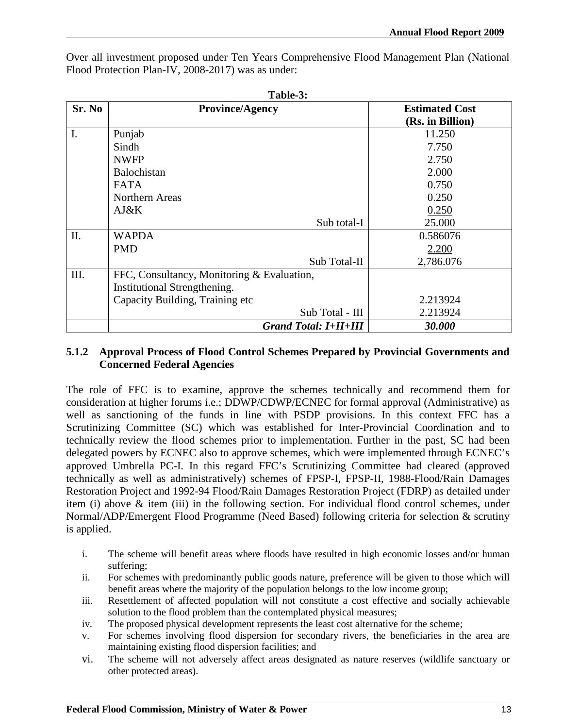Over all investment proposed under Ten Years Comprehensive Flood Management Plan (National Flood Protection Plan-IV, 2008-2017) was as under:

**Table-3:**

| Sr. No | Province/Agency | Estimated Cost (Rs. in Billion) |
|---|---|---|
| I. | Punjab | 11.250 |
| | Sindh | 7.750 |
| | NWFP | 2.750 |
| | Balochistan | 2.000 |
| | FATA | 0.750 |
| | Northern Areas | 0.250 |
| | AJ&K | 0.250 |
| | Sub total-I | 25.000 |
| II. | WAPDA | 0.586076 |
| | PMD | 2.200 |
| | Sub Total-II | 2,786.076 |
| III. | FFC, Consultancy, Monitoring & Evaluation, Institutional Strengthening. Capacity Building, Training etc | 2.213924 |
| | Sub Total - III | 2.213924 |
| | ***Grand Total: I+II+III*** | ***30.000*** |

### 5.1.2 Approval Process of Flood Control Schemes Prepared by Provincial Governments and Concerned Federal Agencies

The role of FFC is to examine, approve the schemes technically and recommend them for consideration at higher forums i.e.; DDWP/CDWP/ECNEC for formal approval (Administrative) as well as sanctioning of the funds in line with PSDP provisions. In this context FFC has a Scrutinizing Committee (SC) which was established for Inter-Provincial Coordination and to technically review the flood schemes prior to implementation. Further in the past, SC had been delegated powers by ECNEC also to approve schemes, which were implemented through ECNEC's approved Umbrella PC-I. In this regard FFC's Scrutinizing Committee had cleared (approved technically as well as administratively) schemes of FPSP-I, FPSP-II, 1988-Flood/Rain Damages Restoration Project and 1992-94 Flood/Rain Damages Restoration Project (FDRP) as detailed under item (i) above & item (iii) in the following section. For individual flood control schemes, under Normal/ADP/Emergent Flood Programme (Need Based) following criteria for selection & scrutiny is applied.

i. The scheme will benefit areas where floods have resulted in high economic losses and/or human suffering;
ii. For schemes with predominantly public goods nature, preference will be given to those which will benefit areas where the majority of the population belongs to the low income group;
iii. Resettlement of affected population will not constitute a cost effective and socially achievable solution to the flood problem than the contemplated physical measures;
iv. The proposed physical development represents the least cost alternative for the scheme;
v. For schemes involving flood dispersion for secondary rivers, the beneficiaries in the area are maintaining existing flood dispersion facilities; and
vi. The scheme will not adversely affect areas designated as nature reserves (wildlife sanctuary or other protected areas).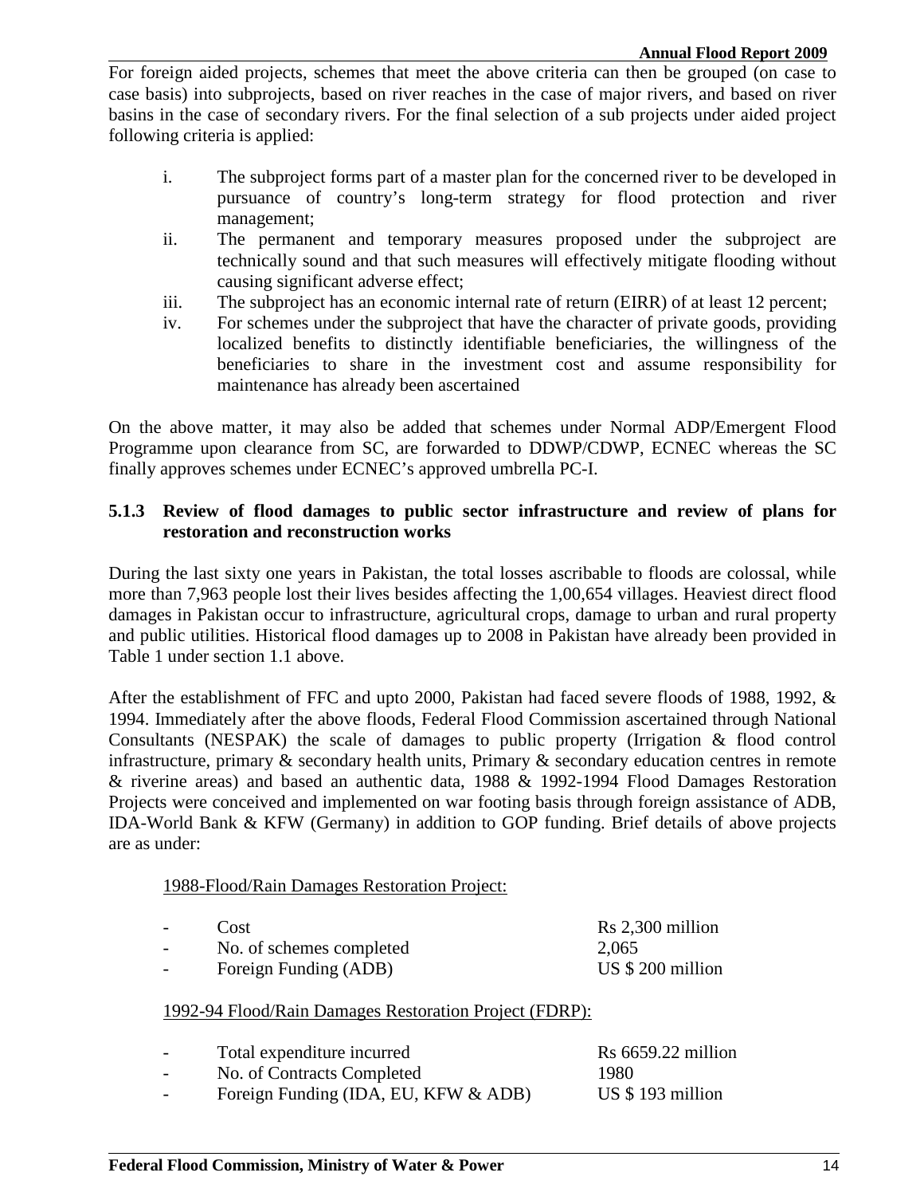For foreign aided projects, schemes that meet the above criteria can then be grouped (on case to case basis) into subprojects, based on river reaches in the case of major rivers, and based on river basins in the case of secondary rivers. For the final selection of a sub projects under aided project following criteria is applied:

i. The subproject forms part of a master plan for the concerned river to be developed in pursuance of country's long-term strategy for flood protection and river management;
ii. The permanent and temporary measures proposed under the subproject are technically sound and that such measures will effectively mitigate flooding without causing significant adverse effect;
iii. The subproject has an economic internal rate of return (EIRR) of at least 12 percent;
iv. For schemes under the subproject that have the character of private goods, providing localized benefits to distinctly identifiable beneficiaries, the willingness of the beneficiaries to share in the investment cost and assume responsibility for maintenance has already been ascertained

On the above matter, it may also be added that schemes under Normal ADP/Emergent Flood Programme upon clearance from SC, are forwarded to DDWP/CDWP, ECNEC whereas the SC finally approves schemes under ECNEC's approved umbrella PC-I.

### 5.1.3 Review of flood damages to public sector infrastructure and review of plans for restoration and reconstruction works

During the last sixty one years in Pakistan, the total losses ascribable to floods are colossal, while more than 7,963 people lost their lives besides affecting the 1,00,654 villages. Heaviest direct flood damages in Pakistan occur to infrastructure, agricultural crops, damage to urban and rural property and public utilities. Historical flood damages up to 2008 in Pakistan have already been provided in Table 1 under section 1.1 above.

After the establishment of FFC and upto 2000, Pakistan had faced severe floods of 1988, 1992, & 1994. Immediately after the above floods, Federal Flood Commission ascertained through National Consultants (NESPAK) the scale of damages to public property (Irrigation & flood control infrastructure, primary & secondary health units, Primary & secondary education centres in remote & riverine areas) and based an authentic data, 1988 & 1992-1994 Flood Damages Restoration Projects were conceived and implemented on war footing basis through foreign assistance of ADB, IDA-World Bank & KFW (Germany) in addition to GOP funding. Brief details of above projects are as under:

1988-Flood/Rain Damages Restoration Project:

- Cost — Rs 2,300 million
- No. of schemes completed — 2,065
- Foreign Funding (ADB) — US $ 200 million

1992-94 Flood/Rain Damages Restoration Project (FDRP):

- Total expenditure incurred — Rs 6659.22 million
- No. of Contracts Completed — 1980
- Foreign Funding (IDA, EU, KFW & ADB) — US $ 193 million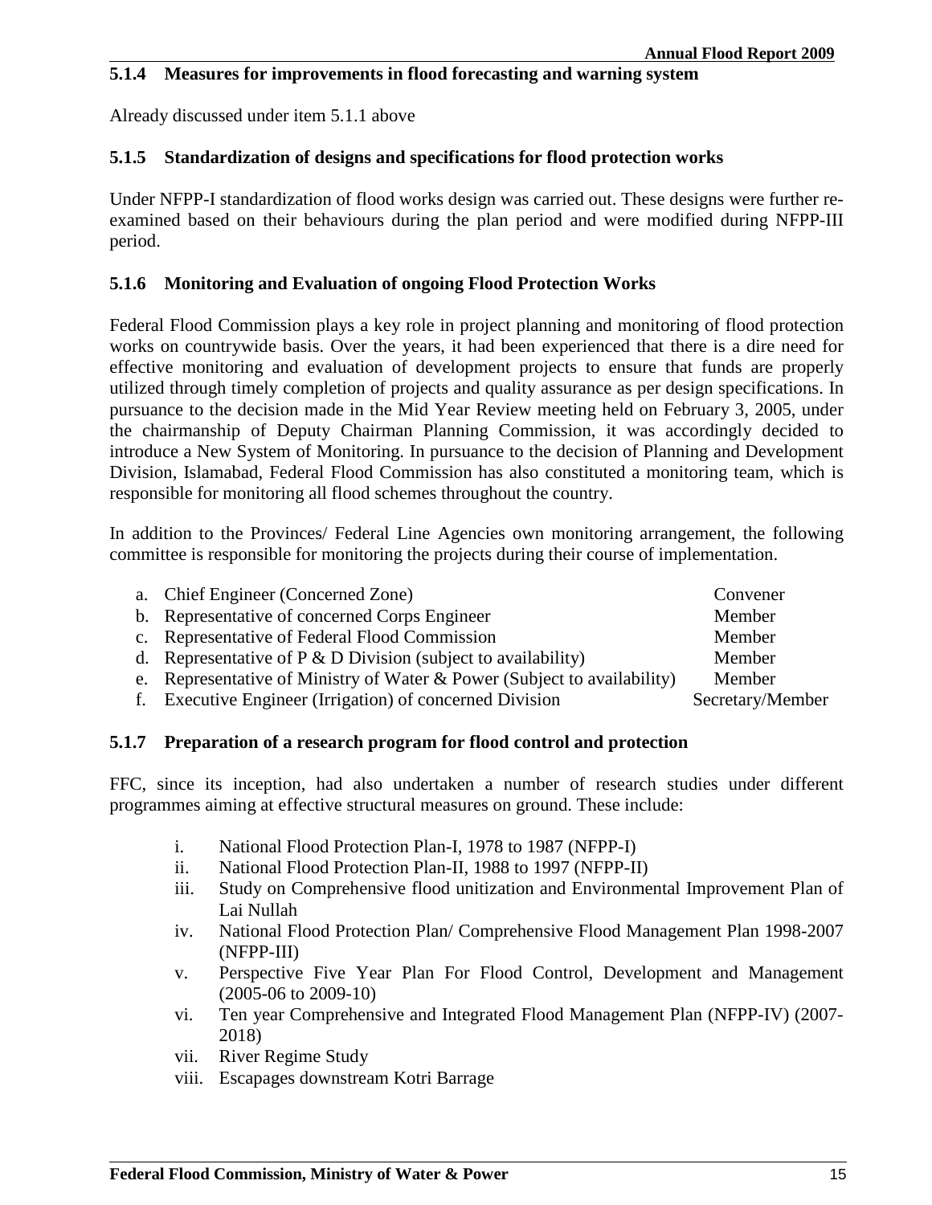### 5.1.4 Measures for improvements in flood forecasting and warning system

Already discussed under item 5.1.1 above

### 5.1.5 Standardization of designs and specifications for flood protection works

Under NFPP-I standardization of flood works design was carried out. These designs were further re-examined based on their behaviours during the plan period and were modified during NFPP-III period.

### 5.1.6 Monitoring and Evaluation of ongoing Flood Protection Works

Federal Flood Commission plays a key role in project planning and monitoring of flood protection works on countrywide basis. Over the years, it had been experienced that there is a dire need for effective monitoring and evaluation of development projects to ensure that funds are properly utilized through timely completion of projects and quality assurance as per design specifications. In pursuance to the decision made in the Mid Year Review meeting held on February 3, 2005, under the chairmanship of Deputy Chairman Planning Commission, it was accordingly decided to introduce a New System of Monitoring. In pursuance to the decision of Planning and Development Division, Islamabad, Federal Flood Commission has also constituted a monitoring team, which is responsible for monitoring all flood schemes throughout the country.

In addition to the Provinces/ Federal Line Agencies own monitoring arrangement, the following committee is responsible for monitoring the projects during their course of implementation.

| | | |
|---|---|---|
| a. | Chief Engineer (Concerned Zone) | Convener |
| b. | Representative of concerned Corps Engineer | Member |
| c. | Representative of Federal Flood Commission | Member |
| d. | Representative of P & D Division (subject to availability) | Member |
| e. | Representative of Ministry of Water & Power (Subject to availability) | Member |
| f. | Executive Engineer (Irrigation) of concerned Division | Secretary/Member |

### 5.1.7 Preparation of a research program for flood control and protection

FFC, since its inception, had also undertaken a number of research studies under different programmes aiming at effective structural measures on ground. These include:

i. National Flood Protection Plan-I, 1978 to 1987 (NFPP-I)
ii. National Flood Protection Plan-II, 1988 to 1997 (NFPP-II)
iii. Study on Comprehensive flood unitization and Environmental Improvement Plan of Lai Nullah
iv. National Flood Protection Plan/ Comprehensive Flood Management Plan 1998-2007 (NFPP-III)
v. Perspective Five Year Plan For Flood Control, Development and Management (2005-06 to 2009-10)
vi. Ten year Comprehensive and Integrated Flood Management Plan (NFPP-IV) (2007-2018)
vii. River Regime Study
viii. Escapages downstream Kotri Barrage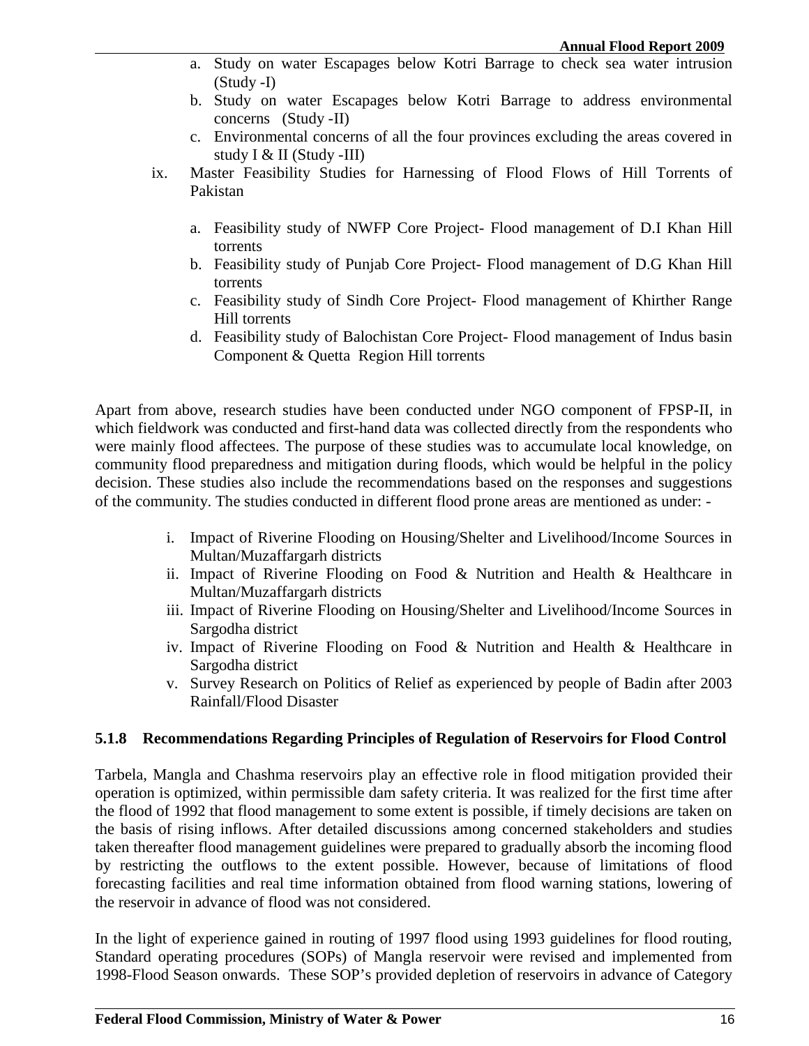a. Study on water Escapages below Kotri Barrage to check sea water intrusion (Study -I)
   b. Study on water Escapages below Kotri Barrage to address environmental concerns (Study -II)
   c. Environmental concerns of all the four provinces excluding the areas covered in study I & II (Study -III)

ix. Master Feasibility Studies for Harnessing of Flood Flows of Hill Torrents of Pakistan

   a. Feasibility study of NWFP Core Project- Flood management of D.I Khan Hill torrents
   b. Feasibility study of Punjab Core Project- Flood management of D.G Khan Hill torrents
   c. Feasibility study of Sindh Core Project- Flood management of Khirther Range Hill torrents
   d. Feasibility study of Balochistan Core Project- Flood management of Indus basin Component & Quetta Region Hill torrents

Apart from above, research studies have been conducted under NGO component of FPSP-II, in which fieldwork was conducted and first-hand data was collected directly from the respondents who were mainly flood affectees. The purpose of these studies was to accumulate local knowledge, on community flood preparedness and mitigation during floods, which would be helpful in the policy decision. These studies also include the recommendations based on the responses and suggestions of the community. The studies conducted in different flood prone areas are mentioned as under: -

i. Impact of Riverine Flooding on Housing/Shelter and Livelihood/Income Sources in Multan/Muzaffargarh districts
ii. Impact of Riverine Flooding on Food & Nutrition and Health & Healthcare in Multan/Muzaffargarh districts
iii. Impact of Riverine Flooding on Housing/Shelter and Livelihood/Income Sources in Sargodha district
iv. Impact of Riverine Flooding on Food & Nutrition and Health & Healthcare in Sargodha district
v. Survey Research on Politics of Relief as experienced by people of Badin after 2003 Rainfall/Flood Disaster

### 5.1.8 Recommendations Regarding Principles of Regulation of Reservoirs for Flood Control

Tarbela, Mangla and Chashma reservoirs play an effective role in flood mitigation provided their operation is optimized, within permissible dam safety criteria. It was realized for the first time after the flood of 1992 that flood management to some extent is possible, if timely decisions are taken on the basis of rising inflows. After detailed discussions among concerned stakeholders and studies taken thereafter flood management guidelines were prepared to gradually absorb the incoming flood by restricting the outflows to the extent possible. However, because of limitations of flood forecasting facilities and real time information obtained from flood warning stations, lowering of the reservoir in advance of flood was not considered.

In the light of experience gained in routing of 1997 flood using 1993 guidelines for flood routing, Standard operating procedures (SOPs) of Mangla reservoir were revised and implemented from 1998-Flood Season onwards. These SOP's provided depletion of reservoirs in advance of Category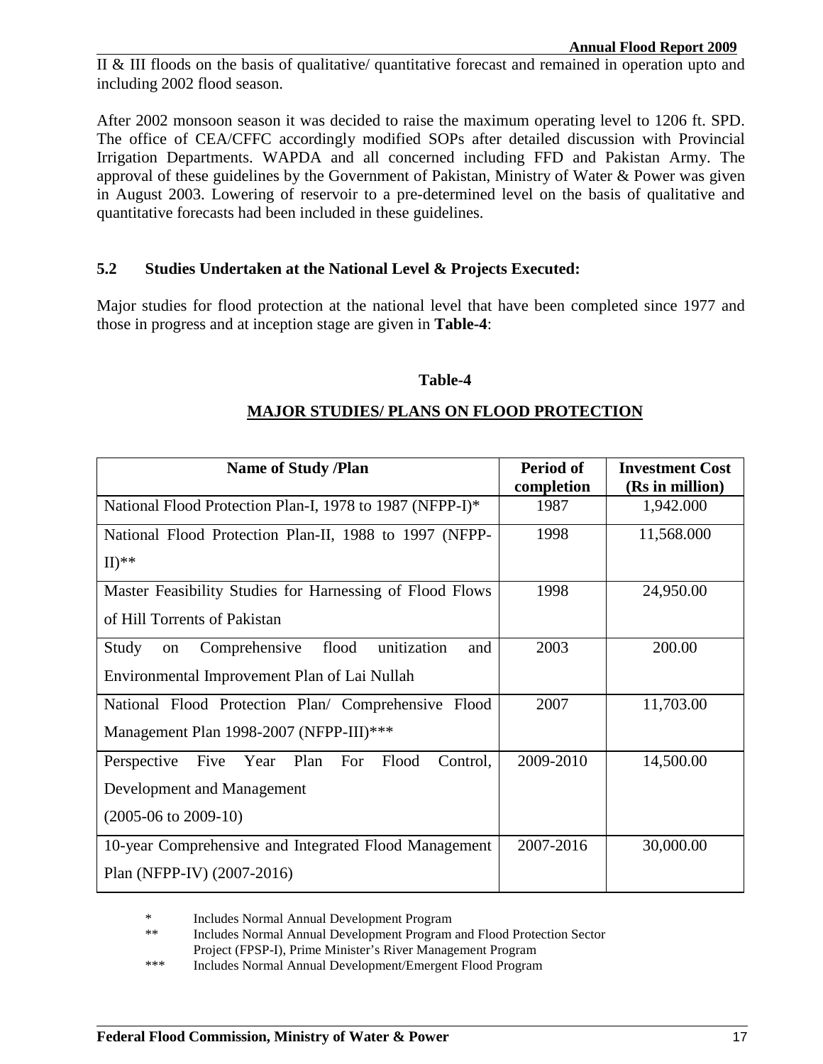II & III floods on the basis of qualitative/ quantitative forecast and remained in operation upto and including 2002 flood season.

After 2002 monsoon season it was decided to raise the maximum operating level to 1206 ft. SPD. The office of CEA/CFFC accordingly modified SOPs after detailed discussion with Provincial Irrigation Departments. WAPDA and all concerned including FFD and Pakistan Army. The approval of these guidelines by the Government of Pakistan, Ministry of Water & Power was given in August 2003. Lowering of reservoir to a pre-determined level on the basis of qualitative and quantitative forecasts had been included in these guidelines.

## 5.2 Studies Undertaken at the National Level & Projects Executed:

Major studies for flood protection at the national level that have been completed since 1977 and those in progress and at inception stage are given in **Table-4**:

**Table-4**

**MAJOR STUDIES/ PLANS ON FLOOD PROTECTION**

| Name of Study /Plan | Period of completion | Investment Cost (Rs in million) |
|---|---|---|
| National Flood Protection Plan-I, 1978 to 1987 (NFPP-I)* | 1987 | 1,942.000 |
| National Flood Protection Plan-II, 1988 to 1997 (NFPP-II)** | 1998 | 11,568.000 |
| Master Feasibility Studies for Harnessing of Flood Flows of Hill Torrents of Pakistan | 1998 | 24,950.00 |
| Study on Comprehensive flood unitization and Environmental Improvement Plan of Lai Nullah | 2003 | 200.00 |
| National Flood Protection Plan/ Comprehensive Flood Management Plan 1998-2007 (NFPP-III)*** | 2007 | 11,703.00 |
| Perspective Five Year Plan For Flood Control, Development and Management (2005-06 to 2009-10) | 2009-2010 | 14,500.00 |
| 10-year Comprehensive and Integrated Flood Management Plan (NFPP-IV) (2007-2016) | 2007-2016 | 30,000.00 |

\* Includes Normal Annual Development Program

\** Includes Normal Annual Development Program and Flood Protection Sector Project (FPSP-I), Prime Minister's River Management Program

\*** Includes Normal Annual Development/Emergent Flood Program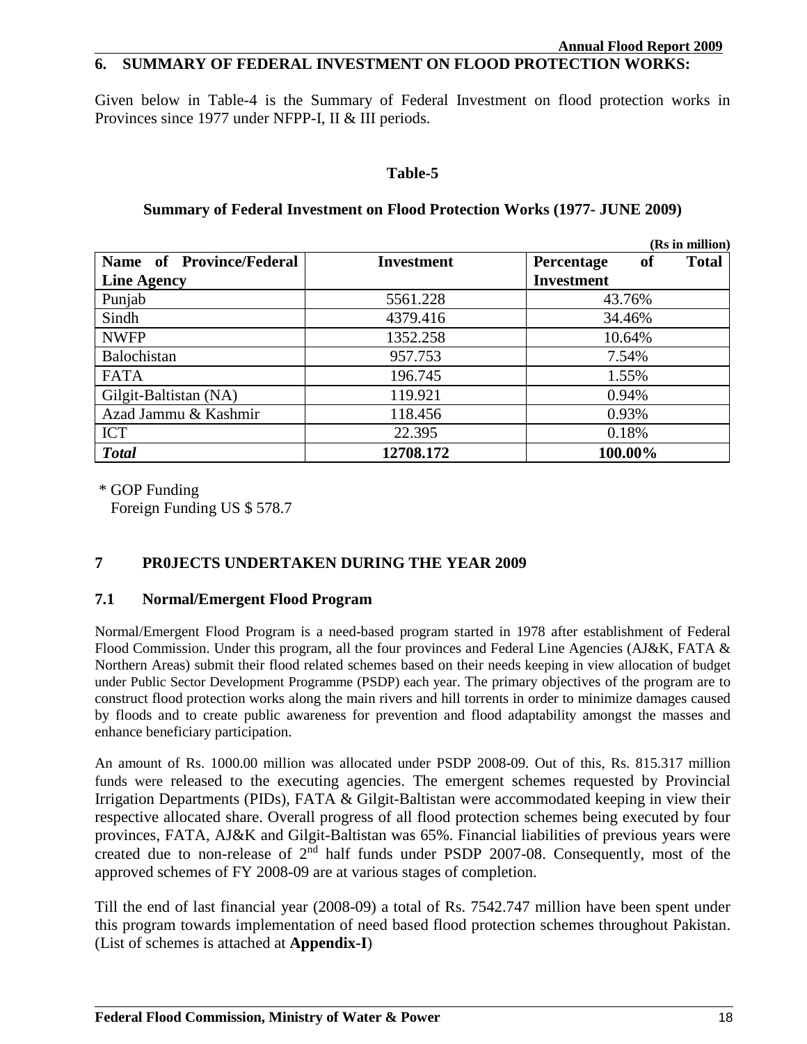## 6. SUMMARY OF FEDERAL INVESTMENT ON FLOOD PROTECTION WORKS:

Given below in Table-4 is the Summary of Federal Investment on flood protection works in Provinces since 1977 under NFPP-I, II & III periods.

**Table-5**

**Summary of Federal Investment on Flood Protection Works (1977- JUNE 2009)**

**(Rs in million)**

| Name of Province/Federal Line Agency | Investment | Percentage of Total Investment |
|---|---|---|
| Punjab | 5561.228 | 43.76% |
| Sindh | 4379.416 | 34.46% |
| NWFP | 1352.258 | 10.64% |
| Balochistan | 957.753 | 7.54% |
| FATA | 196.745 | 1.55% |
| Gilgit-Baltistan (NA) | 119.921 | 0.94% |
| Azad Jammu & Kashmir | 118.456 | 0.93% |
| ICT | 22.395 | 0.18% |
| ***Total*** | **12708.172** | **100.00%** |

\* GOP Funding
Foreign Funding US $ 578.7

## 7 PR0JECTS UNDERTAKEN DURING THE YEAR 2009

### 7.1 Normal/Emergent Flood Program

Normal/Emergent Flood Program is a need-based program started in 1978 after establishment of Federal Flood Commission. Under this program, all the four provinces and Federal Line Agencies (AJ&K, FATA & Northern Areas) submit their flood related schemes based on their needs keeping in view allocation of budget under Public Sector Development Programme (PSDP) each year. The primary objectives of the program are to construct flood protection works along the main rivers and hill torrents in order to minimize damages caused by floods and to create public awareness for prevention and flood adaptability amongst the masses and enhance beneficiary participation.

An amount of Rs. 1000.00 million was allocated under PSDP 2008-09. Out of this, Rs. 815.317 million funds were released to the executing agencies. The emergent schemes requested by Provincial Irrigation Departments (PIDs), FATA & Gilgit-Baltistan were accommodated keeping in view their respective allocated share. Overall progress of all flood protection schemes being executed by four provinces, FATA, AJ&K and Gilgit-Baltistan was 65%. Financial liabilities of previous years were created due to non-release of 2nd half funds under PSDP 2007-08. Consequently, most of the approved schemes of FY 2008-09 are at various stages of completion.

Till the end of last financial year (2008-09) a total of Rs. 7542.747 million have been spent under this program towards implementation of need based flood protection schemes throughout Pakistan. (List of schemes is attached at **Appendix-I**)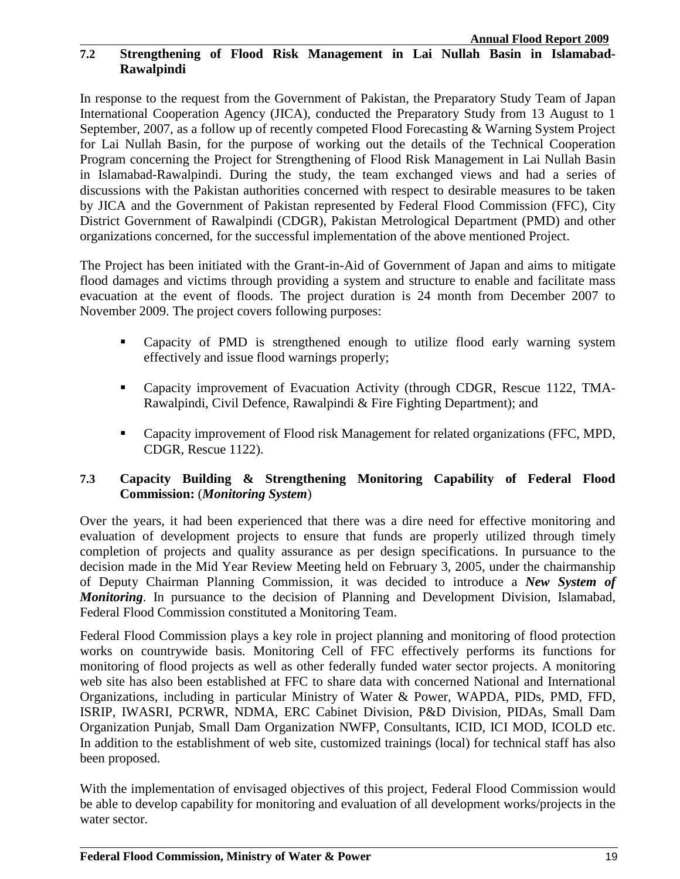### 7.2 Strengthening of Flood Risk Management in Lai Nullah Basin in Islamabad-Rawalpindi

In response to the request from the Government of Pakistan, the Preparatory Study Team of Japan International Cooperation Agency (JICA), conducted the Preparatory Study from 13 August to 1 September, 2007, as a follow up of recently competed Flood Forecasting & Warning System Project for Lai Nullah Basin, for the purpose of working out the details of the Technical Cooperation Program concerning the Project for Strengthening of Flood Risk Management in Lai Nullah Basin in Islamabad-Rawalpindi. During the study, the team exchanged views and had a series of discussions with the Pakistan authorities concerned with respect to desirable measures to be taken by JICA and the Government of Pakistan represented by Federal Flood Commission (FFC), City District Government of Rawalpindi (CDGR), Pakistan Metrological Department (PMD) and other organizations concerned, for the successful implementation of the above mentioned Project.

The Project has been initiated with the Grant-in-Aid of Government of Japan and aims to mitigate flood damages and victims through providing a system and structure to enable and facilitate mass evacuation at the event of floods. The project duration is 24 month from December 2007 to November 2009. The project covers following purposes:

- Capacity of PMD is strengthened enough to utilize flood early warning system effectively and issue flood warnings properly;
- Capacity improvement of Evacuation Activity (through CDGR, Rescue 1122, TMA-Rawalpindi, Civil Defence, Rawalpindi & Fire Fighting Department); and
- Capacity improvement of Flood risk Management for related organizations (FFC, MPD, CDGR, Rescue 1122).

### 7.3 Capacity Building & Strengthening Monitoring Capability of Federal Flood Commission: (*Monitoring System*)

Over the years, it had been experienced that there was a dire need for effective monitoring and evaluation of development projects to ensure that funds are properly utilized through timely completion of projects and quality assurance as per design specifications. In pursuance to the decision made in the Mid Year Review Meeting held on February 3, 2005, under the chairmanship of Deputy Chairman Planning Commission, it was decided to introduce a ***New System of Monitoring***. In pursuance to the decision of Planning and Development Division, Islamabad, Federal Flood Commission constituted a Monitoring Team.

Federal Flood Commission plays a key role in project planning and monitoring of flood protection works on countrywide basis. Monitoring Cell of FFC effectively performs its functions for monitoring of flood projects as well as other federally funded water sector projects. A monitoring web site has also been established at FFC to share data with concerned National and International Organizations, including in particular Ministry of Water & Power, WAPDA, PIDs, PMD, FFD, ISRIP, IWASRI, PCRWR, NDMA, ERC Cabinet Division, P&D Division, PIDAs, Small Dam Organization Punjab, Small Dam Organization NWFP, Consultants, ICID, ICI MOD, ICOLD etc. In addition to the establishment of web site, customized trainings (local) for technical staff has also been proposed.

With the implementation of envisaged objectives of this project, Federal Flood Commission would be able to develop capability for monitoring and evaluation of all development works/projects in the water sector.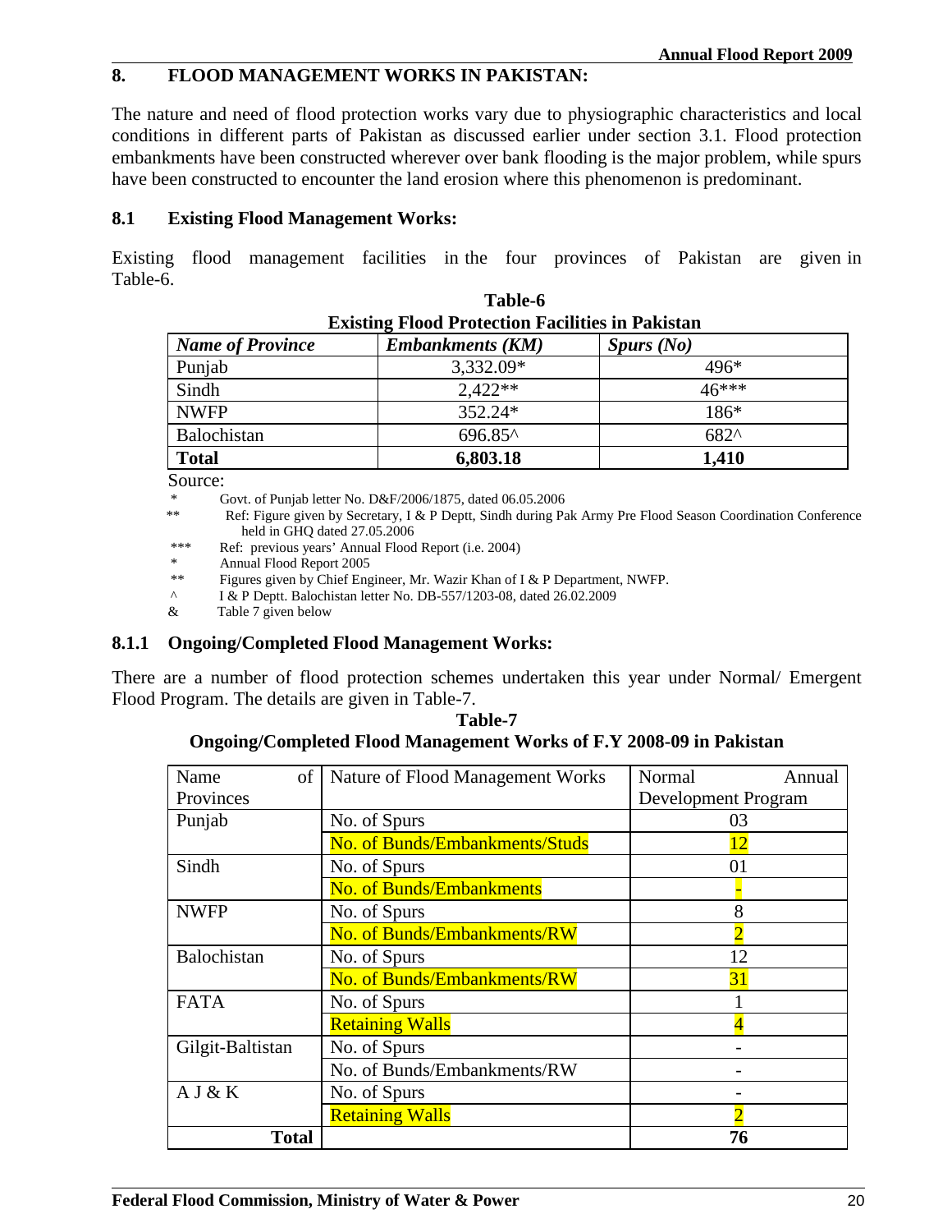## 8. FLOOD MANAGEMENT WORKS IN PAKISTAN:

The nature and need of flood protection works vary due to physiographic characteristics and local conditions in different parts of Pakistan as discussed earlier under section 3.1. Flood protection embankments have been constructed wherever over bank flooding is the major problem, while spurs have been constructed to encounter the land erosion where this phenomenon is predominant.

### 8.1 Existing Flood Management Works:

Existing flood management facilities in the four provinces of Pakistan are given in Table-6.

**Table-6**
**Existing Flood Protection Facilities in Pakistan**

| *Name of Province* | *Embankments (KM)* | *Spurs (No)* |
|---|---|---|
| Punjab | 3,332.09* | 496* |
| Sindh | 2,422** | 46*** |
| NWFP | 352.24* | 186* |
| Balochistan | 696.85^ | 682^ |
| **Total** | **6,803.18** | **1,410** |

Source:

\* Govt. of Punjab letter No. D&F/2006/1875, dated 06.05.2006

\*\* Ref: Figure given by Secretary, I & P Deptt, Sindh during Pak Army Pre Flood Season Coordination Conference held in GHQ dated 27.05.2006

\*\*\* Ref: previous years' Annual Flood Report (i.e. 2004)

\* Annual Flood Report 2005

\*\* Figures given by Chief Engineer, Mr. Wazir Khan of I & P Department, NWFP.

^ I & P Deptt. Balochistan letter No. DB-557/1203-08, dated 26.02.2009

& Table 7 given below

#### 8.1.1 Ongoing/Completed Flood Management Works:

There are a number of flood protection schemes undertaken this year under Normal/ Emergent Flood Program. The details are given in Table-7.

**Table-7**
**Ongoing/Completed Flood Management Works of F.Y 2008-09 in Pakistan**

| Name of Provinces | Nature of Flood Management Works | Normal Annual Development Program |
|---|---|---|
| Punjab | No. of Spurs | 03 |
| | No. of Bunds/Embankments/Studs | 12 |
| Sindh | No. of Spurs | 01 |
| | No. of Bunds/Embankments | - |
| NWFP | No. of Spurs | 8 |
| | No. of Bunds/Embankments/RW | 2 |
| Balochistan | No. of Spurs | 12 |
| | No. of Bunds/Embankments/RW | 31 |
| FATA | No. of Spurs | 1 |
| | Retaining Walls | 4 |
| Gilgit-Baltistan | No. of Spurs | - |
| | No. of Bunds/Embankments/RW | - |
| A J & K | No. of Spurs | - |
| | Retaining Walls | 2 |
| **Total** | | **76** |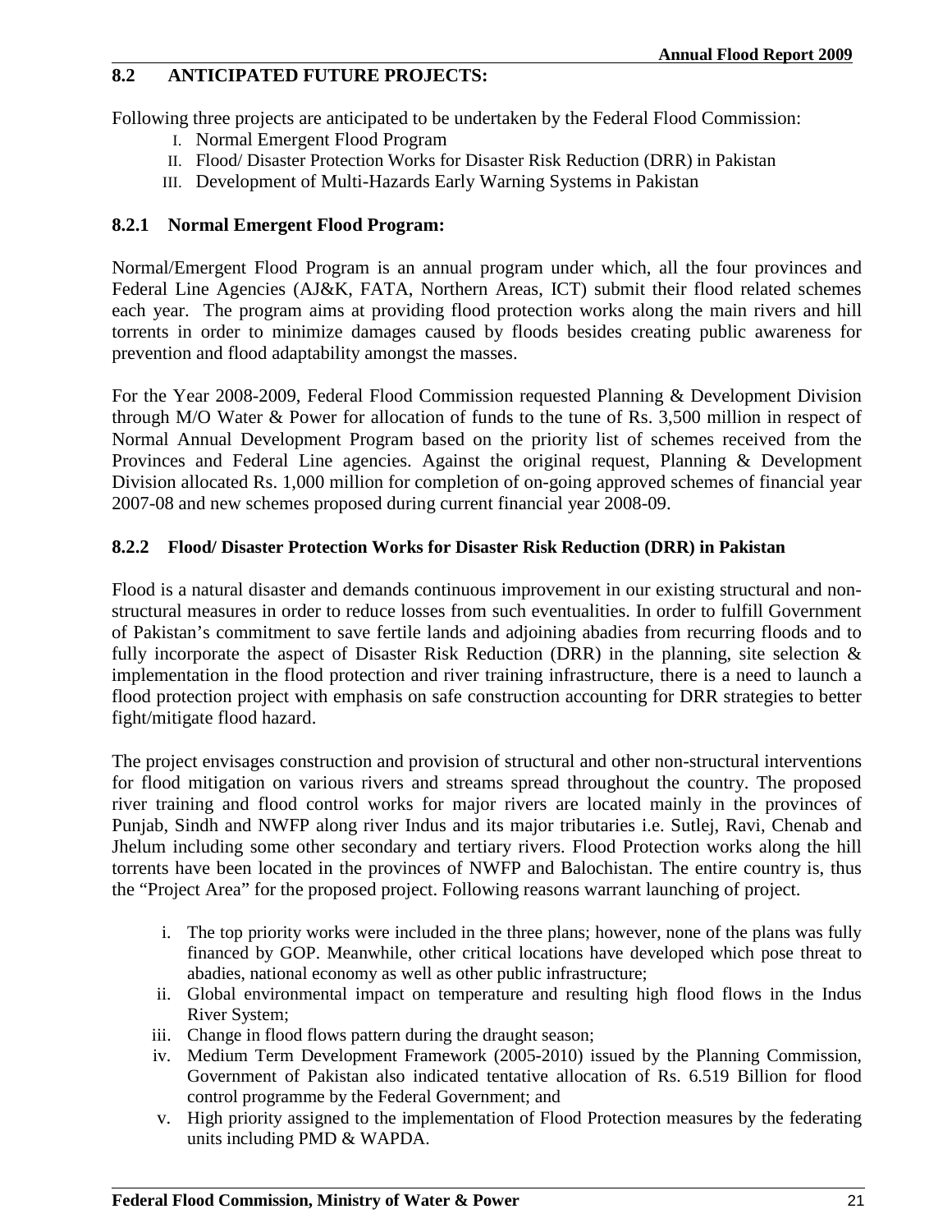## 8.2 ANTICIPATED FUTURE PROJECTS:

Following three projects are anticipated to be undertaken by the Federal Flood Commission:

I. Normal Emergent Flood Program
II. Flood/ Disaster Protection Works for Disaster Risk Reduction (DRR) in Pakistan
III. Development of Multi-Hazards Early Warning Systems in Pakistan

### 8.2.1 Normal Emergent Flood Program:

Normal/Emergent Flood Program is an annual program under which, all the four provinces and Federal Line Agencies (AJ&K, FATA, Northern Areas, ICT) submit their flood related schemes each year. The program aims at providing flood protection works along the main rivers and hill torrents in order to minimize damages caused by floods besides creating public awareness for prevention and flood adaptability amongst the masses.

For the Year 2008-2009, Federal Flood Commission requested Planning & Development Division through M/O Water & Power for allocation of funds to the tune of Rs. 3,500 million in respect of Normal Annual Development Program based on the priority list of schemes received from the Provinces and Federal Line agencies. Against the original request, Planning & Development Division allocated Rs. 1,000 million for completion of on-going approved schemes of financial year 2007-08 and new schemes proposed during current financial year 2008-09.

### 8.2.2 Flood/ Disaster Protection Works for Disaster Risk Reduction (DRR) in Pakistan

Flood is a natural disaster and demands continuous improvement in our existing structural and non-structural measures in order to reduce losses from such eventualities. In order to fulfill Government of Pakistan's commitment to save fertile lands and adjoining abadies from recurring floods and to fully incorporate the aspect of Disaster Risk Reduction (DRR) in the planning, site selection & implementation in the flood protection and river training infrastructure, there is a need to launch a flood protection project with emphasis on safe construction accounting for DRR strategies to better fight/mitigate flood hazard.

The project envisages construction and provision of structural and other non-structural interventions for flood mitigation on various rivers and streams spread throughout the country. The proposed river training and flood control works for major rivers are located mainly in the provinces of Punjab, Sindh and NWFP along river Indus and its major tributaries i.e. Sutlej, Ravi, Chenab and Jhelum including some other secondary and tertiary rivers. Flood Protection works along the hill torrents have been located in the provinces of NWFP and Balochistan. The entire country is, thus the "Project Area" for the proposed project. Following reasons warrant launching of project.

i. The top priority works were included in the three plans; however, none of the plans was fully financed by GOP. Meanwhile, other critical locations have developed which pose threat to abadies, national economy as well as other public infrastructure;
ii. Global environmental impact on temperature and resulting high flood flows in the Indus River System;
iii. Change in flood flows pattern during the draught season;
iv. Medium Term Development Framework (2005-2010) issued by the Planning Commission, Government of Pakistan also indicated tentative allocation of Rs. 6.519 Billion for flood control programme by the Federal Government; and
v. High priority assigned to the implementation of Flood Protection measures by the federating units including PMD & WAPDA.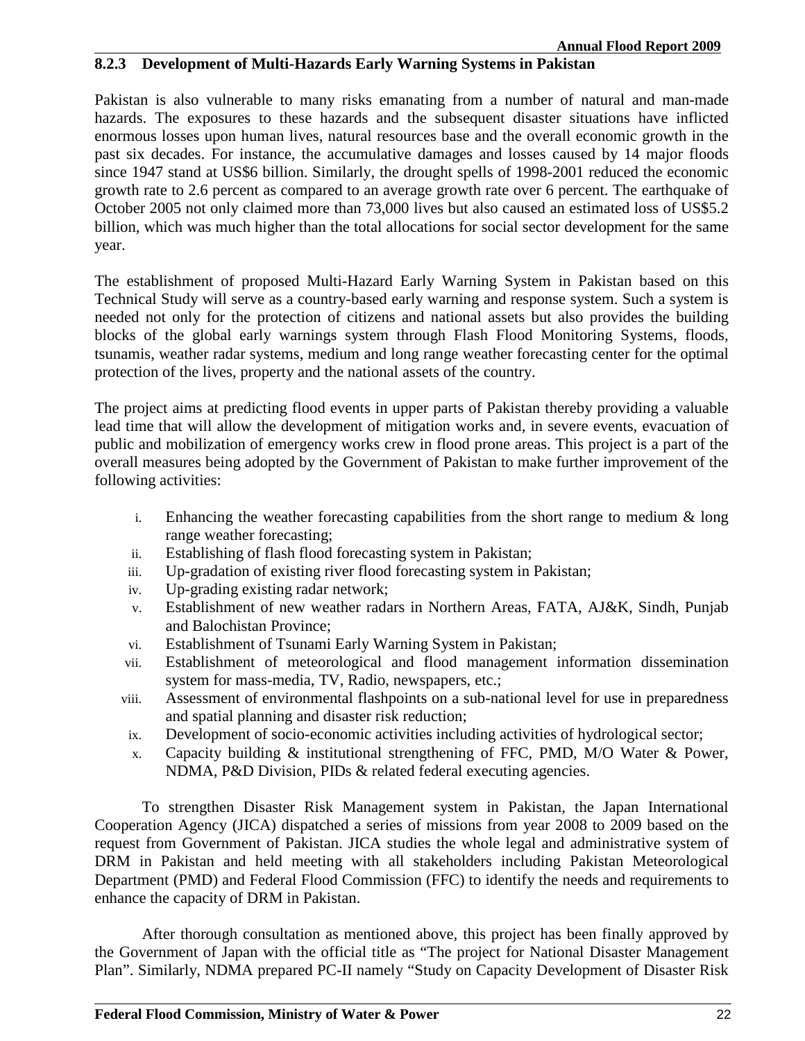### 8.2.3 Development of Multi-Hazards Early Warning Systems in Pakistan

Pakistan is also vulnerable to many risks emanating from a number of natural and man-made hazards. The exposures to these hazards and the subsequent disaster situations have inflicted enormous losses upon human lives, natural resources base and the overall economic growth in the past six decades. For instance, the accumulative damages and losses caused by 14 major floods since 1947 stand at US$6 billion. Similarly, the drought spells of 1998-2001 reduced the economic growth rate to 2.6 percent as compared to an average growth rate over 6 percent. The earthquake of October 2005 not only claimed more than 73,000 lives but also caused an estimated loss of US$5.2 billion, which was much higher than the total allocations for social sector development for the same year.

The establishment of proposed Multi-Hazard Early Warning System in Pakistan based on this Technical Study will serve as a country-based early warning and response system. Such a system is needed not only for the protection of citizens and national assets but also provides the building blocks of the global early warnings system through Flash Flood Monitoring Systems, floods, tsunamis, weather radar systems, medium and long range weather forecasting center for the optimal protection of the lives, property and the national assets of the country.

The project aims at predicting flood events in upper parts of Pakistan thereby providing a valuable lead time that will allow the development of mitigation works and, in severe events, evacuation of public and mobilization of emergency works crew in flood prone areas. This project is a part of the overall measures being adopted by the Government of Pakistan to make further improvement of the following activities:

i. Enhancing the weather forecasting capabilities from the short range to medium & long range weather forecasting;
ii. Establishing of flash flood forecasting system in Pakistan;
iii. Up-gradation of existing river flood forecasting system in Pakistan;
iv. Up-grading existing radar network;
v. Establishment of new weather radars in Northern Areas, FATA, AJ&K, Sindh, Punjab and Balochistan Province;
vi. Establishment of Tsunami Early Warning System in Pakistan;
vii. Establishment of meteorological and flood management information dissemination system for mass-media, TV, Radio, newspapers, etc.;
viii. Assessment of environmental flashpoints on a sub-national level for use in preparedness and spatial planning and disaster risk reduction;
ix. Development of socio-economic activities including activities of hydrological sector;
x. Capacity building & institutional strengthening of FFC, PMD, M/O Water & Power, NDMA, P&D Division, PIDs & related federal executing agencies.

To strengthen Disaster Risk Management system in Pakistan, the Japan International Cooperation Agency (JICA) dispatched a series of missions from year 2008 to 2009 based on the request from Government of Pakistan. JICA studies the whole legal and administrative system of DRM in Pakistan and held meeting with all stakeholders including Pakistan Meteorological Department (PMD) and Federal Flood Commission (FFC) to identify the needs and requirements to enhance the capacity of DRM in Pakistan.

After thorough consultation as mentioned above, this project has been finally approved by the Government of Japan with the official title as "The project for National Disaster Management Plan". Similarly, NDMA prepared PC-II namely "Study on Capacity Development of Disaster Risk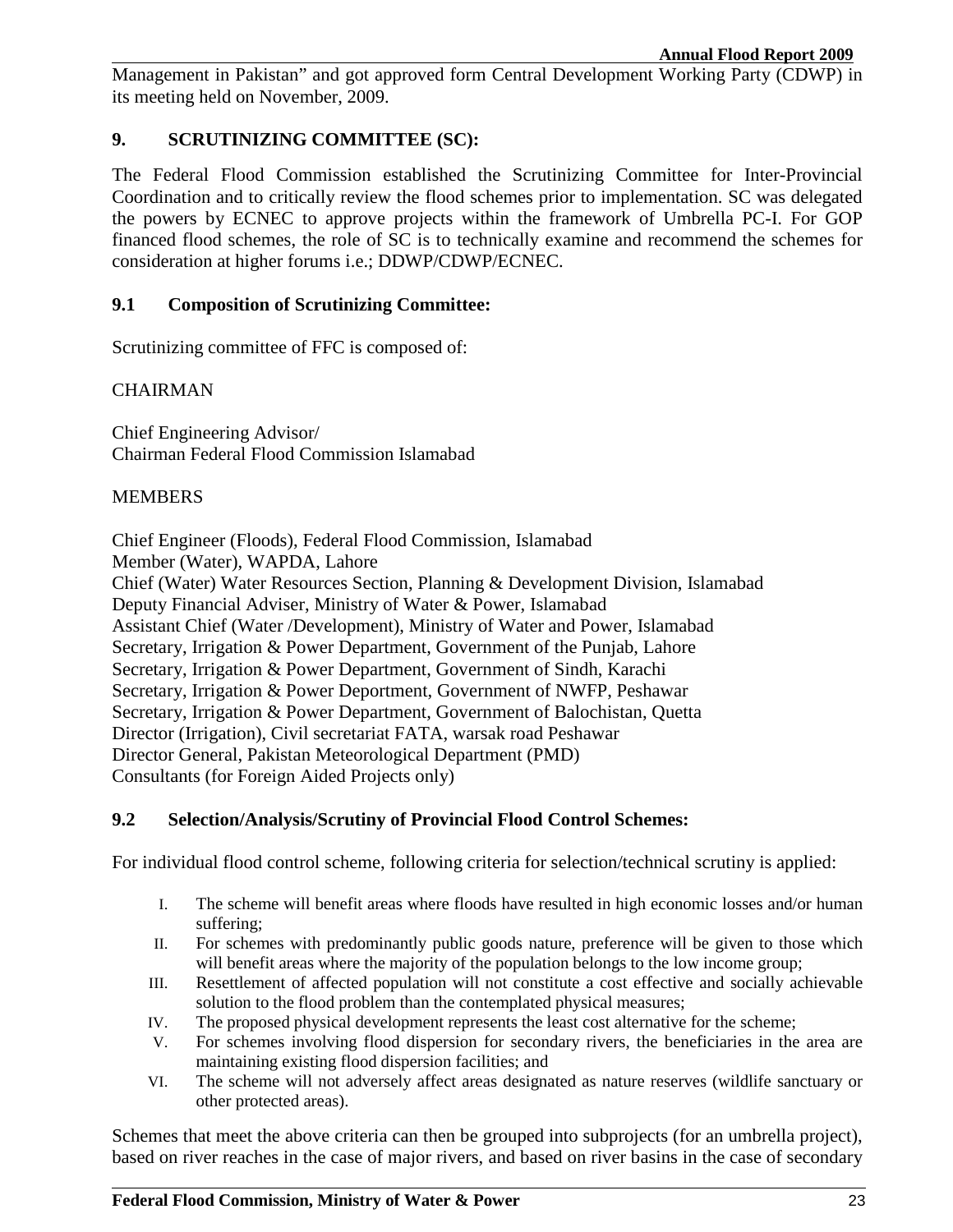Management in Pakistan" and got approved form Central Development Working Party (CDWP) in its meeting held on November, 2009.

## 9. SCRUTINIZING COMMITTEE (SC):

The Federal Flood Commission established the Scrutinizing Committee for Inter-Provincial Coordination and to critically review the flood schemes prior to implementation. SC was delegated the powers by ECNEC to approve projects within the framework of Umbrella PC-I. For GOP financed flood schemes, the role of SC is to technically examine and recommend the schemes for consideration at higher forums i.e.; DDWP/CDWP/ECNEC.

### 9.1 Composition of Scrutinizing Committee:

Scrutinizing committee of FFC is composed of:

CHAIRMAN

Chief Engineering Advisor/
Chairman Federal Flood Commission Islamabad

MEMBERS

Chief Engineer (Floods), Federal Flood Commission, Islamabad
Member (Water), WAPDA, Lahore
Chief (Water) Water Resources Section, Planning & Development Division, Islamabad
Deputy Financial Adviser, Ministry of Water & Power, Islamabad
Assistant Chief (Water /Development), Ministry of Water and Power, Islamabad
Secretary, Irrigation & Power Department, Government of the Punjab, Lahore
Secretary, Irrigation & Power Department, Government of Sindh, Karachi
Secretary, Irrigation & Power Deportment, Government of NWFP, Peshawar
Secretary, Irrigation & Power Department, Government of Balochistan, Quetta
Director (Irrigation), Civil secretariat FATA, warsak road Peshawar
Director General, Pakistan Meteorological Department (PMD)
Consultants (for Foreign Aided Projects only)

### 9.2 Selection/Analysis/Scrutiny of Provincial Flood Control Schemes:

For individual flood control scheme, following criteria for selection/technical scrutiny is applied:

I. The scheme will benefit areas where floods have resulted in high economic losses and/or human suffering;
II. For schemes with predominantly public goods nature, preference will be given to those which will benefit areas where the majority of the population belongs to the low income group;
III. Resettlement of affected population will not constitute a cost effective and socially achievable solution to the flood problem than the contemplated physical measures;
IV. The proposed physical development represents the least cost alternative for the scheme;
V. For schemes involving flood dispersion for secondary rivers, the beneficiaries in the area are maintaining existing flood dispersion facilities; and
VI. The scheme will not adversely affect areas designated as nature reserves (wildlife sanctuary or other protected areas).

Schemes that meet the above criteria can then be grouped into subprojects (for an umbrella project), based on river reaches in the case of major rivers, and based on river basins in the case of secondary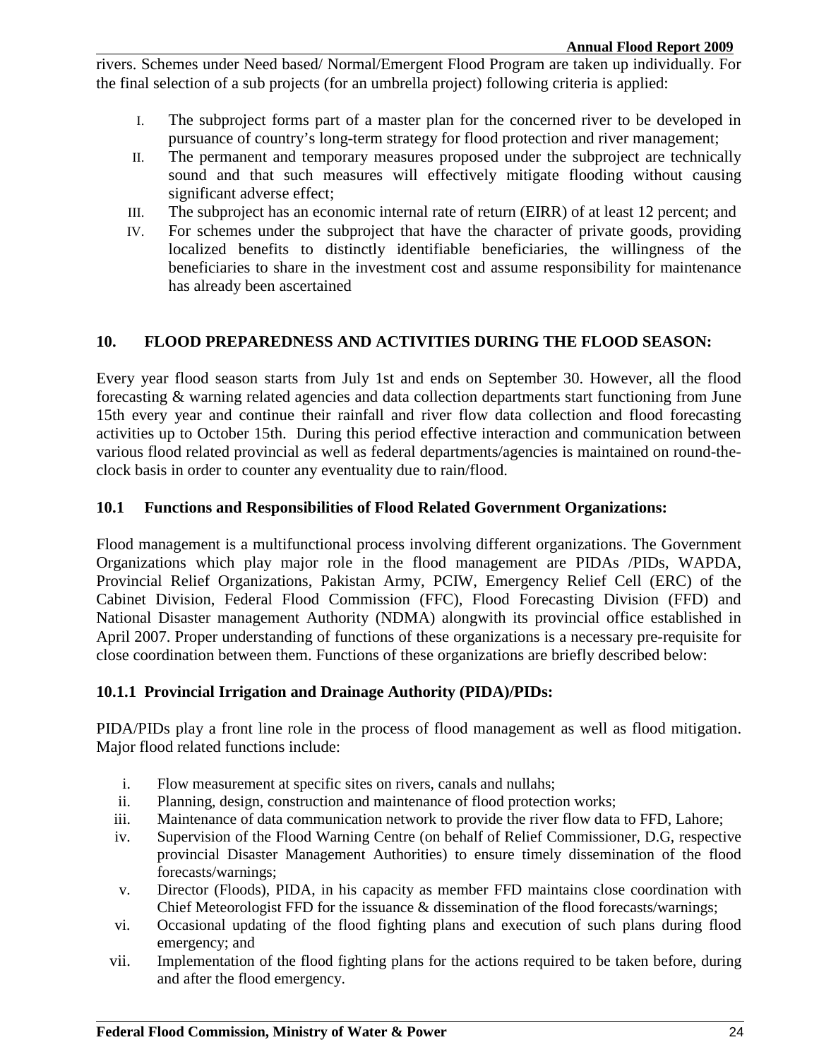rivers. Schemes under Need based/ Normal/Emergent Flood Program are taken up individually. For the final selection of a sub projects (for an umbrella project) following criteria is applied:

I. The subproject forms part of a master plan for the concerned river to be developed in pursuance of country's long-term strategy for flood protection and river management;
II. The permanent and temporary measures proposed under the subproject are technically sound and that such measures will effectively mitigate flooding without causing significant adverse effect;
III. The subproject has an economic internal rate of return (EIRR) of at least 12 percent; and
IV. For schemes under the subproject that have the character of private goods, providing localized benefits to distinctly identifiable beneficiaries, the willingness of the beneficiaries to share in the investment cost and assume responsibility for maintenance has already been ascertained

## 10. FLOOD PREPAREDNESS AND ACTIVITIES DURING THE FLOOD SEASON:

Every year flood season starts from July 1st and ends on September 30. However, all the flood forecasting & warning related agencies and data collection departments start functioning from June 15th every year and continue their rainfall and river flow data collection and flood forecasting activities up to October 15th. During this period effective interaction and communication between various flood related provincial as well as federal departments/agencies is maintained on round-the-clock basis in order to counter any eventuality due to rain/flood.

### 10.1 Functions and Responsibilities of Flood Related Government Organizations:

Flood management is a multifunctional process involving different organizations. The Government Organizations which play major role in the flood management are PIDAs /PIDs, WAPDA, Provincial Relief Organizations, Pakistan Army, PCIW, Emergency Relief Cell (ERC) of the Cabinet Division, Federal Flood Commission (FFC), Flood Forecasting Division (FFD) and National Disaster management Authority (NDMA) alongwith its provincial office established in April 2007. Proper understanding of functions of these organizations is a necessary pre-requisite for close coordination between them. Functions of these organizations are briefly described below:

#### 10.1.1 Provincial Irrigation and Drainage Authority (PIDA)/PIDs:

PIDA/PIDs play a front line role in the process of flood management as well as flood mitigation. Major flood related functions include:

i. Flow measurement at specific sites on rivers, canals and nullahs;
ii. Planning, design, construction and maintenance of flood protection works;
iii. Maintenance of data communication network to provide the river flow data to FFD, Lahore;
iv. Supervision of the Flood Warning Centre (on behalf of Relief Commissioner, D.G, respective provincial Disaster Management Authorities) to ensure timely dissemination of the flood forecasts/warnings;
v. Director (Floods), PIDA, in his capacity as member FFD maintains close coordination with Chief Meteorologist FFD for the issuance & dissemination of the flood forecasts/warnings;
vi. Occasional updating of the flood fighting plans and execution of such plans during flood emergency; and
vii. Implementation of the flood fighting plans for the actions required to be taken before, during and after the flood emergency.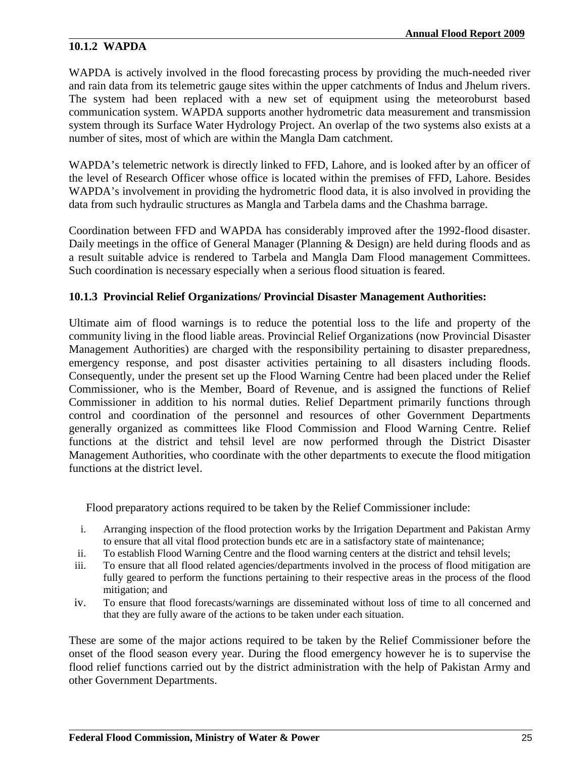### 10.1.2 WAPDA

WAPDA is actively involved in the flood forecasting process by providing the much-needed river and rain data from its telemetric gauge sites within the upper catchments of Indus and Jhelum rivers. The system had been replaced with a new set of equipment using the meteoroburst based communication system. WAPDA supports another hydrometric data measurement and transmission system through its Surface Water Hydrology Project. An overlap of the two systems also exists at a number of sites, most of which are within the Mangla Dam catchment.

WAPDA's telemetric network is directly linked to FFD, Lahore, and is looked after by an officer of the level of Research Officer whose office is located within the premises of FFD, Lahore. Besides WAPDA's involvement in providing the hydrometric flood data, it is also involved in providing the data from such hydraulic structures as Mangla and Tarbela dams and the Chashma barrage.

Coordination between FFD and WAPDA has considerably improved after the 1992-flood disaster. Daily meetings in the office of General Manager (Planning & Design) are held during floods and as a result suitable advice is rendered to Tarbela and Mangla Dam Flood management Committees. Such coordination is necessary especially when a serious flood situation is feared.

### 10.1.3 Provincial Relief Organizations/ Provincial Disaster Management Authorities:

Ultimate aim of flood warnings is to reduce the potential loss to the life and property of the community living in the flood liable areas. Provincial Relief Organizations (now Provincial Disaster Management Authorities) are charged with the responsibility pertaining to disaster preparedness, emergency response, and post disaster activities pertaining to all disasters including floods. Consequently, under the present set up the Flood Warning Centre had been placed under the Relief Commissioner, who is the Member, Board of Revenue, and is assigned the functions of Relief Commissioner in addition to his normal duties. Relief Department primarily functions through control and coordination of the personnel and resources of other Government Departments generally organized as committees like Flood Commission and Flood Warning Centre. Relief functions at the district and tehsil level are now performed through the District Disaster Management Authorities, who coordinate with the other departments to execute the flood mitigation functions at the district level.

Flood preparatory actions required to be taken by the Relief Commissioner include:

i. Arranging inspection of the flood protection works by the Irrigation Department and Pakistan Army to ensure that all vital flood protection bunds etc are in a satisfactory state of maintenance;
ii. To establish Flood Warning Centre and the flood warning centers at the district and tehsil levels;
iii. To ensure that all flood related agencies/departments involved in the process of flood mitigation are fully geared to perform the functions pertaining to their respective areas in the process of the flood mitigation; and
iv. To ensure that flood forecasts/warnings are disseminated without loss of time to all concerned and that they are fully aware of the actions to be taken under each situation.

These are some of the major actions required to be taken by the Relief Commissioner before the onset of the flood season every year. During the flood emergency however he is to supervise the flood relief functions carried out by the district administration with the help of Pakistan Army and other Government Departments.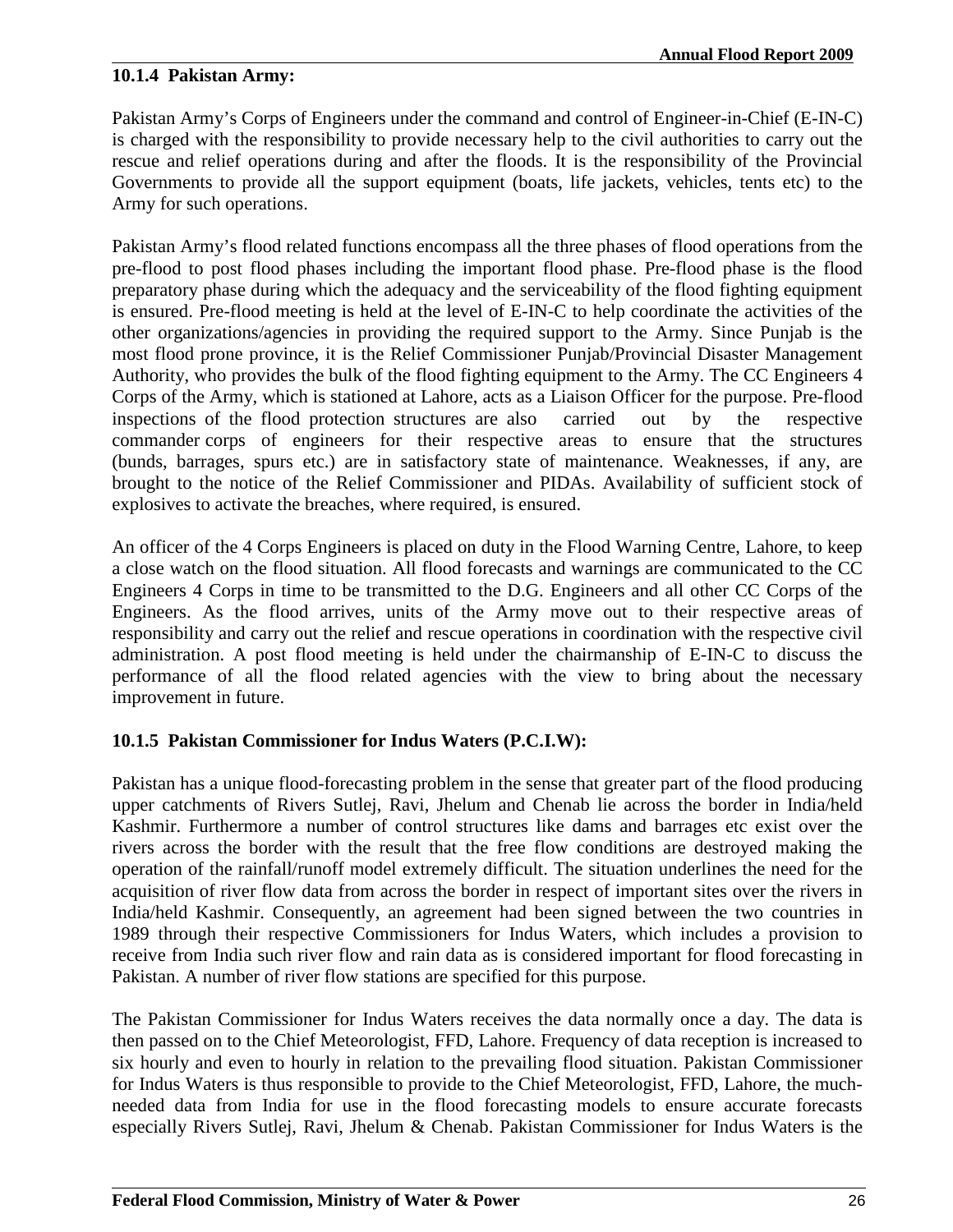### 10.1.4 Pakistan Army:

Pakistan Army's Corps of Engineers under the command and control of Engineer-in-Chief (E-IN-C) is charged with the responsibility to provide necessary help to the civil authorities to carry out the rescue and relief operations during and after the floods. It is the responsibility of the Provincial Governments to provide all the support equipment (boats, life jackets, vehicles, tents etc) to the Army for such operations.

Pakistan Army's flood related functions encompass all the three phases of flood operations from the pre-flood to post flood phases including the important flood phase. Pre-flood phase is the flood preparatory phase during which the adequacy and the serviceability of the flood fighting equipment is ensured. Pre-flood meeting is held at the level of E-IN-C to help coordinate the activities of the other organizations/agencies in providing the required support to the Army. Since Punjab is the most flood prone province, it is the Relief Commissioner Punjab/Provincial Disaster Management Authority, who provides the bulk of the flood fighting equipment to the Army. The CC Engineers 4 Corps of the Army, which is stationed at Lahore, acts as a Liaison Officer for the purpose. Pre-flood inspections of the flood protection structures are also carried out by the respective commander corps of engineers for their respective areas to ensure that the structures (bunds, barrages, spurs etc.) are in satisfactory state of maintenance. Weaknesses, if any, are brought to the notice of the Relief Commissioner and PIDAs. Availability of sufficient stock of explosives to activate the breaches, where required, is ensured.

An officer of the 4 Corps Engineers is placed on duty in the Flood Warning Centre, Lahore, to keep a close watch on the flood situation. All flood forecasts and warnings are communicated to the CC Engineers 4 Corps in time to be transmitted to the D.G. Engineers and all other CC Corps of the Engineers. As the flood arrives, units of the Army move out to their respective areas of responsibility and carry out the relief and rescue operations in coordination with the respective civil administration. A post flood meeting is held under the chairmanship of E-IN-C to discuss the performance of all the flood related agencies with the view to bring about the necessary improvement in future.

### 10.1.5 Pakistan Commissioner for Indus Waters (P.C.I.W):

Pakistan has a unique flood-forecasting problem in the sense that greater part of the flood producing upper catchments of Rivers Sutlej, Ravi, Jhelum and Chenab lie across the border in India/held Kashmir. Furthermore a number of control structures like dams and barrages etc exist over the rivers across the border with the result that the free flow conditions are destroyed making the operation of the rainfall/runoff model extremely difficult. The situation underlines the need for the acquisition of river flow data from across the border in respect of important sites over the rivers in India/held Kashmir. Consequently, an agreement had been signed between the two countries in 1989 through their respective Commissioners for Indus Waters, which includes a provision to receive from India such river flow and rain data as is considered important for flood forecasting in Pakistan. A number of river flow stations are specified for this purpose.

The Pakistan Commissioner for Indus Waters receives the data normally once a day. The data is then passed on to the Chief Meteorologist, FFD, Lahore. Frequency of data reception is increased to six hourly and even to hourly in relation to the prevailing flood situation. Pakistan Commissioner for Indus Waters is thus responsible to provide to the Chief Meteorologist, FFD, Lahore, the much-needed data from India for use in the flood forecasting models to ensure accurate forecasts especially Rivers Sutlej, Ravi, Jhelum & Chenab. Pakistan Commissioner for Indus Waters is the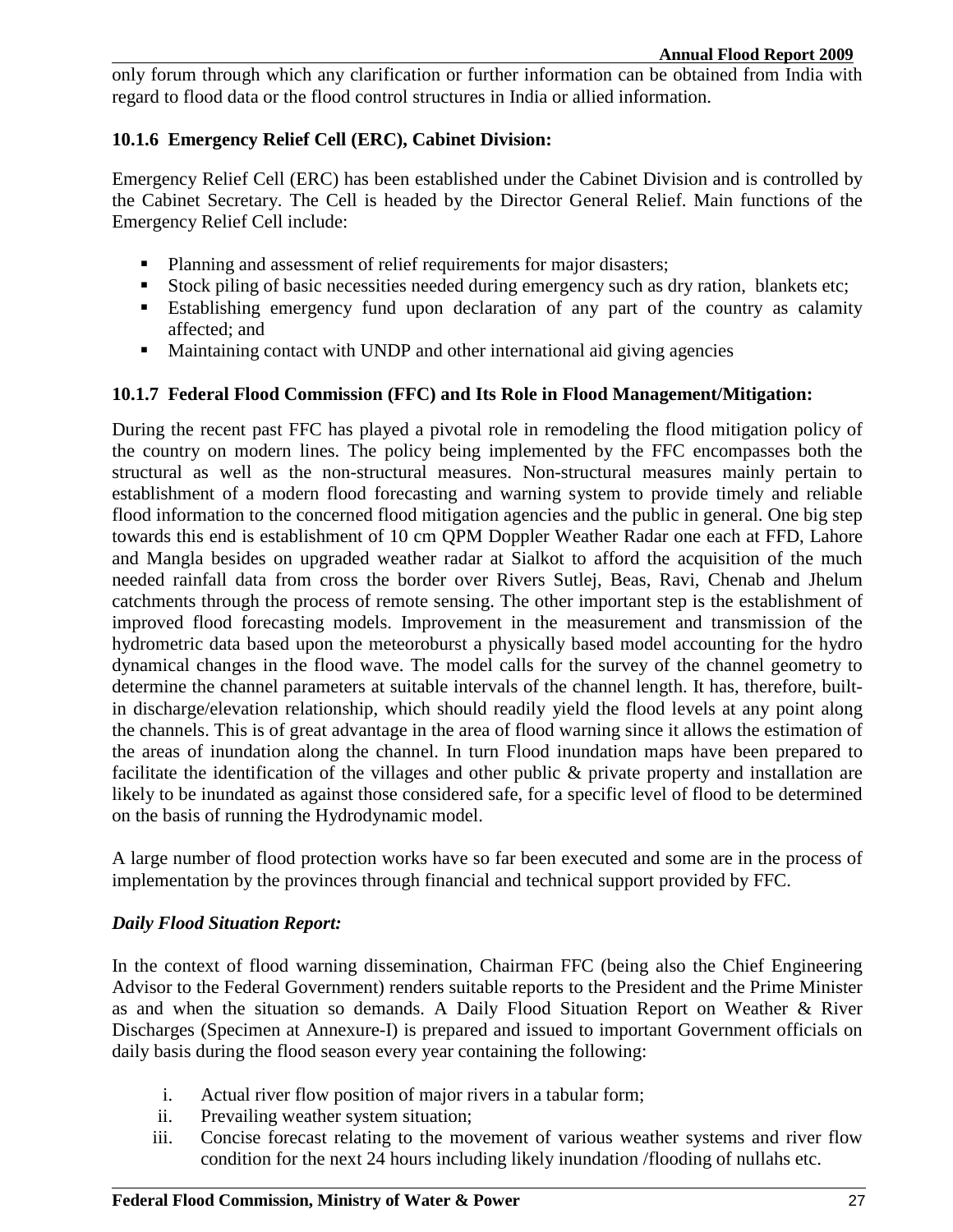only forum through which any clarification or further information can be obtained from India with regard to flood data or the flood control structures in India or allied information.

### 10.1.6 Emergency Relief Cell (ERC), Cabinet Division:

Emergency Relief Cell (ERC) has been established under the Cabinet Division and is controlled by the Cabinet Secretary. The Cell is headed by the Director General Relief. Main functions of the Emergency Relief Cell include:

- Planning and assessment of relief requirements for major disasters;
- Stock piling of basic necessities needed during emergency such as dry ration, blankets etc;
- Establishing emergency fund upon declaration of any part of the country as calamity affected; and
- Maintaining contact with UNDP and other international aid giving agencies

### 10.1.7 Federal Flood Commission (FFC) and Its Role in Flood Management/Mitigation:

During the recent past FFC has played a pivotal role in remodeling the flood mitigation policy of the country on modern lines. The policy being implemented by the FFC encompasses both the structural as well as the non-structural measures. Non-structural measures mainly pertain to establishment of a modern flood forecasting and warning system to provide timely and reliable flood information to the concerned flood mitigation agencies and the public in general. One big step towards this end is establishment of 10 cm QPM Doppler Weather Radar one each at FFD, Lahore and Mangla besides on upgraded weather radar at Sialkot to afford the acquisition of the much needed rainfall data from cross the border over Rivers Sutlej, Beas, Ravi, Chenab and Jhelum catchments through the process of remote sensing. The other important step is the establishment of improved flood forecasting models. Improvement in the measurement and transmission of the hydrometric data based upon the meteoroburst a physically based model accounting for the hydro dynamical changes in the flood wave. The model calls for the survey of the channel geometry to determine the channel parameters at suitable intervals of the channel length. It has, therefore, built-in discharge/elevation relationship, which should readily yield the flood levels at any point along the channels. This is of great advantage in the area of flood warning since it allows the estimation of the areas of inundation along the channel. In turn Flood inundation maps have been prepared to facilitate the identification of the villages and other public & private property and installation are likely to be inundated as against those considered safe, for a specific level of flood to be determined on the basis of running the Hydrodynamic model.

A large number of flood protection works have so far been executed and some are in the process of implementation by the provinces through financial and technical support provided by FFC.

***Daily Flood Situation Report:***

In the context of flood warning dissemination, Chairman FFC (being also the Chief Engineering Advisor to the Federal Government) renders suitable reports to the President and the Prime Minister as and when the situation so demands. A Daily Flood Situation Report on Weather & River Discharges (Specimen at Annexure-I) is prepared and issued to important Government officials on daily basis during the flood season every year containing the following:

i. Actual river flow position of major rivers in a tabular form;
ii. Prevailing weather system situation;
iii. Concise forecast relating to the movement of various weather systems and river flow condition for the next 24 hours including likely inundation /flooding of nullahs etc.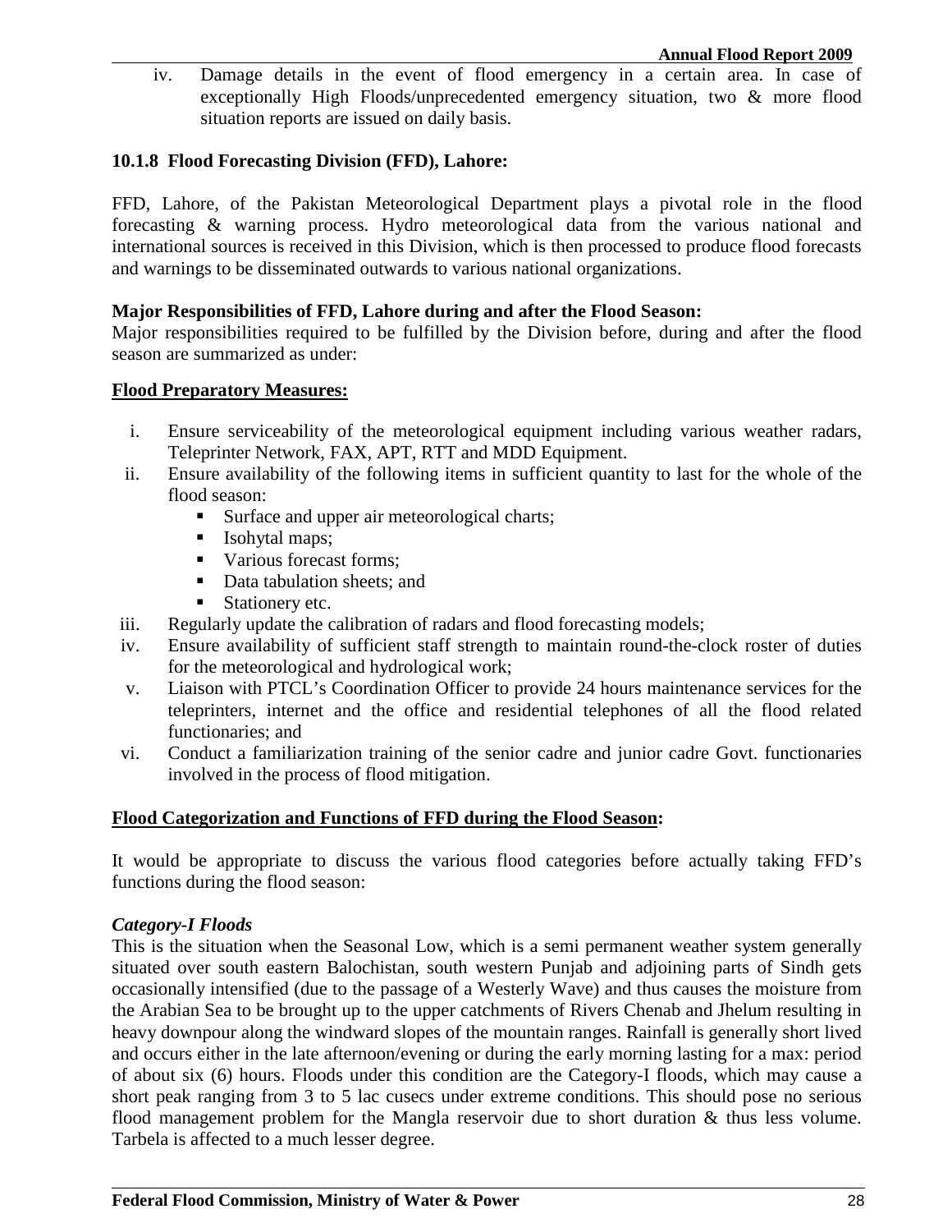iv. Damage details in the event of flood emergency in a certain area. In case of exceptionally High Floods/unprecedented emergency situation, two & more flood situation reports are issued on daily basis.

### 10.1.8 Flood Forecasting Division (FFD), Lahore:

FFD, Lahore, of the Pakistan Meteorological Department plays a pivotal role in the flood forecasting & warning process. Hydro meteorological data from the various national and international sources is received in this Division, which is then processed to produce flood forecasts and warnings to be disseminated outwards to various national organizations.

**Major Responsibilities of FFD, Lahore during and after the Flood Season:**

Major responsibilities required to be fulfilled by the Division before, during and after the flood season are summarized as under:

**Flood Preparatory Measures:**

i. Ensure serviceability of the meteorological equipment including various weather radars, Teleprinter Network, FAX, APT, RTT and MDD Equipment.

ii. Ensure availability of the following items in sufficient quantity to last for the whole of the flood season:
   - Surface and upper air meteorological charts;
   - Isohytal maps;
   - Various forecast forms;
   - Data tabulation sheets; and
   - Stationery etc.

iii. Regularly update the calibration of radars and flood forecasting models;

iv. Ensure availability of sufficient staff strength to maintain round-the-clock roster of duties for the meteorological and hydrological work;

v. Liaison with PTCL's Coordination Officer to provide 24 hours maintenance services for the teleprinters, internet and the office and residential telephones of all the flood related functionaries; and

vi. Conduct a familiarization training of the senior cadre and junior cadre Govt. functionaries involved in the process of flood mitigation.

**Flood Categorization and Functions of FFD during the Flood Season:**

It would be appropriate to discuss the various flood categories before actually taking FFD's functions during the flood season:

***Category-I Floods***

This is the situation when the Seasonal Low, which is a semi permanent weather system generally situated over south eastern Balochistan, south western Punjab and adjoining parts of Sindh gets occasionally intensified (due to the passage of a Westerly Wave) and thus causes the moisture from the Arabian Sea to be brought up to the upper catchments of Rivers Chenab and Jhelum resulting in heavy downpour along the windward slopes of the mountain ranges. Rainfall is generally short lived and occurs either in the late afternoon/evening or during the early morning lasting for a max: period of about six (6) hours. Floods under this condition are the Category-I floods, which may cause a short peak ranging from 3 to 5 lac cusecs under extreme conditions. This should pose no serious flood management problem for the Mangla reservoir due to short duration & thus less volume. Tarbela is affected to a much lesser degree.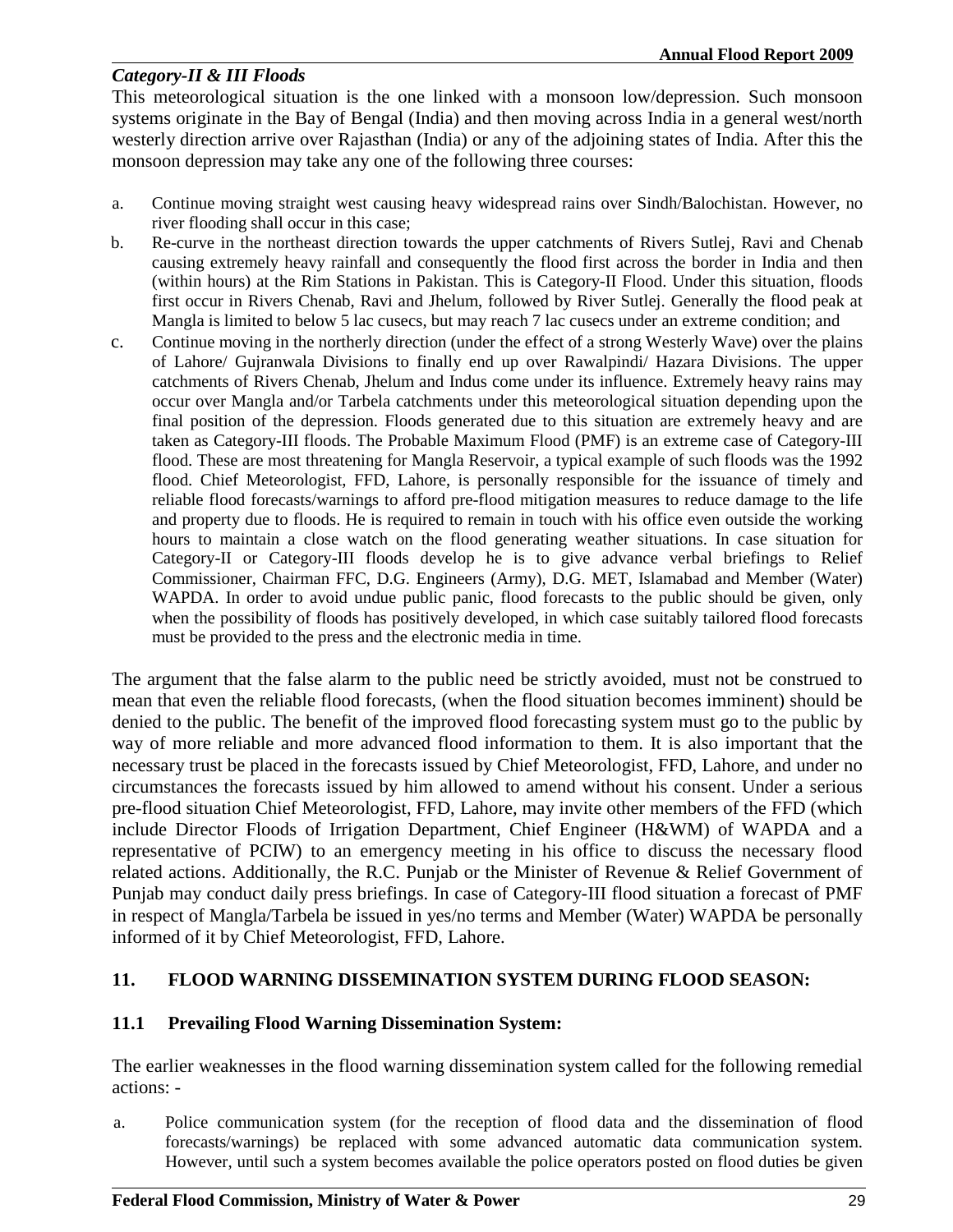### *Category-II & III Floods*

This meteorological situation is the one linked with a monsoon low/depression. Such monsoon systems originate in the Bay of Bengal (India) and then moving across India in a general west/north westerly direction arrive over Rajasthan (India) or any of the adjoining states of India. After this the monsoon depression may take any one of the following three courses:

a. Continue moving straight west causing heavy widespread rains over Sindh/Balochistan. However, no river flooding shall occur in this case;

b. Re-curve in the northeast direction towards the upper catchments of Rivers Sutlej, Ravi and Chenab causing extremely heavy rainfall and consequently the flood first across the border in India and then (within hours) at the Rim Stations in Pakistan. This is Category-II Flood. Under this situation, floods first occur in Rivers Chenab, Ravi and Jhelum, followed by River Sutlej. Generally the flood peak at Mangla is limited to below 5 lac cusecs, but may reach 7 lac cusecs under an extreme condition; and

c. Continue moving in the northerly direction (under the effect of a strong Westerly Wave) over the plains of Lahore/ Gujranwala Divisions to finally end up over Rawalpindi/ Hazara Divisions. The upper catchments of Rivers Chenab, Jhelum and Indus come under its influence. Extremely heavy rains may occur over Mangla and/or Tarbela catchments under this meteorological situation depending upon the final position of the depression. Floods generated due to this situation are extremely heavy and are taken as Category-III floods. The Probable Maximum Flood (PMF) is an extreme case of Category-III flood. These are most threatening for Mangla Reservoir, a typical example of such floods was the 1992 flood. Chief Meteorologist, FFD, Lahore, is personally responsible for the issuance of timely and reliable flood forecasts/warnings to afford pre-flood mitigation measures to reduce damage to the life and property due to floods. He is required to remain in touch with his office even outside the working hours to maintain a close watch on the flood generating weather situations. In case situation for Category-II or Category-III floods develop he is to give advance verbal briefings to Relief Commissioner, Chairman FFC, D.G. Engineers (Army), D.G. MET, Islamabad and Member (Water) WAPDA. In order to avoid undue public panic, flood forecasts to the public should be given, only when the possibility of floods has positively developed, in which case suitably tailored flood forecasts must be provided to the press and the electronic media in time.

The argument that the false alarm to the public need be strictly avoided, must not be construed to mean that even the reliable flood forecasts, (when the flood situation becomes imminent) should be denied to the public. The benefit of the improved flood forecasting system must go to the public by way of more reliable and more advanced flood information to them. It is also important that the necessary trust be placed in the forecasts issued by Chief Meteorologist, FFD, Lahore, and under no circumstances the forecasts issued by him allowed to amend without his consent. Under a serious pre-flood situation Chief Meteorologist, FFD, Lahore, may invite other members of the FFD (which include Director Floods of Irrigation Department, Chief Engineer (H&WM) of WAPDA and a representative of PCIW) to an emergency meeting in his office to discuss the necessary flood related actions. Additionally, the R.C. Punjab or the Minister of Revenue & Relief Government of Punjab may conduct daily press briefings. In case of Category-III flood situation a forecast of PMF in respect of Mangla/Tarbela be issued in yes/no terms and Member (Water) WAPDA be personally informed of it by Chief Meteorologist, FFD, Lahore.

## 11. FLOOD WARNING DISSEMINATION SYSTEM DURING FLOOD SEASON:

### 11.1 Prevailing Flood Warning Dissemination System:

The earlier weaknesses in the flood warning dissemination system called for the following remedial actions: -

a. Police communication system (for the reception of flood data and the dissemination of flood forecasts/warnings) be replaced with some advanced automatic data communication system. However, until such a system becomes available the police operators posted on flood duties be given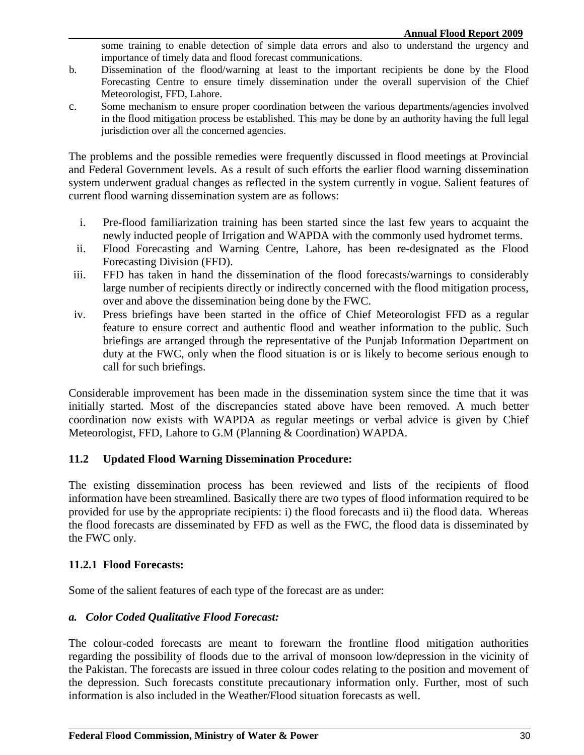some training to enable detection of simple data errors and also to understand the urgency and importance of timely data and flood forecast communications.

b. Dissemination of the flood/warning at least to the important recipients be done by the Flood Forecasting Centre to ensure timely dissemination under the overall supervision of the Chief Meteorologist, FFD, Lahore.

c. Some mechanism to ensure proper coordination between the various departments/agencies involved in the flood mitigation process be established. This may be done by an authority having the full legal jurisdiction over all the concerned agencies.

The problems and the possible remedies were frequently discussed in flood meetings at Provincial and Federal Government levels. As a result of such efforts the earlier flood warning dissemination system underwent gradual changes as reflected in the system currently in vogue. Salient features of current flood warning dissemination system are as follows:

i. Pre-flood familiarization training has been started since the last few years to acquaint the newly inducted people of Irrigation and WAPDA with the commonly used hydromet terms.
ii. Flood Forecasting and Warning Centre, Lahore, has been re-designated as the Flood Forecasting Division (FFD).
iii. FFD has taken in hand the dissemination of the flood forecasts/warnings to considerably large number of recipients directly or indirectly concerned with the flood mitigation process, over and above the dissemination being done by the FWC.
iv. Press briefings have been started in the office of Chief Meteorologist FFD as a regular feature to ensure correct and authentic flood and weather information to the public. Such briefings are arranged through the representative of the Punjab Information Department on duty at the FWC, only when the flood situation is or is likely to become serious enough to call for such briefings.

Considerable improvement has been made in the dissemination system since the time that it was initially started. Most of the discrepancies stated above have been removed. A much better coordination now exists with WAPDA as regular meetings or verbal advice is given by Chief Meteorologist, FFD, Lahore to G.M (Planning & Coordination) WAPDA.

### 11.2 Updated Flood Warning Dissemination Procedure:

The existing dissemination process has been reviewed and lists of the recipients of flood information have been streamlined. Basically there are two types of flood information required to be provided for use by the appropriate recipients: i) the flood forecasts and ii) the flood data. Whereas the flood forecasts are disseminated by FFD as well as the FWC, the flood data is disseminated by the FWC only.

#### 11.2.1 Flood Forecasts:

Some of the salient features of each type of the forecast are as under:

***a. Color Coded Qualitative Flood Forecast:***

The colour-coded forecasts are meant to forewarn the frontline flood mitigation authorities regarding the possibility of floods due to the arrival of monsoon low/depression in the vicinity of the Pakistan. The forecasts are issued in three colour codes relating to the position and movement of the depression. Such forecasts constitute precautionary information only. Further, most of such information is also included in the Weather/Flood situation forecasts as well.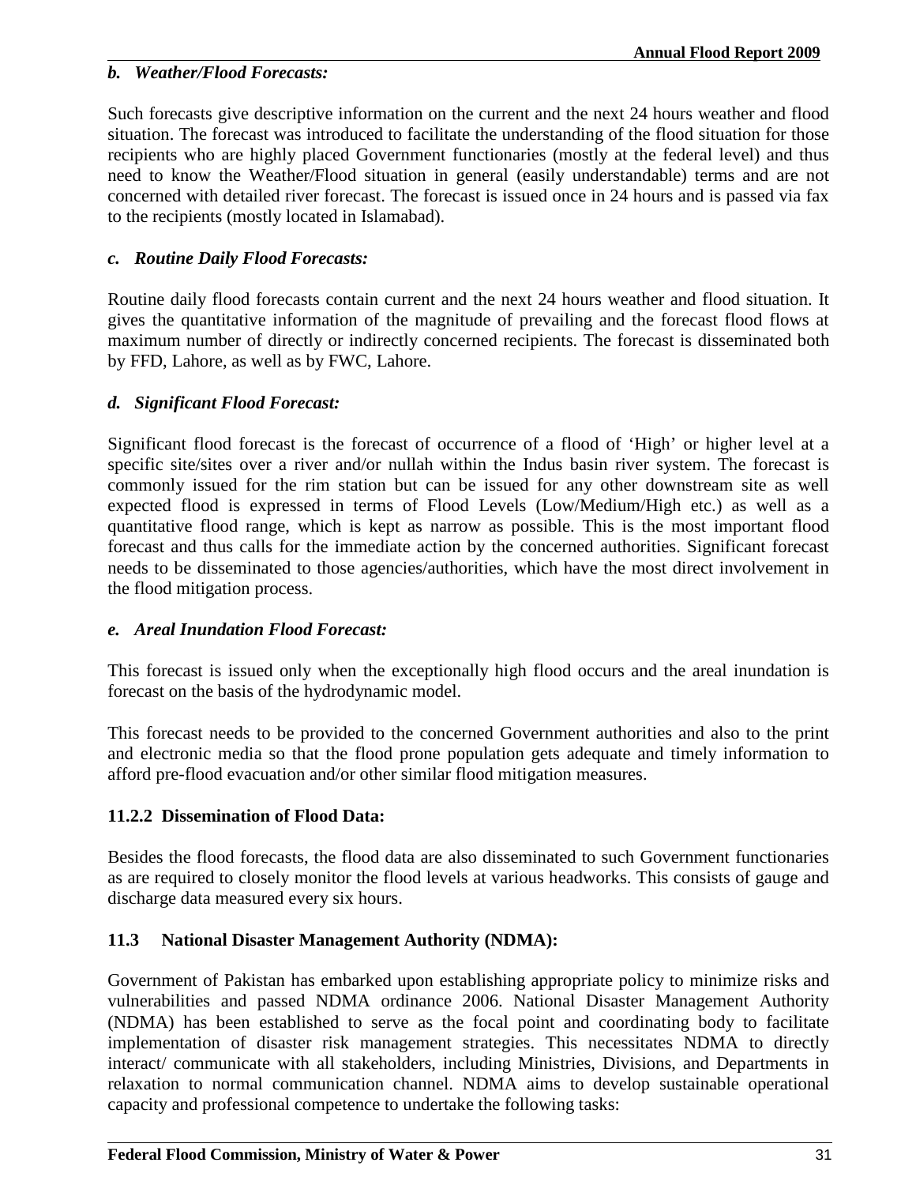### *b. Weather/Flood Forecasts:*

Such forecasts give descriptive information on the current and the next 24 hours weather and flood situation. The forecast was introduced to facilitate the understanding of the flood situation for those recipients who are highly placed Government functionaries (mostly at the federal level) and thus need to know the Weather/Flood situation in general (easily understandable) terms and are not concerned with detailed river forecast. The forecast is issued once in 24 hours and is passed via fax to the recipients (mostly located in Islamabad).

### *c. Routine Daily Flood Forecasts:*

Routine daily flood forecasts contain current and the next 24 hours weather and flood situation. It gives the quantitative information of the magnitude of prevailing and the forecast flood flows at maximum number of directly or indirectly concerned recipients. The forecast is disseminated both by FFD, Lahore, as well as by FWC, Lahore.

### *d. Significant Flood Forecast:*

Significant flood forecast is the forecast of occurrence of a flood of 'High' or higher level at a specific site/sites over a river and/or nullah within the Indus basin river system. The forecast is commonly issued for the rim station but can be issued for any other downstream site as well expected flood is expressed in terms of Flood Levels (Low/Medium/High etc.) as well as a quantitative flood range, which is kept as narrow as possible. This is the most important flood forecast and thus calls for the immediate action by the concerned authorities. Significant forecast needs to be disseminated to those agencies/authorities, which have the most direct involvement in the flood mitigation process.

### *e. Areal Inundation Flood Forecast:*

This forecast is issued only when the exceptionally high flood occurs and the areal inundation is forecast on the basis of the hydrodynamic model.

This forecast needs to be provided to the concerned Government authorities and also to the print and electronic media so that the flood prone population gets adequate and timely information to afford pre-flood evacuation and/or other similar flood mitigation measures.

### 11.2.2 Dissemination of Flood Data:

Besides the flood forecasts, the flood data are also disseminated to such Government functionaries as are required to closely monitor the flood levels at various headworks. This consists of gauge and discharge data measured every six hours.

## 11.3 National Disaster Management Authority (NDMA):

Government of Pakistan has embarked upon establishing appropriate policy to minimize risks and vulnerabilities and passed NDMA ordinance 2006. National Disaster Management Authority (NDMA) has been established to serve as the focal point and coordinating body to facilitate implementation of disaster risk management strategies. This necessitates NDMA to directly interact/ communicate with all stakeholders, including Ministries, Divisions, and Departments in relaxation to normal communication channel. NDMA aims to develop sustainable operational capacity and professional competence to undertake the following tasks: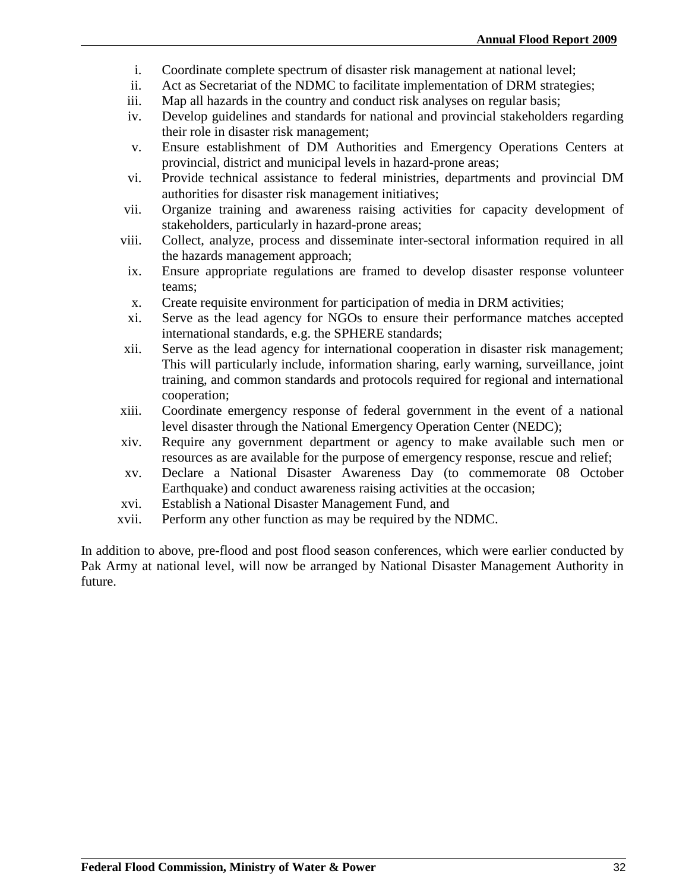i. Coordinate complete spectrum of disaster risk management at national level;
ii. Act as Secretariat of the NDMC to facilitate implementation of DRM strategies;
iii. Map all hazards in the country and conduct risk analyses on regular basis;
iv. Develop guidelines and standards for national and provincial stakeholders regarding their role in disaster risk management;
v. Ensure establishment of DM Authorities and Emergency Operations Centers at provincial, district and municipal levels in hazard-prone areas;
vi. Provide technical assistance to federal ministries, departments and provincial DM authorities for disaster risk management initiatives;
vii. Organize training and awareness raising activities for capacity development of stakeholders, particularly in hazard-prone areas;
viii. Collect, analyze, process and disseminate inter-sectoral information required in all the hazards management approach;
ix. Ensure appropriate regulations are framed to develop disaster response volunteer teams;
x. Create requisite environment for participation of media in DRM activities;
xi. Serve as the lead agency for NGOs to ensure their performance matches accepted international standards, e.g. the SPHERE standards;
xii. Serve as the lead agency for international cooperation in disaster risk management; This will particularly include, information sharing, early warning, surveillance, joint training, and common standards and protocols required for regional and international cooperation;
xiii. Coordinate emergency response of federal government in the event of a national level disaster through the National Emergency Operation Center (NEDC);
xiv. Require any government department or agency to make available such men or resources as are available for the purpose of emergency response, rescue and relief;
xv. Declare a National Disaster Awareness Day (to commemorate 08 October Earthquake) and conduct awareness raising activities at the occasion;
xvi. Establish a National Disaster Management Fund, and
xvii. Perform any other function as may be required by the NDMC.

In addition to above, pre-flood and post flood season conferences, which were earlier conducted by Pak Army at national level, will now be arranged by National Disaster Management Authority in future.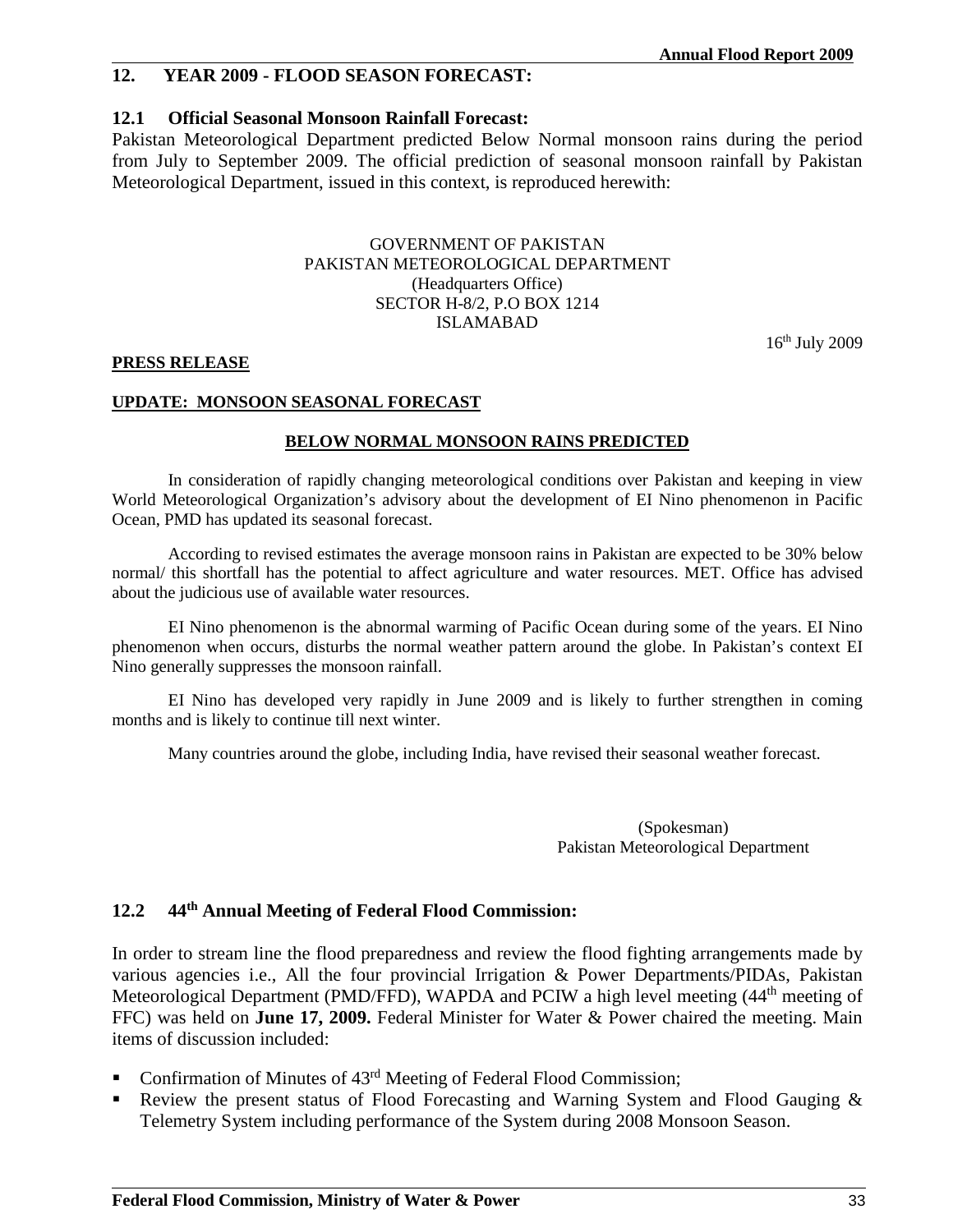## 12. YEAR 2009 - FLOOD SEASON FORECAST:

### 12.1 Official Seasonal Monsoon Rainfall Forecast:

Pakistan Meteorological Department predicted Below Normal monsoon rains during the period from July to September 2009. The official prediction of seasonal monsoon rainfall by Pakistan Meteorological Department, issued in this context, is reproduced herewith:

GOVERNMENT OF PAKISTAN
PAKISTAN METEOROLOGICAL DEPARTMENT
(Headquarters Office)
SECTOR H-8/2, P.O BOX 1214
ISLAMABAD

16th July 2009

**PRESS RELEASE**

**UPDATE: MONSOON SEASONAL FORECAST**

**BELOW NORMAL MONSOON RAINS PREDICTED**

In consideration of rapidly changing meteorological conditions over Pakistan and keeping in view World Meteorological Organization's advisory about the development of EI Nino phenomenon in Pacific Ocean, PMD has updated its seasonal forecast.

According to revised estimates the average monsoon rains in Pakistan are expected to be 30% below normal/ this shortfall has the potential to affect agriculture and water resources. MET. Office has advised about the judicious use of available water resources.

EI Nino phenomenon is the abnormal warming of Pacific Ocean during some of the years. EI Nino phenomenon when occurs, disturbs the normal weather pattern around the globe. In Pakistan's context EI Nino generally suppresses the monsoon rainfall.

EI Nino has developed very rapidly in June 2009 and is likely to further strengthen in coming months and is likely to continue till next winter.

Many countries around the globe, including India, have revised their seasonal weather forecast.

(Spokesman)
Pakistan Meteorological Department

### 12.2 44th Annual Meeting of Federal Flood Commission:

In order to stream line the flood preparedness and review the flood fighting arrangements made by various agencies i.e., All the four provincial Irrigation & Power Departments/PIDAs, Pakistan Meteorological Department (PMD/FFD), WAPDA and PCIW a high level meeting (44th meeting of FFC) was held on **June 17, 2009.** Federal Minister for Water & Power chaired the meeting. Main items of discussion included:

- Confirmation of Minutes of 43rd Meeting of Federal Flood Commission;
- Review the present status of Flood Forecasting and Warning System and Flood Gauging & Telemetry System including performance of the System during 2008 Monsoon Season.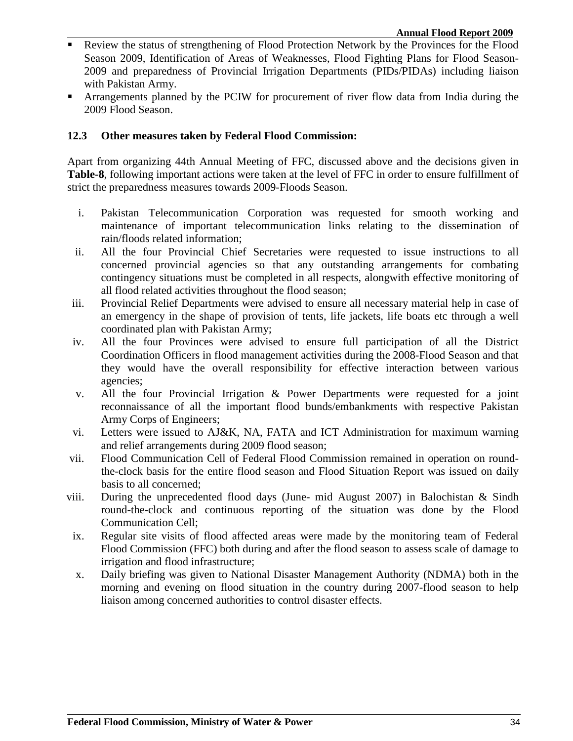- Review the status of strengthening of Flood Protection Network by the Provinces for the Flood Season 2009, Identification of Areas of Weaknesses, Flood Fighting Plans for Flood Season-2009 and preparedness of Provincial Irrigation Departments (PIDs/PIDAs) including liaison with Pakistan Army.
- Arrangements planned by the PCIW for procurement of river flow data from India during the 2009 Flood Season.

### 12.3 Other measures taken by Federal Flood Commission:

Apart from organizing 44th Annual Meeting of FFC, discussed above and the decisions given in **Table-8**, following important actions were taken at the level of FFC in order to ensure fulfillment of strict the preparedness measures towards 2009-Floods Season.

i. Pakistan Telecommunication Corporation was requested for smooth working and maintenance of important telecommunication links relating to the dissemination of rain/floods related information;

ii. All the four Provincial Chief Secretaries were requested to issue instructions to all concerned provincial agencies so that any outstanding arrangements for combating contingency situations must be completed in all respects, alongwith effective monitoring of all flood related activities throughout the flood season;

iii. Provincial Relief Departments were advised to ensure all necessary material help in case of an emergency in the shape of provision of tents, life jackets, life boats etc through a well coordinated plan with Pakistan Army;

iv. All the four Provinces were advised to ensure full participation of all the District Coordination Officers in flood management activities during the 2008-Flood Season and that they would have the overall responsibility for effective interaction between various agencies;

v. All the four Provincial Irrigation & Power Departments were requested for a joint reconnaissance of all the important flood bunds/embankments with respective Pakistan Army Corps of Engineers;

vi. Letters were issued to AJ&K, NA, FATA and ICT Administration for maximum warning and relief arrangements during 2009 flood season;

vii. Flood Communication Cell of Federal Flood Commission remained in operation on round-the-clock basis for the entire flood season and Flood Situation Report was issued on daily basis to all concerned;

viii. During the unprecedented flood days (June- mid August 2007) in Balochistan & Sindh round-the-clock and continuous reporting of the situation was done by the Flood Communication Cell;

ix. Regular site visits of flood affected areas were made by the monitoring team of Federal Flood Commission (FFC) both during and after the flood season to assess scale of damage to irrigation and flood infrastructure;

x. Daily briefing was given to National Disaster Management Authority (NDMA) both in the morning and evening on flood situation in the country during 2007-flood season to help liaison among concerned authorities to control disaster effects.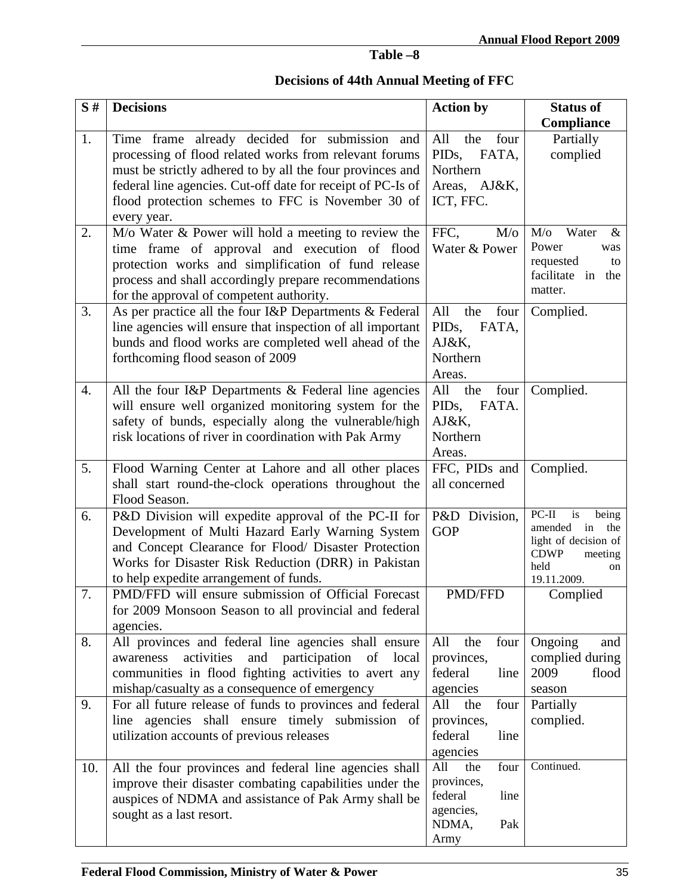**Table –8**

**Decisions of 44th Annual Meeting of FFC**

| S # | Decisions | Action by | Status of Compliance |
|---|---|---|---|
| 1. | Time frame already decided for submission and processing of flood related works from relevant forums must be strictly adhered to by all the four provinces and federal line agencies. Cut-off date for receipt of PC-Is of flood protection schemes to FFC is November 30 of every year. | All the four PIDs, FATA, Northern Areas, AJ&K, ICT, FFC. | Partially complied |
| 2. | M/o Water & Power will hold a meeting to review the time frame of approval and execution of flood protection works and simplification of fund release process and shall accordingly prepare recommendations for the approval of competent authority. | FFC, M/o Water & Power | M/o Water & Power was requested to facilitate in the matter. |
| 3. | As per practice all the four I&P Departments & Federal line agencies will ensure that inspection of all important bunds and flood works are completed well ahead of the forthcoming flood season of 2009 | All the four PIDs, FATA, AJ&K, Northern Areas. | Complied. |
| 4. | All the four I&P Departments & Federal line agencies will ensure well organized monitoring system for the safety of bunds, especially along the vulnerable/high risk locations of river in coordination with Pak Army | All the four PIDs, FATA. AJ&K, Northern Areas. | Complied. |
| 5. | Flood Warning Center at Lahore and all other places shall start round-the-clock operations throughout the Flood Season. | FFC, PIDs and all concerned | Complied. |
| 6. | P&D Division will expedite approval of the PC-II for Development of Multi Hazard Early Warning System and Concept Clearance for Flood/ Disaster Protection Works for Disaster Risk Reduction (DRR) in Pakistan to help expedite arrangement of funds. | P&D Division, GOP | PC-II is being amended in the light of decision of CDWP meeting held on 19.11.2009. |
| 7. | PMD/FFD will ensure submission of Official Forecast for 2009 Monsoon Season to all provincial and federal agencies. | PMD/FFD | Complied |
| 8. | All provinces and federal line agencies shall ensure awareness activities and participation of local communities in flood fighting activities to avert any mishap/casualty as a consequence of emergency | All the four provinces, federal line agencies | Ongoing and complied during 2009 flood season |
| 9. | For all future release of funds to provinces and federal line agencies shall ensure timely submission of utilization accounts of previous releases | All the four provinces, federal line agencies | Partially complied. |
| 10. | All the four provinces and federal line agencies shall improve their disaster combating capabilities under the auspices of NDMA and assistance of Pak Army shall be sought as a last resort. | All the four provinces, federal line agencies, NDMA, Pak Army | Continued. |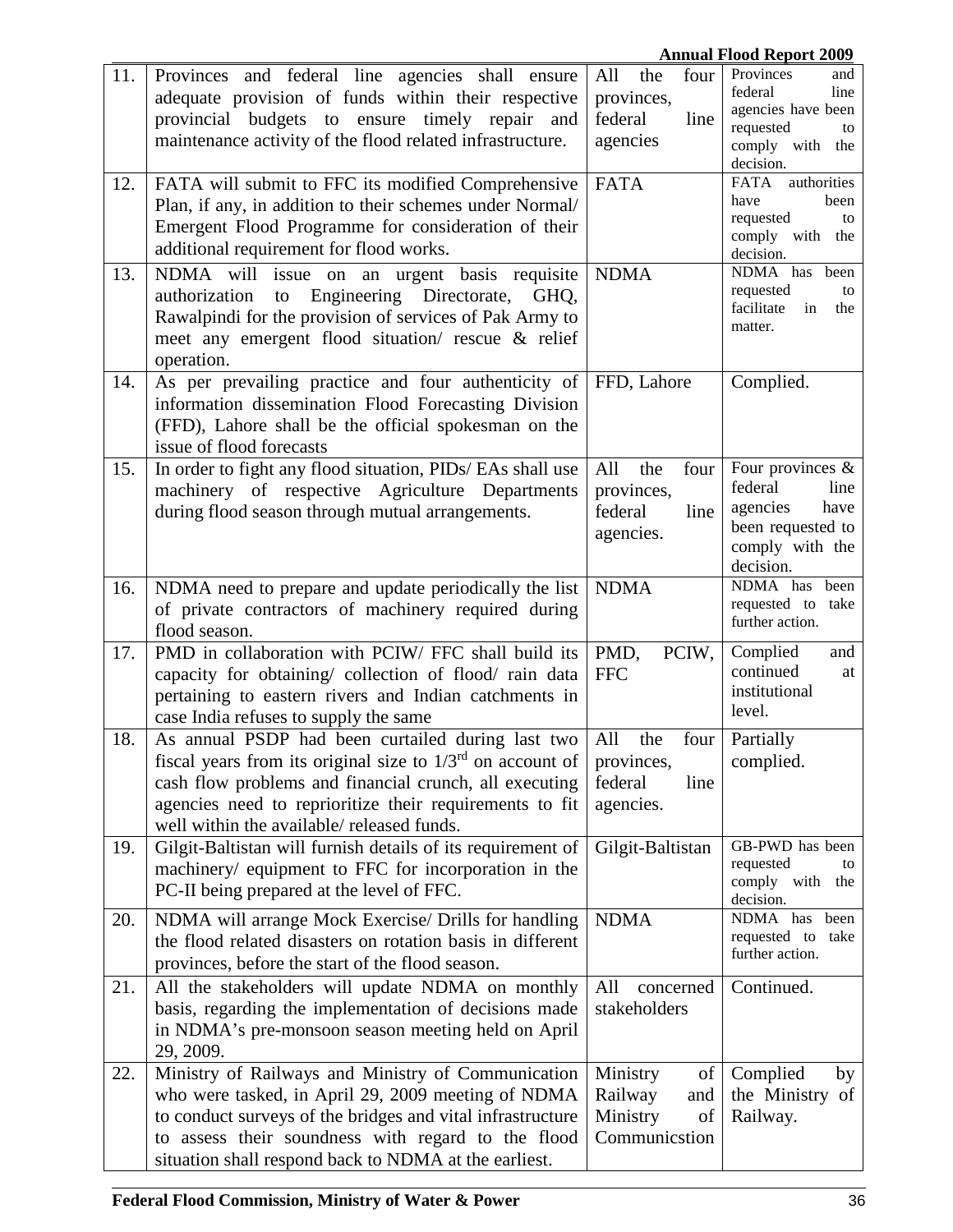| 11. | Provinces and federal line agencies shall ensure adequate provision of funds within their respective provincial budgets to ensure timely repair and maintenance activity of the flood related infrastructure. | All the four provinces, federal line agencies | Provinces and federal line agencies have been requested to comply with the decision. |
|---|---|---|---|
| 12. | FATA will submit to FFC its modified Comprehensive Plan, if any, in addition to their schemes under Normal/ Emergent Flood Programme for consideration of their additional requirement for flood works. | FATA | FATA authorities have been requested to comply with the decision. |
| 13. | NDMA will issue on an urgent basis requisite authorization to Engineering Directorate, GHQ, Rawalpindi for the provision of services of Pak Army to meet any emergent flood situation/ rescue & relief operation. | NDMA | NDMA has been requested to facilitate in the matter. |
| 14. | As per prevailing practice and four authenticity of information dissemination Flood Forecasting Division (FFD), Lahore shall be the official spokesman on the issue of flood forecasts | FFD, Lahore | Complied. |
| 15. | In order to fight any flood situation, PIDs/ EAs shall use machinery of respective Agriculture Departments during flood season through mutual arrangements. | All the four provinces, federal line agencies. | Four provinces & federal line agencies have been requested to comply with the decision. |
| 16. | NDMA need to prepare and update periodically the list of private contractors of machinery required during flood season. | NDMA | NDMA has been requested to take further action. |
| 17. | PMD in collaboration with PCIW/ FFC shall build its capacity for obtaining/ collection of flood/ rain data pertaining to eastern rivers and Indian catchments in case India refuses to supply the same | PMD, PCIW, FFC | Complied and continued at institutional level. |
| 18. | As annual PSDP had been curtailed during last two fiscal years from its original size to 1/3rd on account of cash flow problems and financial crunch, all executing agencies need to reprioritize their requirements to fit well within the available/ released funds. | All the four provinces, federal line agencies. | Partially complied. |
| 19. | Gilgit-Baltistan will furnish details of its requirement of machinery/ equipment to FFC for incorporation in the PC-II being prepared at the level of FFC. | Gilgit-Baltistan | GB-PWD has been requested to comply with the decision. |
| 20. | NDMA will arrange Mock Exercise/ Drills for handling the flood related disasters on rotation basis in different provinces, before the start of the flood season. | NDMA | NDMA has been requested to take further action. |
| 21. | All the stakeholders will update NDMA on monthly basis, regarding the implementation of decisions made in NDMA's pre-monsoon season meeting held on April 29, 2009. | All concerned stakeholders | Continued. |
| 22. | Ministry of Railways and Ministry of Communication who were tasked, in April 29, 2009 meeting of NDMA to conduct surveys of the bridges and vital infrastructure to assess their soundness with regard to the flood situation shall respond back to NDMA at the earliest. | Ministry of Railway and Ministry of Communicstion | Complied by the Ministry of Railway. |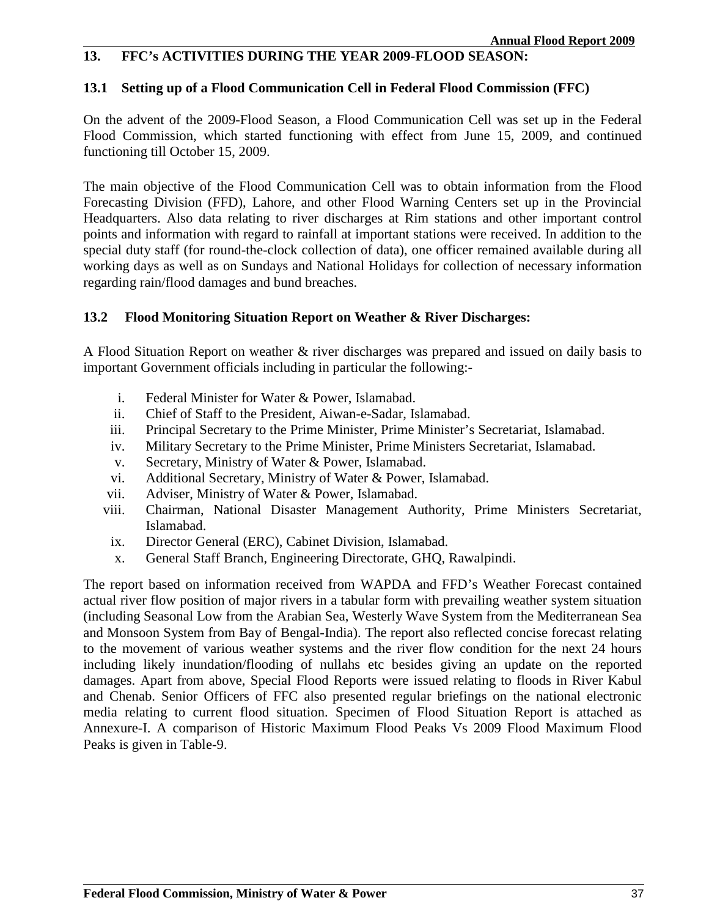## 13. FFC's ACTIVITIES DURING THE YEAR 2009-FLOOD SEASON:

### 13.1 Setting up of a Flood Communication Cell in Federal Flood Commission (FFC)

On the advent of the 2009-Flood Season, a Flood Communication Cell was set up in the Federal Flood Commission, which started functioning with effect from June 15, 2009, and continued functioning till October 15, 2009.

The main objective of the Flood Communication Cell was to obtain information from the Flood Forecasting Division (FFD), Lahore, and other Flood Warning Centers set up in the Provincial Headquarters. Also data relating to river discharges at Rim stations and other important control points and information with regard to rainfall at important stations were received. In addition to the special duty staff (for round-the-clock collection of data), one officer remained available during all working days as well as on Sundays and National Holidays for collection of necessary information regarding rain/flood damages and bund breaches.

### 13.2 Flood Monitoring Situation Report on Weather & River Discharges:

A Flood Situation Report on weather & river discharges was prepared and issued on daily basis to important Government officials including in particular the following:-

i. Federal Minister for Water & Power, Islamabad.
ii. Chief of Staff to the President, Aiwan-e-Sadar, Islamabad.
iii. Principal Secretary to the Prime Minister, Prime Minister's Secretariat, Islamabad.
iv. Military Secretary to the Prime Minister, Prime Ministers Secretariat, Islamabad.
v. Secretary, Ministry of Water & Power, Islamabad.
vi. Additional Secretary, Ministry of Water & Power, Islamabad.
vii. Adviser, Ministry of Water & Power, Islamabad.
viii. Chairman, National Disaster Management Authority, Prime Ministers Secretariat, Islamabad.
ix. Director General (ERC), Cabinet Division, Islamabad.
x. General Staff Branch, Engineering Directorate, GHQ, Rawalpindi.

The report based on information received from WAPDA and FFD's Weather Forecast contained actual river flow position of major rivers in a tabular form with prevailing weather system situation (including Seasonal Low from the Arabian Sea, Westerly Wave System from the Mediterranean Sea and Monsoon System from Bay of Bengal-India). The report also reflected concise forecast relating to the movement of various weather systems and the river flow condition for the next 24 hours including likely inundation/flooding of nullahs etc besides giving an update on the reported damages. Apart from above, Special Flood Reports were issued relating to floods in River Kabul and Chenab. Senior Officers of FFC also presented regular briefings on the national electronic media relating to current flood situation. Specimen of Flood Situation Report is attached as Annexure-I. A comparison of Historic Maximum Flood Peaks Vs 2009 Flood Maximum Flood Peaks is given in Table-9.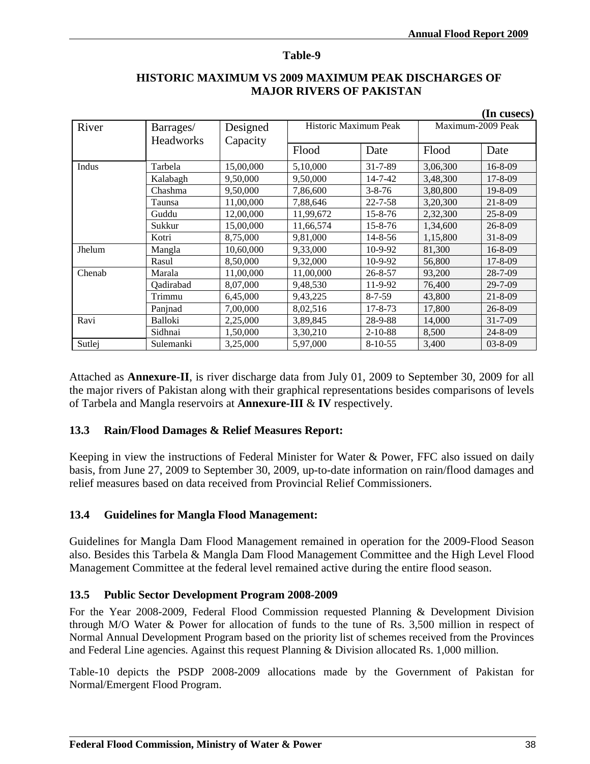**Table-9**

**HISTORIC MAXIMUM VS 2009 MAXIMUM PEAK DISCHARGES OF MAJOR RIVERS OF PAKISTAN**

**(In cusecs)**

| River | Barrages/ Headworks | Designed Capacity | Historic Maximum Peak | | Maximum-2009 Peak | |
|---|---|---|---|---|---|---|
| | | | Flood | Date | Flood | Date |
| Indus | Tarbela | 15,00,000 | 5,10,000 | 31-7-89 | 3,06,300 | 16-8-09 |
| | Kalabagh | 9,50,000 | 9,50,000 | 14-7-42 | 3,48,300 | 17-8-09 |
| | Chashma | 9,50,000 | 7,86,600 | 3-8-76 | 3,80,800 | 19-8-09 |
| | Taunsa | 11,00,000 | 7,88,646 | 22-7-58 | 3,20,300 | 21-8-09 |
| | Guddu | 12,00,000 | 11,99,672 | 15-8-76 | 2,32,300 | 25-8-09 |
| | Sukkur | 15,00,000 | 11,66,574 | 15-8-76 | 1,34,600 | 26-8-09 |
| | Kotri | 8,75,000 | 9,81,000 | 14-8-56 | 1,15,800 | 31-8-09 |
| Jhelum | Mangla | 10,60,000 | 9,33,000 | 10-9-92 | 81,300 | 16-8-09 |
| | Rasul | 8,50,000 | 9,32,000 | 10-9-92 | 56,800 | 17-8-09 |
| Chenab | Marala | 11,00,000 | 11,00,000 | 26-8-57 | 93,200 | 28-7-09 |
| | Qadirabad | 8,07,000 | 9,48,530 | 11-9-92 | 76,400 | 29-7-09 |
| | Trimmu | 6,45,000 | 9,43,225 | 8-7-59 | 43,800 | 21-8-09 |
| | Panjnad | 7,00,000 | 8,02,516 | 17-8-73 | 17,800 | 26-8-09 |
| Ravi | Balloki | 2,25,000 | 3,89,845 | 28-9-88 | 14,000 | 31-7-09 |
| | Sidhnai | 1,50,000 | 3,30,210 | 2-10-88 | 8,500 | 24-8-09 |
| Sutlej | Sulemanki | 3,25,000 | 5,97,000 | 8-10-55 | 3,400 | 03-8-09 |

Attached as **Annexure-II**, is river discharge data from July 01, 2009 to September 30, 2009 for all the major rivers of Pakistan along with their graphical representations besides comparisons of levels of Tarbela and Mangla reservoirs at **Annexure-III** & **IV** respectively.

### 13.3 Rain/Flood Damages & Relief Measures Report:

Keeping in view the instructions of Federal Minister for Water & Power, FFC also issued on daily basis, from June 27, 2009 to September 30, 2009, up-to-date information on rain/flood damages and relief measures based on data received from Provincial Relief Commissioners.

### 13.4 Guidelines for Mangla Flood Management:

Guidelines for Mangla Dam Flood Management remained in operation for the 2009-Flood Season also. Besides this Tarbela & Mangla Dam Flood Management Committee and the High Level Flood Management Committee at the federal level remained active during the entire flood season.

### 13.5 Public Sector Development Program 2008-2009

For the Year 2008-2009, Federal Flood Commission requested Planning & Development Division through M/O Water & Power for allocation of funds to the tune of Rs. 3,500 million in respect of Normal Annual Development Program based on the priority list of schemes received from the Provinces and Federal Line agencies. Against this request Planning & Division allocated Rs. 1,000 million.

Table-10 depicts the PSDP 2008-2009 allocations made by the Government of Pakistan for Normal/Emergent Flood Program.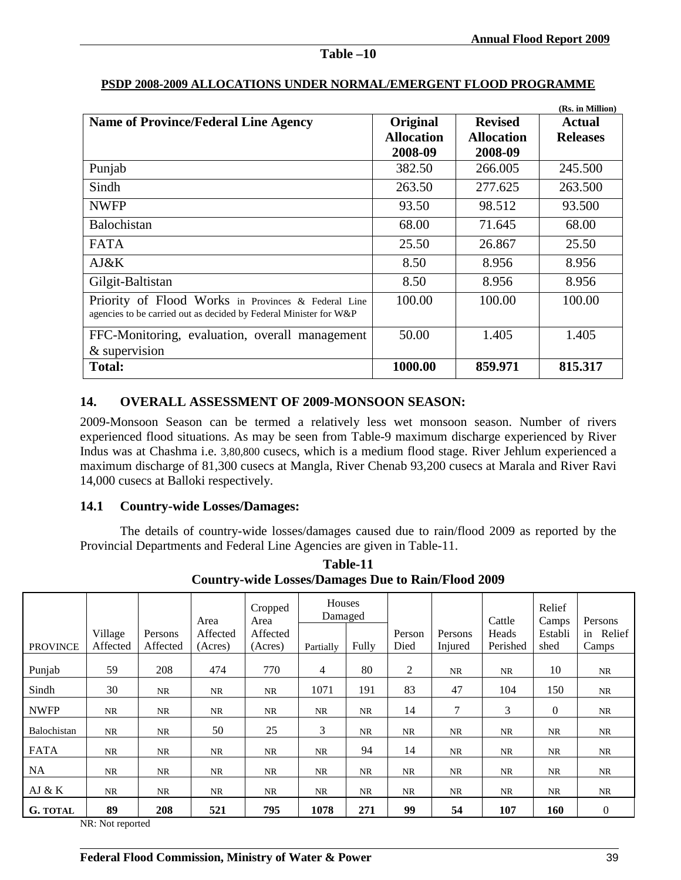**Table –10**

**PSDP 2008-2009 ALLOCATIONS UNDER NORMAL/EMERGENT FLOOD PROGRAMME**

(Rs. in Million)

| Name of Province/Federal Line Agency | Original Allocation 2008-09 | Revised Allocation 2008-09 | Actual Releases |
|---|---|---|---|
| Punjab | 382.50 | 266.005 | 245.500 |
| Sindh | 263.50 | 277.625 | 263.500 |
| NWFP | 93.50 | 98.512 | 93.500 |
| Balochistan | 68.00 | 71.645 | 68.00 |
| FATA | 25.50 | 26.867 | 25.50 |
| AJ&K | 8.50 | 8.956 | 8.956 |
| Gilgit-Baltistan | 8.50 | 8.956 | 8.956 |
| Priority of Flood Works in Provinces & Federal Line agencies to be carried out as decided by Federal Minister for W&P | 100.00 | 100.00 | 100.00 |
| FFC-Monitoring, evaluation, overall management & supervision | 50.00 | 1.405 | 1.405 |
| **Total:** | **1000.00** | **859.971** | **815.317** |

## 14. OVERALL ASSESSMENT OF 2009-MONSOON SEASON:

2009-Monsoon Season can be termed a relatively less wet monsoon season. Number of rivers experienced flood situations. As may be seen from Table-9 maximum discharge experienced by River Indus was at Chashma i.e. 3,80,800 cusecs, which is a medium flood stage. River Jehlum experienced a maximum discharge of 81,300 cusecs at Mangla, River Chenab 93,200 cusecs at Marala and River Ravi 14,000 cusecs at Balloki respectively.

### 14.1 Country-wide Losses/Damages:

The details of country-wide losses/damages caused due to rain/flood 2009 as reported by the Provincial Departments and Federal Line Agencies are given in Table-11.

**Table-11**
**Country-wide Losses/Damages Due to Rain/Flood 2009**

| PROVINCE | Village Affected | Persons Affected | Area Affected (Acres) | Cropped Area Affected (Acres) | Houses Damaged | | Person Died | Persons Injured | Cattle Heads Perished | Relief Camps Established | Persons in Relief Camps |
|---|---|---|---|---|---|---|---|---|---|---|---|
| | | | | | Partially | Fully | | | | | |
| Punjab | 59 | 208 | 474 | 770 | 4 | 80 | 2 | NR | NR | 10 | NR |
| Sindh | 30 | NR | NR | NR | 1071 | 191 | 83 | 47 | 104 | 150 | NR |
| NWFP | NR | NR | NR | NR | NR | NR | 14 | 7 | 3 | 0 | NR |
| Balochistan | NR | NR | 50 | 25 | 3 | NR | NR | NR | NR | NR | NR |
| FATA | NR | NR | NR | NR | NR | 94 | 14 | NR | NR | NR | NR |
| NA | NR | NR | NR | NR | NR | NR | NR | NR | NR | NR | NR |
| AJ & K | NR | NR | NR | NR | NR | NR | NR | NR | NR | NR | NR |
| **G. TOTAL** | **89** | **208** | **521** | **795** | **1078** | **271** | **99** | **54** | **107** | **160** | 0 |

NR: Not reported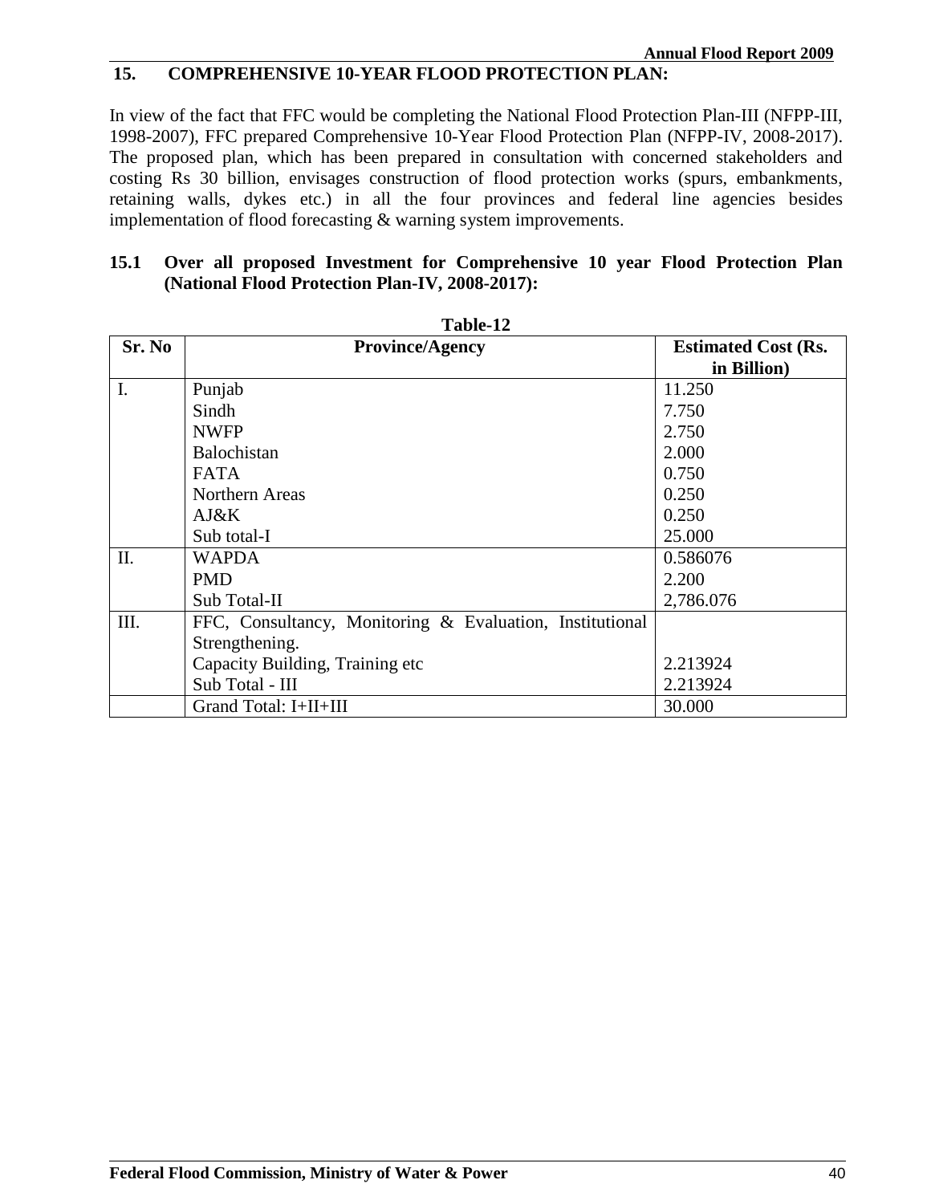## 15. COMPREHENSIVE 10-YEAR FLOOD PROTECTION PLAN:

In view of the fact that FFC would be completing the National Flood Protection Plan-III (NFPP-III, 1998-2007), FFC prepared Comprehensive 10-Year Flood Protection Plan (NFPP-IV, 2008-2017). The proposed plan, which has been prepared in consultation with concerned stakeholders and costing Rs 30 billion, envisages construction of flood protection works (spurs, embankments, retaining walls, dykes etc.) in all the four provinces and federal line agencies besides implementation of flood forecasting & warning system improvements.

### 15.1 Over all proposed Investment for Comprehensive 10 year Flood Protection Plan (National Flood Protection Plan-IV, 2008-2017):

**Table-12**

| Sr. No | Province/Agency | Estimated Cost (Rs. in Billion) |
|---|---|---|
| I. | Punjab | 11.250 |
| | Sindh | 7.750 |
| | NWFP | 2.750 |
| | Balochistan | 2.000 |
| | FATA | 0.750 |
| | Northern Areas | 0.250 |
| | AJ&K | 0.250 |
| | Sub total-I | 25.000 |
| II. | WAPDA | 0.586076 |
| | PMD | 2.200 |
| | Sub Total-II | 2,786.076 |
| III. | FFC, Consultancy, Monitoring & Evaluation, Institutional Strengthening. | |
| | Capacity Building, Training etc | 2.213924 |
| | Sub Total - III | 2.213924 |
| | Grand Total: I+II+III | 30.000 |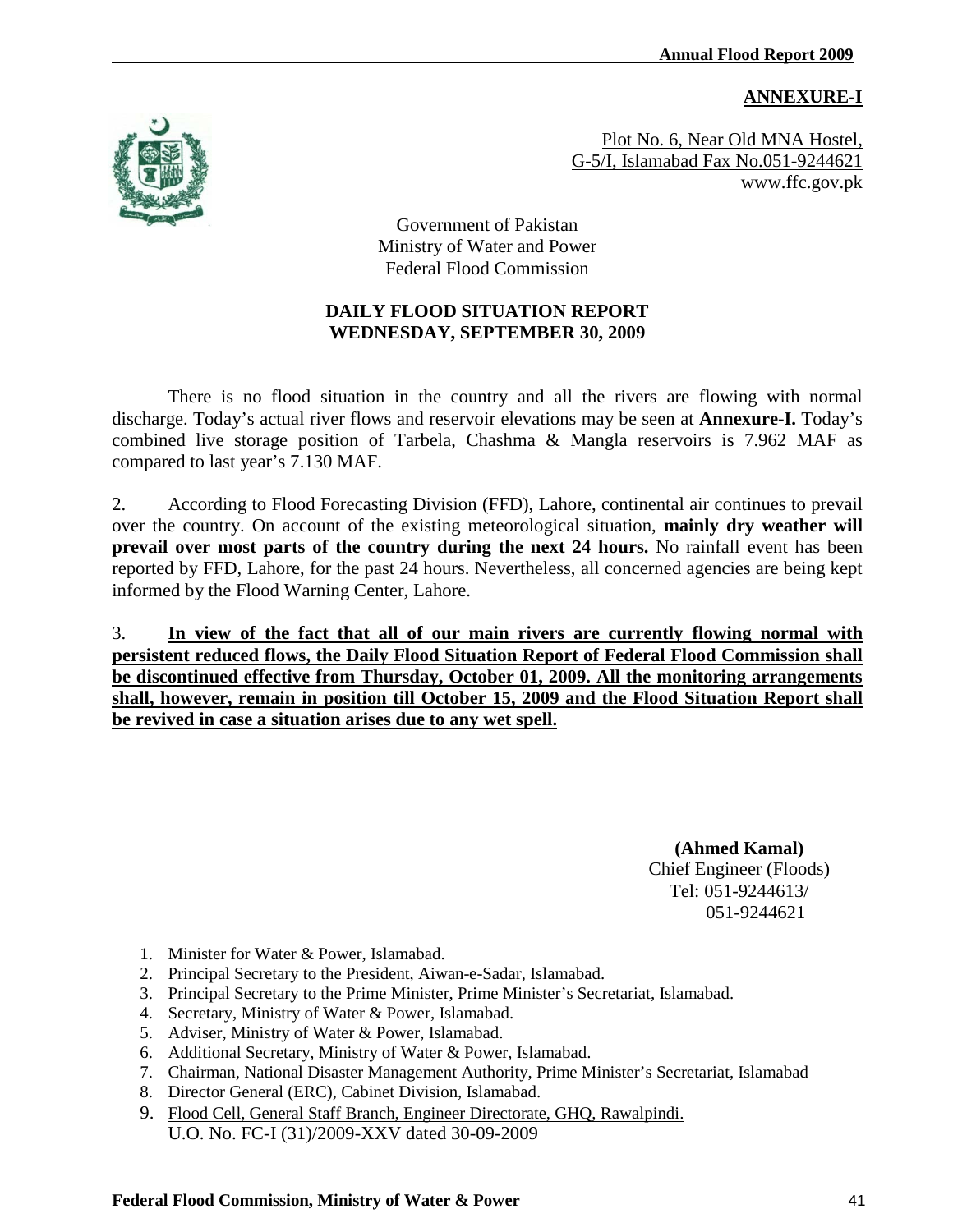**ANNEXURE-I**

Plot No. 6, Near Old MNA Hostel,
G-5/I, Islamabad Fax No.051-9244621
www.ffc.gov.pk

Government of Pakistan
Ministry of Water and Power
Federal Flood Commission

## DAILY FLOOD SITUATION REPORT
## WEDNESDAY, SEPTEMBER 30, 2009

There is no flood situation in the country and all the rivers are flowing with normal discharge. Today's actual river flows and reservoir elevations may be seen at **Annexure-I.** Today's combined live storage position of Tarbela, Chashma & Mangla reservoirs is 7.962 MAF as compared to last year's 7.130 MAF.

2. According to Flood Forecasting Division (FFD), Lahore, continental air continues to prevail over the country. On account of the existing meteorological situation, **mainly dry weather will prevail over most parts of the country during the next 24 hours.** No rainfall event has been reported by FFD, Lahore, for the past 24 hours. Nevertheless, all concerned agencies are being kept informed by the Flood Warning Center, Lahore.

3. **In view of the fact that all of our main rivers are currently flowing normal with persistent reduced flows, the Daily Flood Situation Report of Federal Flood Commission shall be discontinued effective from Thursday, October 01, 2009. All the monitoring arrangements shall, however, remain in position till October 15, 2009 and the Flood Situation Report shall be revived in case a situation arises due to any wet spell.**

**(Ahmed Kamal)**
Chief Engineer (Floods)
Tel: 051-9244613/
051-9244621

1. Minister for Water & Power, Islamabad.
2. Principal Secretary to the President, Aiwan-e-Sadar, Islamabad.
3. Principal Secretary to the Prime Minister, Prime Minister's Secretariat, Islamabad.
4. Secretary, Ministry of Water & Power, Islamabad.
5. Adviser, Ministry of Water & Power, Islamabad.
6. Additional Secretary, Ministry of Water & Power, Islamabad.
7. Chairman, National Disaster Management Authority, Prime Minister's Secretariat, Islamabad
8. Director General (ERC), Cabinet Division, Islamabad.
9. Flood Cell, General Staff Branch, Engineer Directorate, GHQ, Rawalpindi.

U.O. No. FC-I (31)/2009-XXV dated 30-09-2009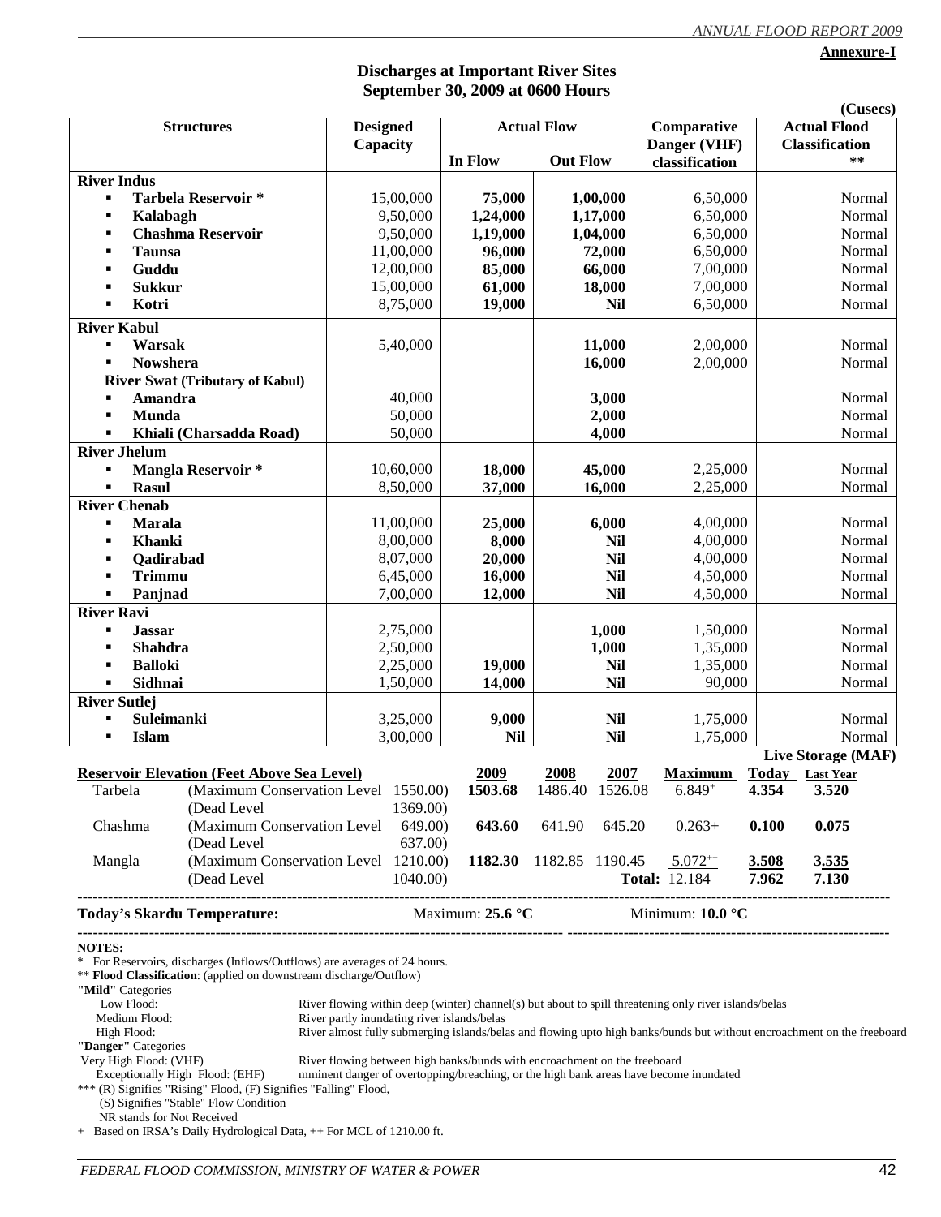**Annexure-I**

## Discharges at Important River Sites
## September 30, 2009 at 0600 Hours

(Cusecs)

| Structures | Designed Capacity | Actual Flow | | Comparative Danger (VHF) classification | Actual Flood Classification ** |
|---|---|---|---|---|---|
| | | In Flow | Out Flow | | |
| **River Indus** | | | | | |
| ▪ **Tarbela Reservoir *** | 15,00,000 | **75,000** | **1,00,000** | 6,50,000 | Normal |
| ▪ **Kalabagh** | 9,50,000 | **1,24,000** | **1,17,000** | 6,50,000 | Normal |
| ▪ **Chashma Reservoir** | 9,50,000 | **1,19,000** | **1,04,000** | 6,50,000 | Normal |
| ▪ **Taunsa** | 11,00,000 | **96,000** | **72,000** | 6,50,000 | Normal |
| ▪ **Guddu** | 12,00,000 | **85,000** | **66,000** | 7,00,000 | Normal |
| ▪ **Sukkur** | 15,00,000 | **61,000** | **18,000** | 7,00,000 | Normal |
| ▪ **Kotri** | 8,75,000 | **19,000** | **Nil** | 6,50,000 | Normal |
| **River Kabul** | | | | | |
| ▪ **Warsak** | 5,40,000 | | **11,000** | 2,00,000 | Normal |
| ▪ **Nowshera** | | | **16,000** | 2,00,000 | Normal |
| **River Swat (Tributary of Kabul)** | | | | | |
| ▪ **Amandra** | 40,000 | | **3,000** | | Normal |
| ▪ **Munda** | 50,000 | | **2,000** | | Normal |
| ▪ **Khiali (Charsadda Road)** | 50,000 | | **4,000** | | Normal |
| **River Jhelum** | | | | | |
| ▪ **Mangla Reservoir *** | 10,60,000 | **18,000** | **45,000** | 2,25,000 | Normal |
| ▪ **Rasul** | 8,50,000 | **37,000** | **16,000** | 2,25,000 | Normal |
| **River Chenab** | | | | | |
| ▪ **Marala** | 11,00,000 | **25,000** | **6,000** | 4,00,000 | Normal |
| ▪ **Khanki** | 8,00,000 | **8,000** | **Nil** | 4,00,000 | Normal |
| ▪ **Qadirabad** | 8,07,000 | **20,000** | **Nil** | 4,00,000 | Normal |
| ▪ **Trimmu** | 6,45,000 | **16,000** | **Nil** | 4,50,000 | Normal |
| ▪ **Panjnad** | 7,00,000 | **12,000** | **Nil** | 4,50,000 | Normal |
| **River Ravi** | | | | | |
| ▪ **Jassar** | 2,75,000 | | **1,000** | 1,50,000 | Normal |
| ▪ **Shahdra** | 2,50,000 | | **1,000** | 1,35,000 | Normal |
| ▪ **Balloki** | 2,25,000 | **19,000** | **Nil** | 1,35,000 | Normal |
| ▪ **Sidhnai** | 1,50,000 | **14,000** | **Nil** | 90,000 | Normal |
| **River Sutlej** | | | | | |
| ▪ **Suleimanki** | 3,25,000 | **9,000** | **Nil** | 1,75,000 | Normal |
| ▪ **Islam** | 3,00,000 | **Nil** | **Nil** | 1,75,000 | Normal |

| **Reservoir Elevation (Feet Above Sea Level)** | | | 2009 | 2008 | 2007 | Live Storage (MAF) Maximum | Today | Last Year |
|---|---|---|---|---|---|---|---|---|
| Tarbela | (Maximum Conservation Level | 1550.00) | **1503.68** | 1486.40 | 1526.08 | 6.849+ | **4.354** | **3.520** |
| | (Dead Level | 1369.00) | | | | | | |
| Chashma | (Maximum Conservation Level | 649.00) | **643.60** | 641.90 | 645.20 | 0.263+ | **0.100** | **0.075** |
| | (Dead Level | 637.00) | | | | | | |
| Mangla | (Maximum Conservation Level | 1210.00) | **1182.30** | 1182.85 | 1190.45 | 5.072++ | **3.508** | **3.535** |
| | (Dead Level | 1040.00) | | | | **Total:** 12.184 | **7.962** | **7.130** |

**Today's Skardu Temperature:** Maximum: **25.6 °C** Minimum: **10.0 °C**

**NOTES:**

\* For Reservoirs, discharges (Inflows/Outflows) are averages of 24 hours.

** **Flood Classification**: (applied on downstream discharge/Outflow)

**"Mild"** Categories

- Low Flood: River flowing within deep (winter) channel(s) but about to spill threatening only river islands/belas
- Medium Flood: River partly inundating river islands/belas
- High Flood: River almost fully submerging islands/belas and flowing upto high banks/bunds but without encroachment on the freeboard

**"Danger"** Categories

- Very High Flood: (VHF) River flowing between high banks/bunds with encroachment on the freeboard
- Exceptionally High Flood: (EHF) mminent danger of overtopping/breaching, or the high bank areas have become inundated

*** (R) Signifies "Rising" Flood, (F) Signifies "Falling" Flood,
(S) Signifies "Stable" Flow Condition
NR stands for Not Received

\+ Based on IRSA's Daily Hydrological Data, ++ For MCL of 1210.00 ft.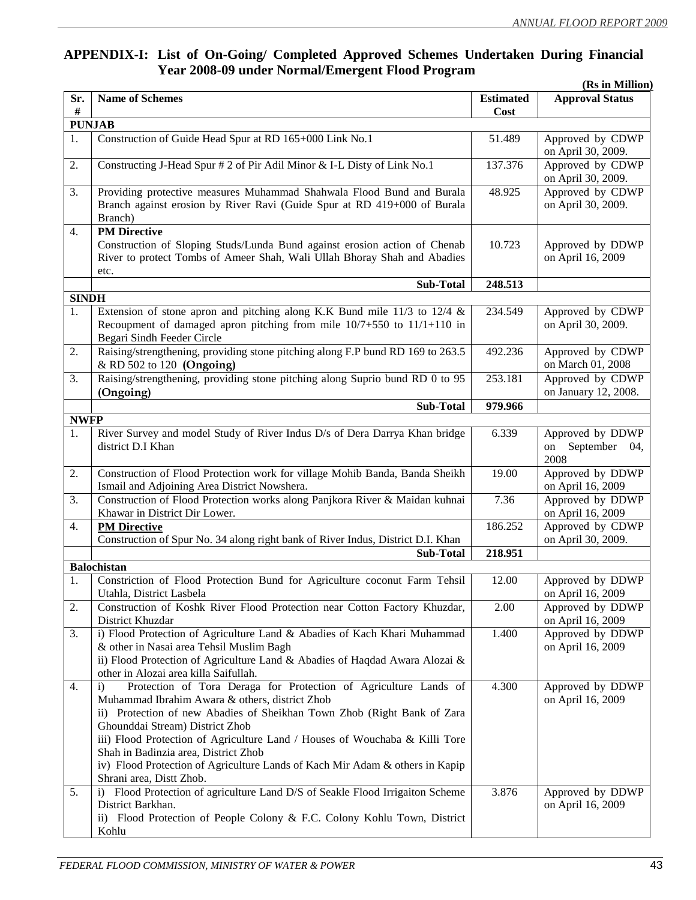## APPENDIX-I: List of On-Going/ Completed Approved Schemes Undertaken During Financial Year 2008-09 under Normal/Emergent Flood Program

**(Rs in Million)**

| Sr. # | Name of Schemes | Estimated Cost | Approval Status |
|---|---|---|---|
| **PUNJAB** | | | |
| 1. | Construction of Guide Head Spur at RD 165+000 Link No.1 | 51.489 | Approved by CDWP on April 30, 2009. |
| 2. | Constructing J-Head Spur # 2 of Pir Adil Minor & I-L Disty of Link No.1 | 137.376 | Approved by CDWP on April 30, 2009. |
| 3. | Providing protective measures Muhammad Shahwala Flood Bund and Burala Branch against erosion by River Ravi (Guide Spur at RD 419+000 of Burala Branch) | 48.925 | Approved by CDWP on April 30, 2009. |
| 4. | **PM Directive** Construction of Sloping Studs/Lunda Bund against erosion action of Chenab River to protect Tombs of Ameer Shah, Wali Ullah Bhoray Shah and Abadies etc. | 10.723 | Approved by DDWP on April 16, 2009 |
| | **Sub-Total** | **248.513** | |
| **SINDH** | | | |
| 1. | Extension of stone apron and pitching along K.K Bund mile 11/3 to 12/4 & Recoupment of damaged apron pitching from mile 10/7+550 to 11/1+110 in Begari Sindh Feeder Circle | 234.549 | Approved by CDWP on April 30, 2009. |
| 2. | Raising/strengthening, providing stone pitching along F.P bund RD 169 to 263.5 & RD 502 to 120 **(Ongoing)** | 492.236 | Approved by CDWP on March 01, 2008 |
| 3. | Raising/strengthening, providing stone pitching along Suprio bund RD 0 to 95 **(Ongoing)** | 253.181 | Approved by CDWP on January 12, 2008. |
| | **Sub-Total** | **979.966** | |
| **NWFP** | | | |
| 1. | River Survey and model Study of River Indus D/s of Dera Darrya Khan bridge district D.I Khan | 6.339 | Approved by DDWP on September 04, 2008 |
| 2. | Construction of Flood Protection work for village Mohib Banda, Banda Sheikh Ismail and Adjoining Area District Nowshera. | 19.00 | Approved by DDWP on April 16, 2009 |
| 3. | Construction of Flood Protection works along Panjkora River & Maidan kuhnai Khawar in District Dir Lower. | 7.36 | Approved by DDWP on April 16, 2009 |
| 4. | **PM Directive** Construction of Spur No. 34 along right bank of River Indus, District D.I. Khan | 186.252 | Approved by CDWP on April 30, 2009. |
| | **Sub-Total** | **218.951** | |
| **Balochistan** | | | |
| 1. | Constriction of Flood Protection Bund for Agriculture coconut Farm Tehsil Utahla, District Lasbela | 12.00 | Approved by DDWP on April 16, 2009 |
| 2. | Construction of Koshk River Flood Protection near Cotton Factory Khuzdar, District Khuzdar | 2.00 | Approved by DDWP on April 16, 2009 |
| 3. | i) Flood Protection of Agriculture Land & Abadies of Kach Khari Muhammad & other in Nasai area Tehsil Muslim Bagh<br>ii) Flood Protection of Agriculture Land & Abadies of Haqdad Awara Alozai & other in Alozai area killa Saifullah. | 1.400 | Approved by DDWP on April 16, 2009 |
| 4. | i) Protection of Tora Deraga for Protection of Agriculture Lands of Muhammad Ibrahim Awara & others, district Zhob<br>ii) Protection of new Abadies of Sheikhan Town Zhob (Right Bank of Zara Ghounddai Stream) District Zhob<br>iii) Flood Protection of Agriculture Land / Houses of Wouchaba & Killi Tore Shah in Badinzia area, District Zhob<br>iv) Flood Protection of Agriculture Lands of Kach Mir Adam & others in Kapip Shrani area, Distt Zhob. | 4.300 | Approved by DDWP on April 16, 2009 |
| 5. | i) Flood Protection of agriculture Land D/S of Seakle Flood Irrigaiton Scheme District Barkhan.<br>ii) Flood Protection of People Colony & F.C. Colony Kohlu Town, District Kohlu | 3.876 | Approved by DDWP on April 16, 2009 |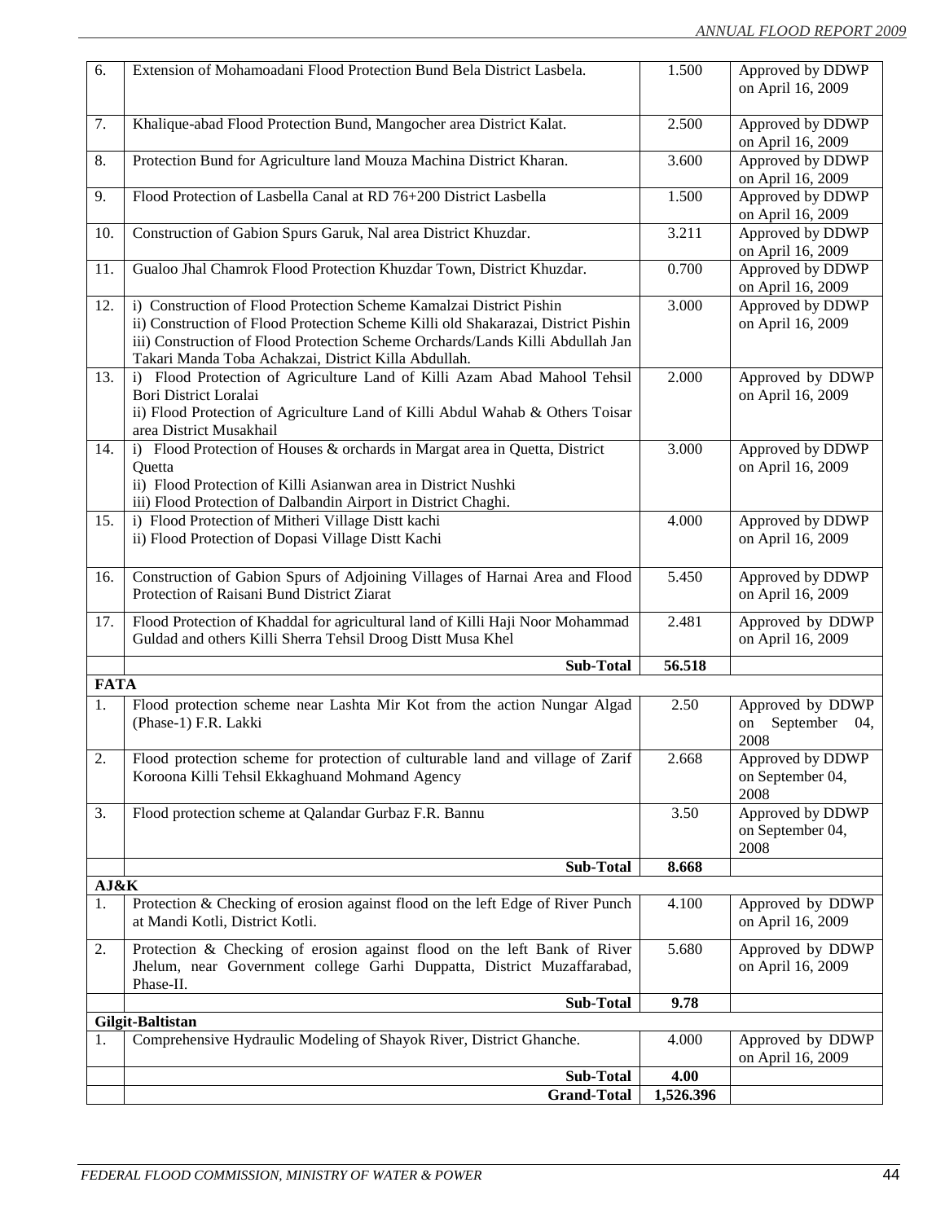| | | | |
|---|---|---|---|
| 6. | Extension of Mohamoadani Flood Protection Bund Bela District Lasbela. | 1.500 | Approved by DDWP on April 16, 2009 |
| 7. | Khalique-abad Flood Protection Bund, Mangocher area District Kalat. | 2.500 | Approved by DDWP on April 16, 2009 |
| 8. | Protection Bund for Agriculture land Mouza Machina District Kharan. | 3.600 | Approved by DDWP on April 16, 2009 |
| 9. | Flood Protection of Lasbella Canal at RD 76+200 District Lasbella | 1.500 | Approved by DDWP on April 16, 2009 |
| 10. | Construction of Gabion Spurs Garuk, Nal area District Khuzdar. | 3.211 | Approved by DDWP on April 16, 2009 |
| 11. | Gualoo Jhal Chamrok Flood Protection Khuzdar Town, District Khuzdar. | 0.700 | Approved by DDWP on April 16, 2009 |
| 12. | i) Construction of Flood Protection Scheme Kamalzai District Pishin<br>ii) Construction of Flood Protection Scheme Killi old Shakarazai, District Pishin<br>iii) Construction of Flood Protection Scheme Orchards/Lands Killi Abdullah Jan Takari Manda Toba Achakzai, District Killa Abdullah. | 3.000 | Approved by DDWP on April 16, 2009 |
| 13. | i) Flood Protection of Agriculture Land of Killi Azam Abad Mahool Tehsil Bori District Loralai<br>ii) Flood Protection of Agriculture Land of Killi Abdul Wahab & Others Toisar area District Musakhail | 2.000 | Approved by DDWP on April 16, 2009 |
| 14. | i) Flood Protection of Houses & orchards in Margat area in Quetta, District Quetta<br>ii) Flood Protection of Killi Asianwan area in District Nushki<br>iii) Flood Protection of Dalbandin Airport in District Chaghi. | 3.000 | Approved by DDWP on April 16, 2009 |
| 15. | i) Flood Protection of Mitheri Village Distt kachi<br>ii) Flood Protection of Dopasi Village Distt Kachi | 4.000 | Approved by DDWP on April 16, 2009 |
| 16. | Construction of Gabion Spurs of Adjoining Villages of Harnai Area and Flood Protection of Raisani Bund District Ziarat | 5.450 | Approved by DDWP on April 16, 2009 |
| 17. | Flood Protection of Khaddal for agricultural land of Killi Haji Noor Mohammad Guldad and others Killi Sherra Tehsil Droog Distt Musa Khel | 2.481 | Approved by DDWP on April 16, 2009 |
| | **Sub-Total** | **56.518** | |
| **FATA** | | | |
| 1. | Flood protection scheme near Lashta Mir Kot from the action Nungar Algad (Phase-1) F.R. Lakki | 2.50 | Approved by DDWP on September 04, 2008 |
| 2. | Flood protection scheme for protection of culturable land and village of Zarif Koroona Killi Tehsil Ekkaghuand Mohmand Agency | 2.668 | Approved by DDWP on September 04, 2008 |
| 3. | Flood protection scheme at Qalandar Gurbaz F.R. Bannu | 3.50 | Approved by DDWP on September 04, 2008 |
| | **Sub-Total** | **8.668** | |
| **AJ&K** | | | |
| 1. | Protection & Checking of erosion against flood on the left Edge of River Punch at Mandi Kotli, District Kotli. | 4.100 | Approved by DDWP on April 16, 2009 |
| 2. | Protection & Checking of erosion against flood on the left Bank of River Jhelum, near Government college Garhi Duppatta, District Muzaffarabad, Phase-II. | 5.680 | Approved by DDWP on April 16, 2009 |
| | **Sub-Total** | **9.78** | |
| **Gilgit-Baltistan** | | | |
| 1. | Comprehensive Hydraulic Modeling of Shayok River, District Ghanche. | 4.000 | Approved by DDWP on April 16, 2009 |
| | **Sub-Total** | **4.00** | |
| | **Grand-Total** | **1,526.396** | |